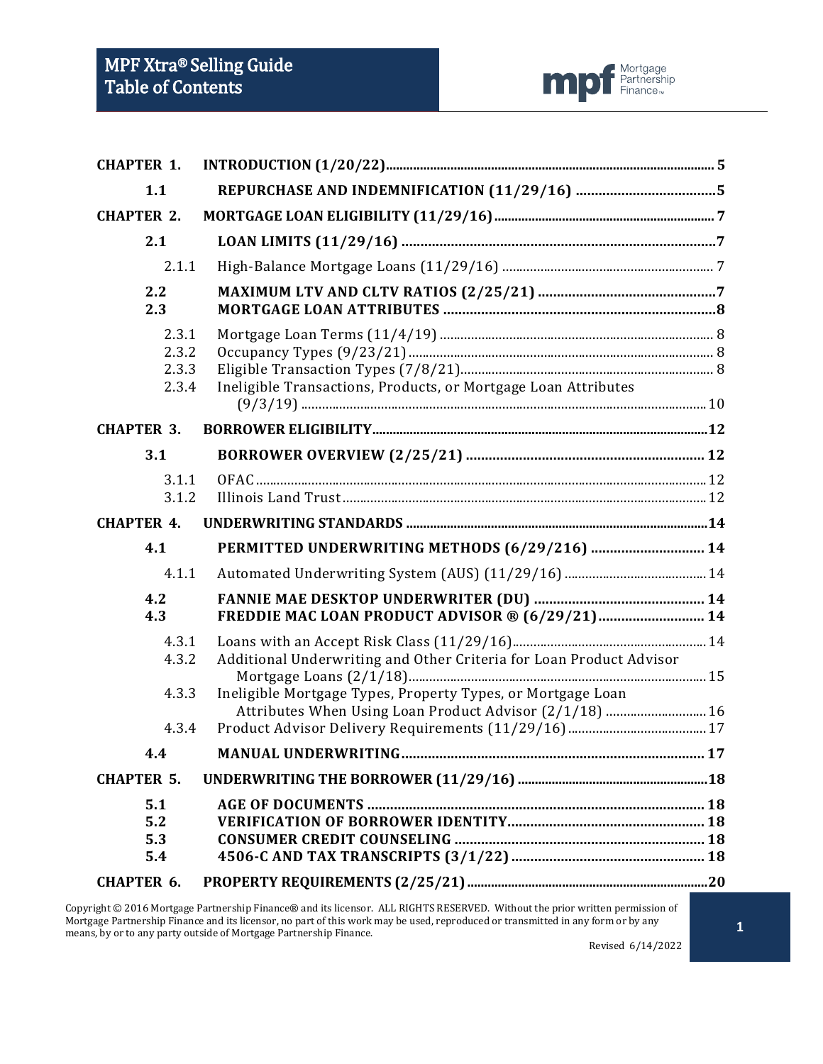# MPF Xtra® Selling Guide
# Table of Contents

| | | |
|---|---|---|
| **CHAPTER 1.** | **INTRODUCTION (1/20/22)** | **5** |
| **1.1** | **REPURCHASE AND INDEMNIFICATION (11/29/16)** | **5** |
| **CHAPTER 2.** | **MORTGAGE LOAN ELIGIBILITY (11/29/16)** | **7** |
| **2.1** | **LOAN LIMITS (11/29/16)** | **7** |
| 2.1.1 | High-Balance Mortgage Loans (11/29/16) | 7 |
| **2.2** | **MAXIMUM LTV AND CLTV RATIOS (2/25/21)** | **7** |
| **2.3** | **MORTGAGE LOAN ATTRIBUTES** | **8** |
| 2.3.1 | Mortgage Loan Terms (11/4/19) | 8 |
| 2.3.2 | Occupancy Types (9/23/21) | 8 |
| 2.3.3 | Eligible Transaction Types (7/8/21) | 8 |
| 2.3.4 | Ineligible Transactions, Products, or Mortgage Loan Attributes (9/3/19) | 10 |
| **CHAPTER 3.** | **BORROWER ELIGIBILITY** | **12** |
| **3.1** | **BORROWER OVERVIEW (2/25/21)** | **12** |
| 3.1.1 | OFAC | 12 |
| 3.1.2 | Illinois Land Trust | 12 |
| **CHAPTER 4.** | **UNDERWRITING STANDARDS** | **14** |
| **4.1** | **PERMITTED UNDERWRITING METHODS (6/29/216)** | **14** |
| 4.1.1 | Automated Underwriting System (AUS) (11/29/16) | 14 |
| **4.2** | **FANNIE MAE DESKTOP UNDERWRITER (DU)** | **14** |
| **4.3** | **FREDDIE MAC LOAN PRODUCT ADVISOR ® (6/29/21)** | **14** |
| 4.3.1 | Loans with an Accept Risk Class (11/29/16) | 14 |
| 4.3.2 | Additional Underwriting and Other Criteria for Loan Product Advisor Mortgage Loans (2/1/18) | 15 |
| 4.3.3 | Ineligible Mortgage Types, Property Types, or Mortgage Loan Attributes When Using Loan Product Advisor (2/1/18) | 16 |
| 4.3.4 | Product Advisor Delivery Requirements (11/29/16) | 17 |
| **4.4** | **MANUAL UNDERWRITING** | **17** |
| **CHAPTER 5.** | **UNDERWRITING THE BORROWER (11/29/16)** | **18** |
| **5.1** | **AGE OF DOCUMENTS** | **18** |
| **5.2** | **VERIFICATION OF BORROWER IDENTITY** | **18** |
| **5.3** | **CONSUMER CREDIT COUNSELING** | **18** |
| **5.4** | **4506-C AND TAX TRANSCRIPTS (3/1/22)** | **18** |
| **CHAPTER 6.** | **PROPERTY REQUIREMENTS (2/25/21)** | **20** |

Copyright © 2016 Mortgage Partnership Finance® and its licensor. ALL RIGHTS RESERVED. Without the prior written permission of Mortgage Partnership Finance and its licensor, no part of this work may be used, reproduced or transmitted in any form or by any means, by or to any party outside of Mortgage Partnership Finance.

Revised 6/14/2022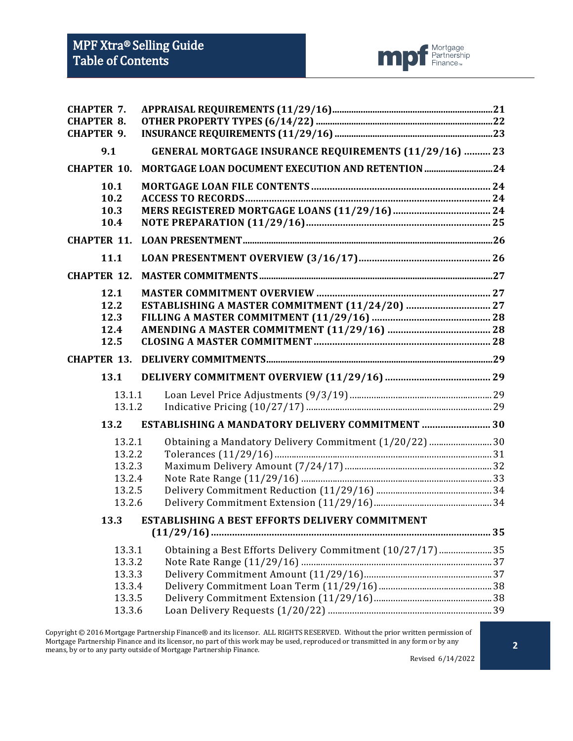| | | |
|---|---|---|
| **CHAPTER 7.** | **APPRAISAL REQUIREMENTS (11/29/16)** | **21** |
| **CHAPTER 8.** | **OTHER PROPERTY TYPES (6/14/22)** | **22** |
| **CHAPTER 9.** | **INSURANCE REQUIREMENTS (11/29/16)** | **23** |
| **9.1** | **GENERAL MORTGAGE INSURANCE REQUIREMENTS (11/29/16)** | **23** |
| **CHAPTER 10.** | **MORTGAGE LOAN DOCUMENT EXECUTION AND RETENTION** | **24** |
| **10.1** | **MORTGAGE LOAN FILE CONTENTS** | **24** |
| **10.2** | **ACCESS TO RECORDS** | **24** |
| **10.3** | **MERS REGISTERED MORTGAGE LOANS (11/29/16)** | **24** |
| **10.4** | **NOTE PREPARATION (11/29/16)** | **25** |
| **CHAPTER 11.** | **LOAN PRESENTMENT** | **26** |
| **11.1** | **LOAN PRESENTMENT OVERVIEW (3/16/17)** | **26** |
| **CHAPTER 12.** | **MASTER COMMITMENTS** | **27** |
| **12.1** | **MASTER COMMITMENT OVERVIEW** | **27** |
| **12.2** | **ESTABLISHING A MASTER COMMITMENT (11/24/20)** | **27** |
| **12.3** | **FILLING A MASTER COMMITMENT (11/29/16)** | **28** |
| **12.4** | **AMENDING A MASTER COMMITMENT (11/29/16)** | **28** |
| **12.5** | **CLOSING A MASTER COMMITMENT** | **28** |
| **CHAPTER 13.** | **DELIVERY COMMITMENTS** | **29** |
| **13.1** | **DELIVERY COMMITMENT OVERVIEW (11/29/16)** | **29** |
| 13.1.1 | Loan Level Price Adjustments (9/3/19) | 29 |
| 13.1.2 | Indicative Pricing (10/27/17) | 29 |
| **13.2** | **ESTABLISHING A MANDATORY DELIVERY COMMITMENT** | **30** |
| 13.2.1 | Obtaining a Mandatory Delivery Commitment (1/20/22) | 30 |
| 13.2.2 | Tolerances (11/29/16) | 31 |
| 13.2.3 | Maximum Delivery Amount (7/24/17) | 32 |
| 13.2.4 | Note Rate Range (11/29/16) | 33 |
| 13.2.5 | Delivery Commitment Reduction (11/29/16) | 34 |
| 13.2.6 | Delivery Commitment Extension (11/29/16) | 34 |
| **13.3** | **ESTABLISHING A BEST EFFORTS DELIVERY COMMITMENT (11/29/16)** | **35** |
| 13.3.1 | Obtaining a Best Efforts Delivery Commitment (10/27/17) | 35 |
| 13.3.2 | Note Rate Range (11/29/16) | 37 |
| 13.3.3 | Delivery Commitment Amount (11/29/16) | 37 |
| 13.3.4 | Delivery Commitment Loan Term (11/29/16) | 38 |
| 13.3.5 | Delivery Commitment Extension (11/29/16) | 38 |
| 13.3.6 | Loan Delivery Requests (1/20/22) | 39 |

Copyright © 2016 Mortgage Partnership Finance® and its licensor. ALL RIGHTS RESERVED. Without the prior written permission of Mortgage Partnership Finance and its licensor, no part of this work may be used, reproduced or transmitted in any form or by any means, by or to any party outside of Mortgage Partnership Finance.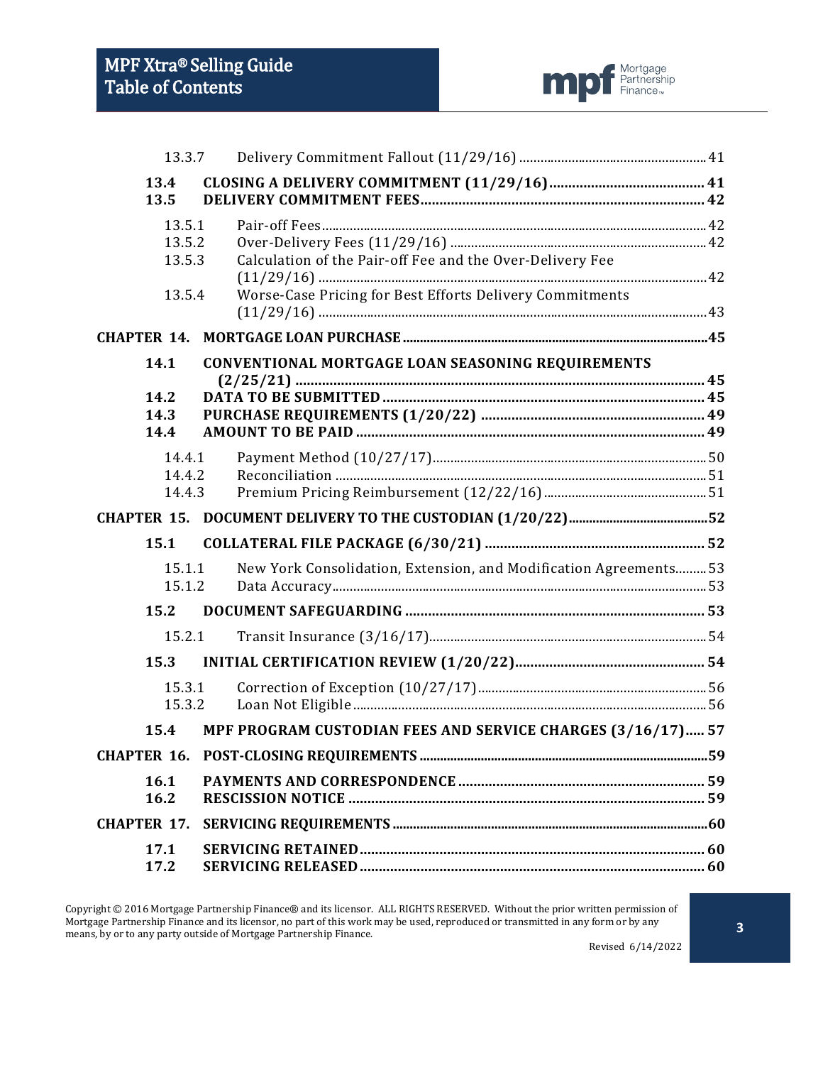| | | |
|---|---|---|
| 13.3.7 | Delivery Commitment Fallout (11/29/16) | 41 |
| **13.4** | **CLOSING A DELIVERY COMMITMENT (11/29/16)** | **41** |
| **13.5** | **DELIVERY COMMITMENT FEES** | **42** |
| 13.5.1 | Pair-off Fees | 42 |
| 13.5.2 | Over-Delivery Fees (11/29/16) | 42 |
| 13.5.3 | Calculation of the Pair-off Fee and the Over-Delivery Fee (11/29/16) | 42 |
| 13.5.4 | Worse-Case Pricing for Best Efforts Delivery Commitments (11/29/16) | 43 |
| **CHAPTER 14.** | **MORTGAGE LOAN PURCHASE** | **45** |
| **14.1** | **CONVENTIONAL MORTGAGE LOAN SEASONING REQUIREMENTS (2/25/21)** | **45** |
| **14.2** | **DATA TO BE SUBMITTED** | **45** |
| **14.3** | **PURCHASE REQUIREMENTS (1/20/22)** | **49** |
| **14.4** | **AMOUNT TO BE PAID** | **49** |
| 14.4.1 | Payment Method (10/27/17) | 50 |
| 14.4.2 | Reconciliation | 51 |
| 14.4.3 | Premium Pricing Reimbursement (12/22/16) | 51 |
| **CHAPTER 15.** | **DOCUMENT DELIVERY TO THE CUSTODIAN (1/20/22)** | **52** |
| **15.1** | **COLLATERAL FILE PACKAGE (6/30/21)** | **52** |
| 15.1.1 | New York Consolidation, Extension, and Modification Agreements | 53 |
| 15.1.2 | Data Accuracy | 53 |
| **15.2** | **DOCUMENT SAFEGUARDING** | **53** |
| 15.2.1 | Transit Insurance (3/16/17) | 54 |
| **15.3** | **INITIAL CERTIFICATION REVIEW (1/20/22)** | **54** |
| 15.3.1 | Correction of Exception (10/27/17) | 56 |
| 15.3.2 | Loan Not Eligible | 56 |
| **15.4** | **MPF PROGRAM CUSTODIAN FEES AND SERVICE CHARGES (3/16/17)** | **57** |
| **CHAPTER 16.** | **POST-CLOSING REQUIREMENTS** | **59** |
| **16.1** | **PAYMENTS AND CORRESPONDENCE** | **59** |
| **16.2** | **RESCISSION NOTICE** | **59** |
| **CHAPTER 17.** | **SERVICING REQUIREMENTS** | **60** |
| **17.1** | **SERVICING RETAINED** | **60** |
| **17.2** | **SERVICING RELEASED** | **60** |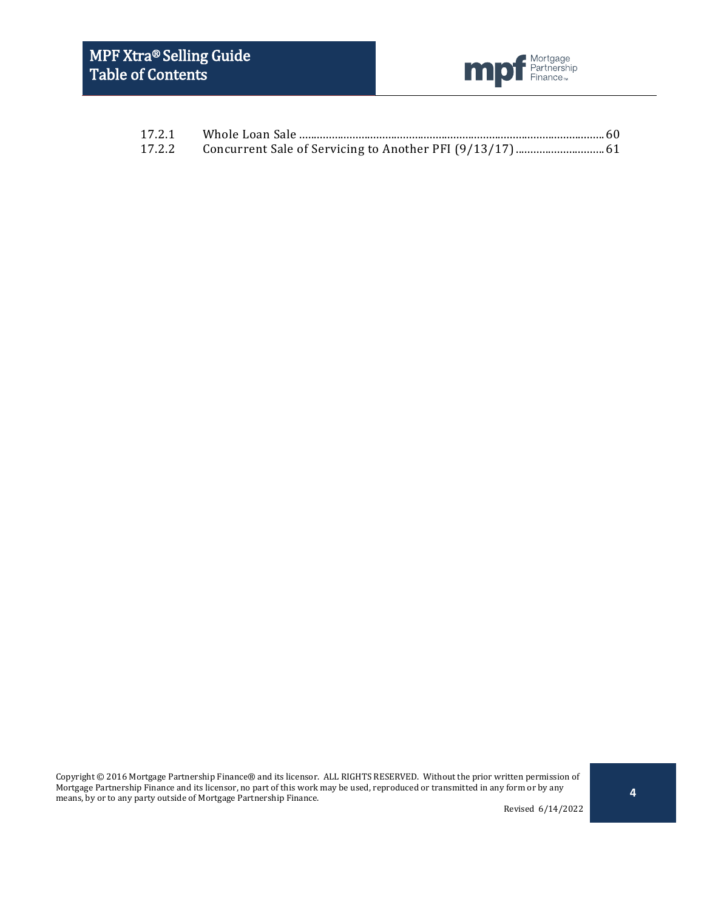| | | |
|---|---|---|
| 17.2.1 | Whole Loan Sale | 60 |
| 17.2.2 | Concurrent Sale of Servicing to Another PFI (9/13/17) | 61 |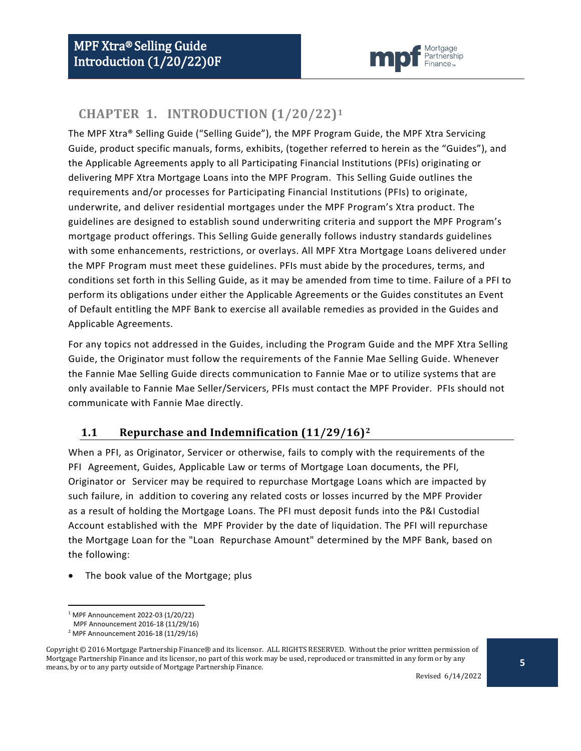# CHAPTER 1. INTRODUCTION (1/20/22)[1]

The MPF Xtra® Selling Guide ("Selling Guide"), the MPF Program Guide, the MPF Xtra Servicing Guide, product specific manuals, forms, exhibits, (together referred to herein as the "Guides"), and the Applicable Agreements apply to all Participating Financial Institutions (PFIs) originating or delivering MPF Xtra Mortgage Loans into the MPF Program. This Selling Guide outlines the requirements and/or processes for Participating Financial Institutions (PFIs) to originate, underwrite, and deliver residential mortgages under the MPF Program's Xtra product. The guidelines are designed to establish sound underwriting criteria and support the MPF Program's mortgage product offerings. This Selling Guide generally follows industry standards guidelines with some enhancements, restrictions, or overlays. All MPF Xtra Mortgage Loans delivered under the MPF Program must meet these guidelines. PFIs must abide by the procedures, terms, and conditions set forth in this Selling Guide, as it may be amended from time to time. Failure of a PFI to perform its obligations under either the Applicable Agreements or the Guides constitutes an Event of Default entitling the MPF Bank to exercise all available remedies as provided in the Guides and Applicable Agreements.

For any topics not addressed in the Guides, including the Program Guide and the MPF Xtra Selling Guide, the Originator must follow the requirements of the Fannie Mae Selling Guide. Whenever the Fannie Mae Selling Guide directs communication to Fannie Mae or to utilize systems that are only available to Fannie Mae Seller/Servicers, PFIs must contact the MPF Provider. PFIs should not communicate with Fannie Mae directly.

## 1.1 Repurchase and Indemnification (11/29/16)[2]

When a PFI, as Originator, Servicer or otherwise, fails to comply with the requirements of the PFI Agreement, Guides, Applicable Law or terms of Mortgage Loan documents, the PFI, Originator or Servicer may be required to repurchase Mortgage Loans which are impacted by such failure, in addition to covering any related costs or losses incurred by the MPF Provider as a result of holding the Mortgage Loans. The PFI must deposit funds into the P&I Custodial Account established with the MPF Provider by the date of liquidation. The PFI will repurchase the Mortgage Loan for the "Loan Repurchase Amount" determined by the MPF Bank, based on the following:

- The book value of the Mortgage; plus

---

[1] MPF Announcement 2022-03 (1/20/22)
MPF Announcement 2016-18 (11/29/16)

[2] MPF Announcement 2016-18 (11/29/16)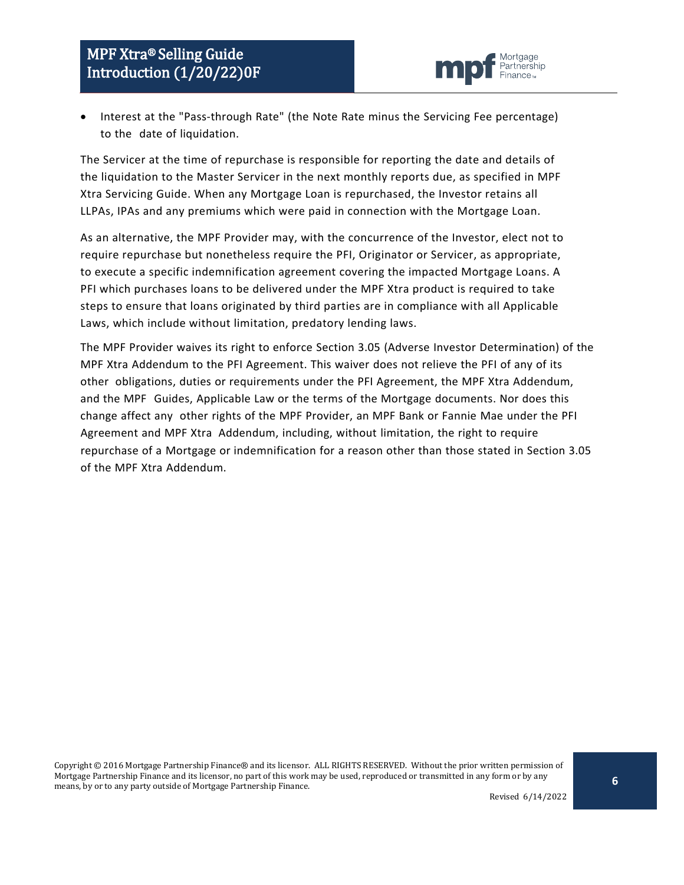- Interest at the "Pass-through Rate" (the Note Rate minus the Servicing Fee percentage) to the date of liquidation.

The Servicer at the time of repurchase is responsible for reporting the date and details of the liquidation to the Master Servicer in the next monthly reports due, as specified in MPF Xtra Servicing Guide. When any Mortgage Loan is repurchased, the Investor retains all LLPAs, IPAs and any premiums which were paid in connection with the Mortgage Loan.

As an alternative, the MPF Provider may, with the concurrence of the Investor, elect not to require repurchase but nonetheless require the PFI, Originator or Servicer, as appropriate, to execute a specific indemnification agreement covering the impacted Mortgage Loans. A PFI which purchases loans to be delivered under the MPF Xtra product is required to take steps to ensure that loans originated by third parties are in compliance with all Applicable Laws, which include without limitation, predatory lending laws.

The MPF Provider waives its right to enforce Section 3.05 (Adverse Investor Determination) of the MPF Xtra Addendum to the PFI Agreement. This waiver does not relieve the PFI of any of its other obligations, duties or requirements under the PFI Agreement, the MPF Xtra Addendum, and the MPF Guides, Applicable Law or the terms of the Mortgage documents. Nor does this change affect any other rights of the MPF Provider, an MPF Bank or Fannie Mae under the PFI Agreement and MPF Xtra Addendum, including, without limitation, the right to require repurchase of a Mortgage or indemnification for a reason other than those stated in Section 3.05 of the MPF Xtra Addendum.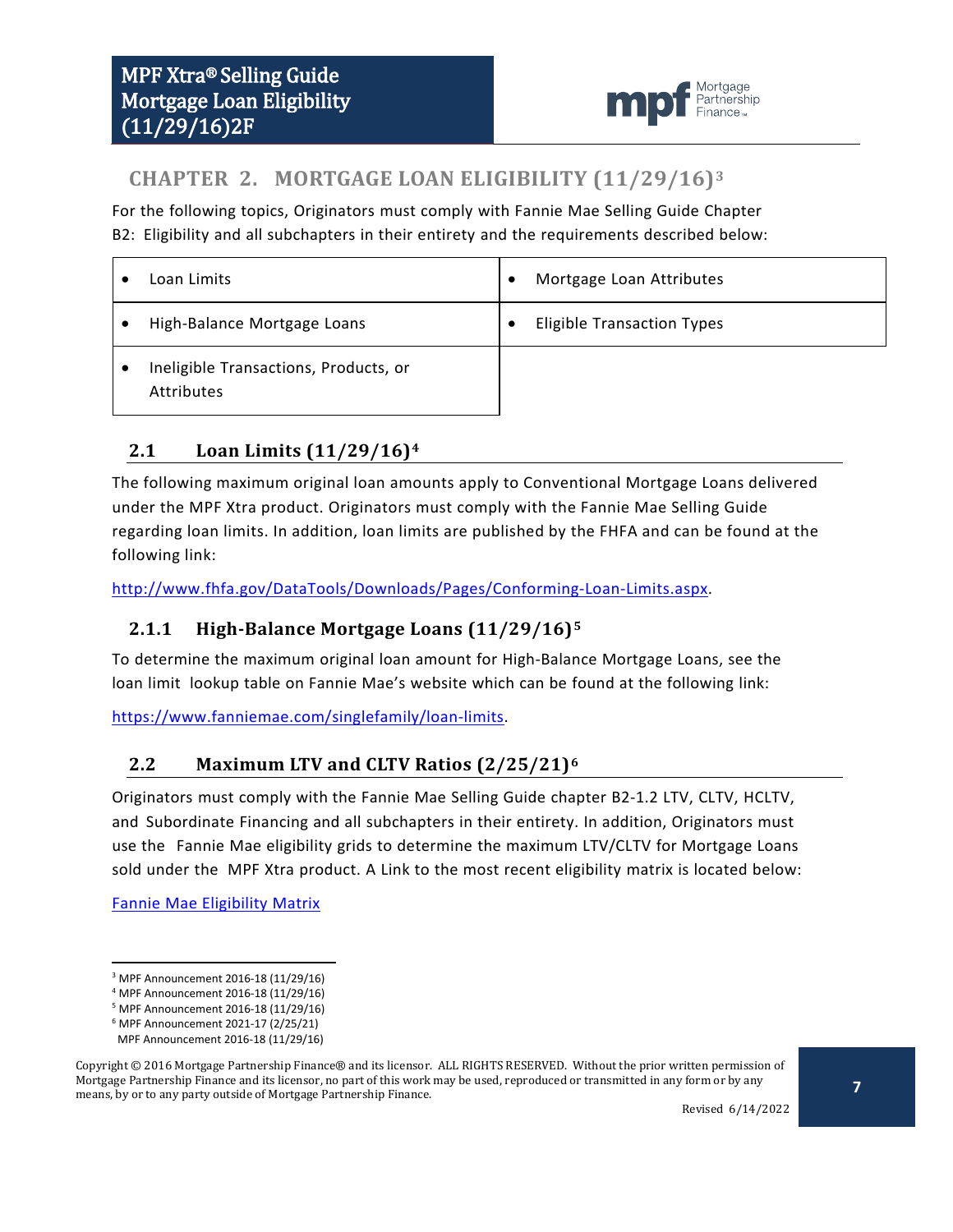## CHAPTER 2. MORTGAGE LOAN ELIGIBILITY (11/29/16)[3]

For the following topics, Originators must comply with Fannie Mae Selling Guide Chapter B2: Eligibility and all subchapters in their entirety and the requirements described below:

| | |
|---|---|
| • Loan Limits | • Mortgage Loan Attributes |
| • High-Balance Mortgage Loans | • Eligible Transaction Types |
| • Ineligible Transactions, Products, or Attributes | |

### 2.1 Loan Limits (11/29/16)[4]

The following maximum original loan amounts apply to Conventional Mortgage Loans delivered under the MPF Xtra product. Originators must comply with the Fannie Mae Selling Guide regarding loan limits. In addition, loan limits are published by the FHFA and can be found at the following link:

http://www.fhfa.gov/DataTools/Downloads/Pages/Conforming-Loan-Limits.aspx.

### 2.1.1 High-Balance Mortgage Loans (11/29/16)[5]

To determine the maximum original loan amount for High-Balance Mortgage Loans, see the loan limit lookup table on Fannie Mae's website which can be found at the following link:

https://www.fanniemae.com/singlefamily/loan-limits.

### 2.2 Maximum LTV and CLTV Ratios (2/25/21)[6]

Originators must comply with the Fannie Mae Selling Guide chapter B2-1.2 LTV, CLTV, HCLTV, and Subordinate Financing and all subchapters in their entirety. In addition, Originators must use the Fannie Mae eligibility grids to determine the maximum LTV/CLTV for Mortgage Loans sold under the MPF Xtra product. A Link to the most recent eligibility matrix is located below:

Fannie Mae Eligibility Matrix

---

[3] MPF Announcement 2016-18 (11/29/16)
[4] MPF Announcement 2016-18 (11/29/16)
[5] MPF Announcement 2016-18 (11/29/16)
[6] MPF Announcement 2021-17 (2/25/21)
MPF Announcement 2016-18 (11/29/16)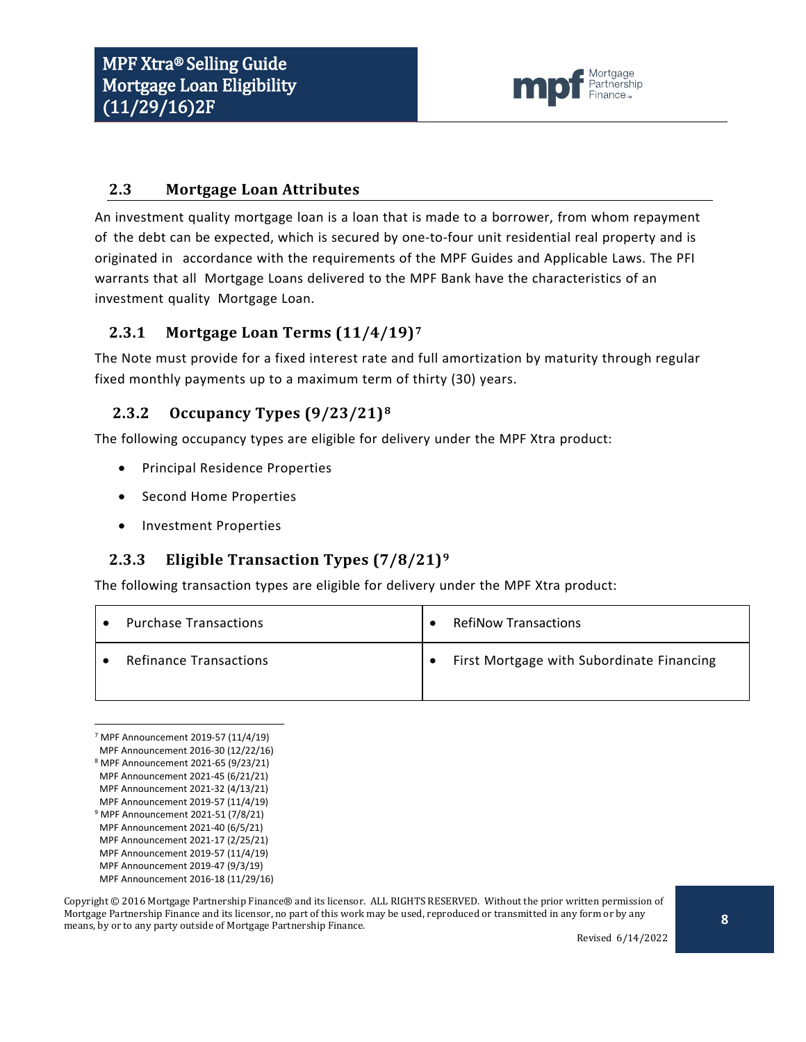## 2.3 Mortgage Loan Attributes

An investment quality mortgage loan is a loan that is made to a borrower, from whom repayment of the debt can be expected, which is secured by one-to-four unit residential real property and is originated in accordance with the requirements of the MPF Guides and Applicable Laws. The PFI warrants that all Mortgage Loans delivered to the MPF Bank have the characteristics of an investment quality Mortgage Loan.

### 2.3.1 Mortgage Loan Terms (11/4/19)[7]

The Note must provide for a fixed interest rate and full amortization by maturity through regular fixed monthly payments up to a maximum term of thirty (30) years.

### 2.3.2 Occupancy Types (9/23/21)[8]

The following occupancy types are eligible for delivery under the MPF Xtra product:

- Principal Residence Properties
- Second Home Properties
- Investment Properties

### 2.3.3 Eligible Transaction Types (7/8/21)[9]

The following transaction types are eligible for delivery under the MPF Xtra product:

| | |
|---|---|
| • Purchase Transactions | • RefiNow Transactions |
| • Refinance Transactions | • First Mortgage with Subordinate Financing |

---

[7] MPF Announcement 2019-57 (11/4/19)
MPF Announcement 2016-30 (12/22/16)

[8] MPF Announcement 2021-65 (9/23/21)
MPF Announcement 2021-45 (6/21/21)
MPF Announcement 2021-32 (4/13/21)
MPF Announcement 2019-57 (11/4/19)

[9] MPF Announcement 2021-51 (7/8/21)
MPF Announcement 2021-40 (6/5/21)
MPF Announcement 2021-17 (2/25/21)
MPF Announcement 2019-57 (11/4/19)
MPF Announcement 2019-47 (9/3/19)
MPF Announcement 2016-18 (11/29/16)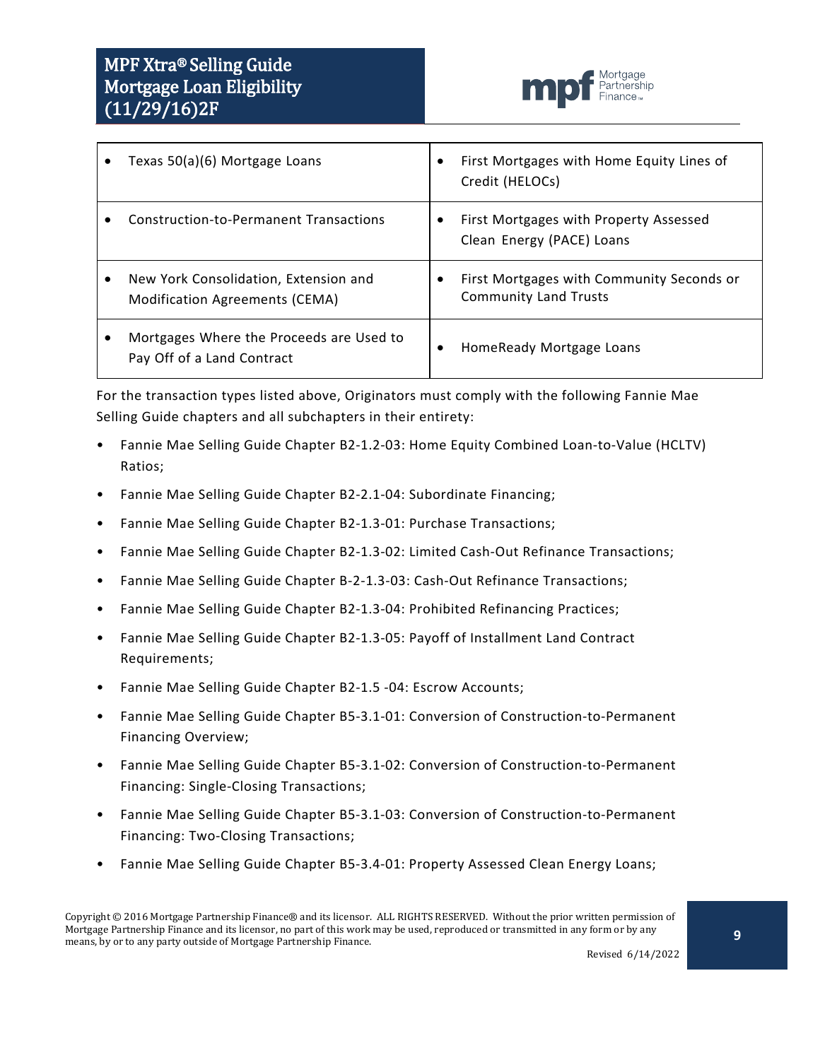| | |
|---|---|
| • Texas 50(a)(6) Mortgage Loans | • First Mortgages with Home Equity Lines of Credit (HELOCs) |
| • Construction-to-Permanent Transactions | • First Mortgages with Property Assessed Clean Energy (PACE) Loans |
| • New York Consolidation, Extension and Modification Agreements (CEMA) | • First Mortgages with Community Seconds or Community Land Trusts |
| • Mortgages Where the Proceeds are Used to Pay Off of a Land Contract | • HomeReady Mortgage Loans |

For the transaction types listed above, Originators must comply with the following Fannie Mae Selling Guide chapters and all subchapters in their entirety:

- Fannie Mae Selling Guide Chapter B2-1.2-03: Home Equity Combined Loan-to-Value (HCLTV) Ratios;
- Fannie Mae Selling Guide Chapter B2-2.1-04: Subordinate Financing;
- Fannie Mae Selling Guide Chapter B2-1.3-01: Purchase Transactions;
- Fannie Mae Selling Guide Chapter B2-1.3-02: Limited Cash-Out Refinance Transactions;
- Fannie Mae Selling Guide Chapter B-2-1.3-03: Cash-Out Refinance Transactions;
- Fannie Mae Selling Guide Chapter B2-1.3-04: Prohibited Refinancing Practices;
- Fannie Mae Selling Guide Chapter B2-1.3-05: Payoff of Installment Land Contract Requirements;
- Fannie Mae Selling Guide Chapter B2-1.5 -04: Escrow Accounts;
- Fannie Mae Selling Guide Chapter B5-3.1-01: Conversion of Construction-to-Permanent Financing Overview;
- Fannie Mae Selling Guide Chapter B5-3.1-02: Conversion of Construction-to-Permanent Financing: Single-Closing Transactions;
- Fannie Mae Selling Guide Chapter B5-3.1-03: Conversion of Construction-to-Permanent Financing: Two-Closing Transactions;
- Fannie Mae Selling Guide Chapter B5-3.4-01: Property Assessed Clean Energy Loans;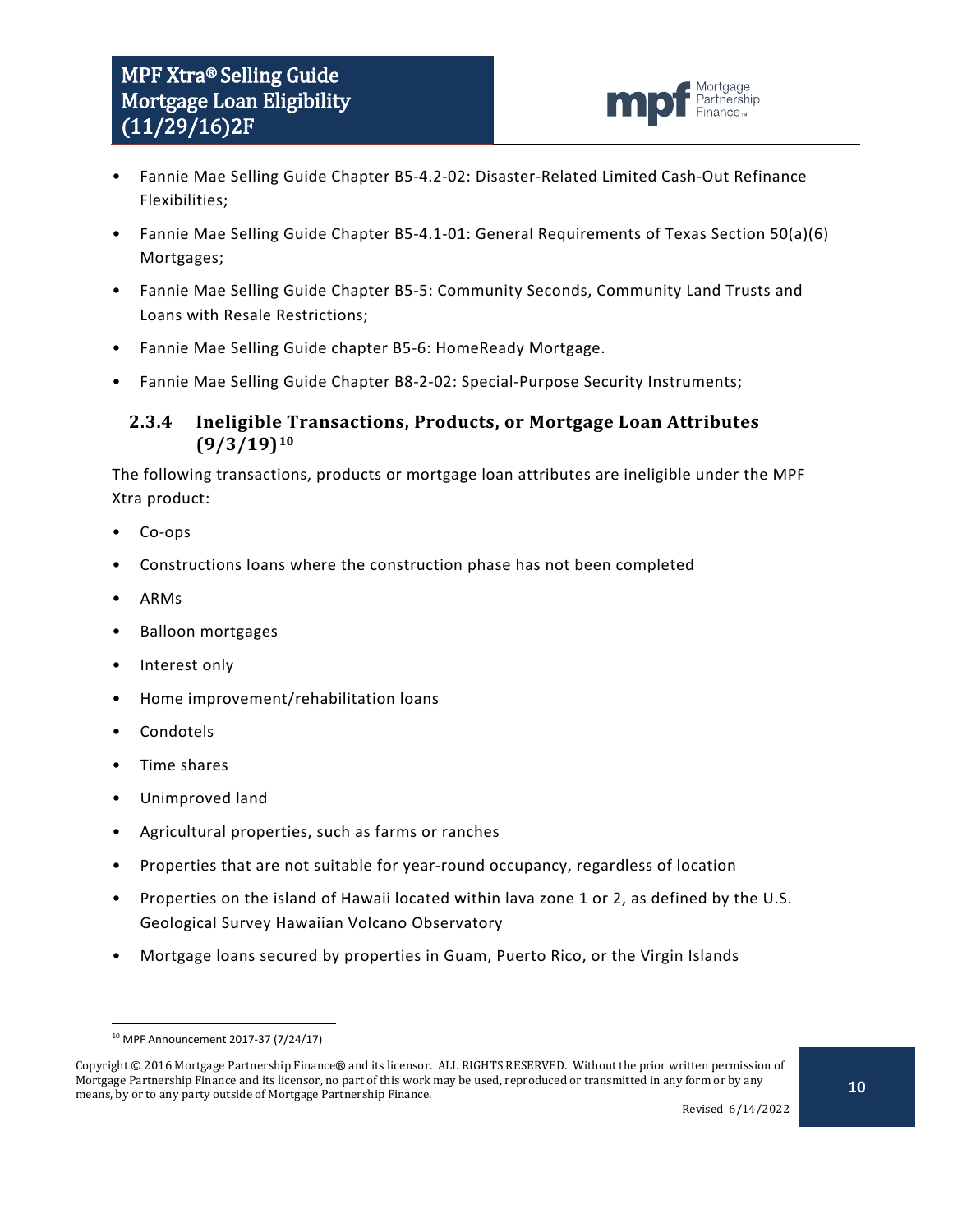- Fannie Mae Selling Guide Chapter B5-4.2-02: Disaster-Related Limited Cash-Out Refinance Flexibilities;
- Fannie Mae Selling Guide Chapter B5-4.1-01: General Requirements of Texas Section 50(a)(6) Mortgages;
- Fannie Mae Selling Guide Chapter B5-5: Community Seconds, Community Land Trusts and Loans with Resale Restrictions;
- Fannie Mae Selling Guide chapter B5-6: HomeReady Mortgage.
- Fannie Mae Selling Guide Chapter B8-2-02: Special-Purpose Security Instruments;

### 2.3.4 Ineligible Transactions, Products, or Mortgage Loan Attributes (9/3/19)[10]

The following transactions, products or mortgage loan attributes are ineligible under the MPF Xtra product:

- Co-ops
- Constructions loans where the construction phase has not been completed
- ARMs
- Balloon mortgages
- Interest only
- Home improvement/rehabilitation loans
- Condotels
- Time shares
- Unimproved land
- Agricultural properties, such as farms or ranches
- Properties that are not suitable for year-round occupancy, regardless of location
- Properties on the island of Hawaii located within lava zone 1 or 2, as defined by the U.S. Geological Survey Hawaiian Volcano Observatory
- Mortgage loans secured by properties in Guam, Puerto Rico, or the Virgin Islands

[10] MPF Announcement 2017-37 (7/24/17)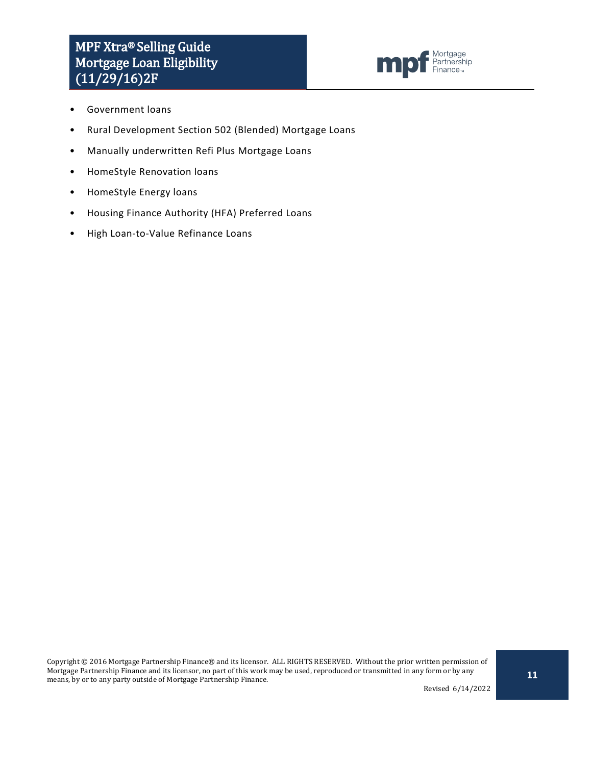- Government loans
- Rural Development Section 502 (Blended) Mortgage Loans
- Manually underwritten Refi Plus Mortgage Loans
- HomeStyle Renovation loans
- HomeStyle Energy loans
- Housing Finance Authority (HFA) Preferred Loans
- High Loan-to-Value Refinance Loans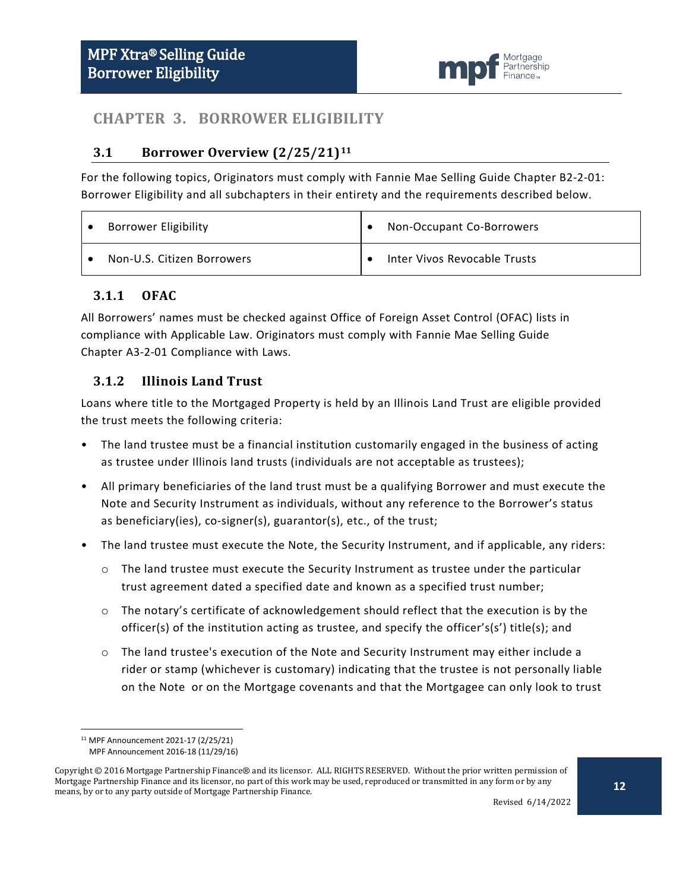# CHAPTER 3. BORROWER ELIGIBILITY

## 3.1 Borrower Overview (2/25/21)[11]

For the following topics, Originators must comply with Fannie Mae Selling Guide Chapter B2-2-01: Borrower Eligibility and all subchapters in their entirety and the requirements described below.

| | |
|---|---|
| • Borrower Eligibility | • Non-Occupant Co-Borrowers |
| • Non-U.S. Citizen Borrowers | • Inter Vivos Revocable Trusts |

### 3.1.1 OFAC

All Borrowers' names must be checked against Office of Foreign Asset Control (OFAC) lists in compliance with Applicable Law. Originators must comply with Fannie Mae Selling Guide Chapter A3-2-01 Compliance with Laws.

### 3.1.2 Illinois Land Trust

Loans where title to the Mortgaged Property is held by an Illinois Land Trust are eligible provided the trust meets the following criteria:

- The land trustee must be a financial institution customarily engaged in the business of acting as trustee under Illinois land trusts (individuals are not acceptable as trustees);
- All primary beneficiaries of the land trust must be a qualifying Borrower and must execute the Note and Security Instrument as individuals, without any reference to the Borrower's status as beneficiary(ies), co-signer(s), guarantor(s), etc., of the trust;
- The land trustee must execute the Note, the Security Instrument, and if applicable, any riders:
  - The land trustee must execute the Security Instrument as trustee under the particular trust agreement dated a specified date and known as a specified trust number;
  - The notary's certificate of acknowledgement should reflect that the execution is by the officer(s) of the institution acting as trustee, and specify the officer's(s') title(s); and
  - The land trustee's execution of the Note and Security Instrument may either include a rider or stamp (whichever is customary) indicating that the trustee is not personally liable on the Note or on the Mortgage covenants and that the Mortgagee can only look to trust

[11] MPF Announcement 2021-17 (2/25/21)
MPF Announcement 2016-18 (11/29/16)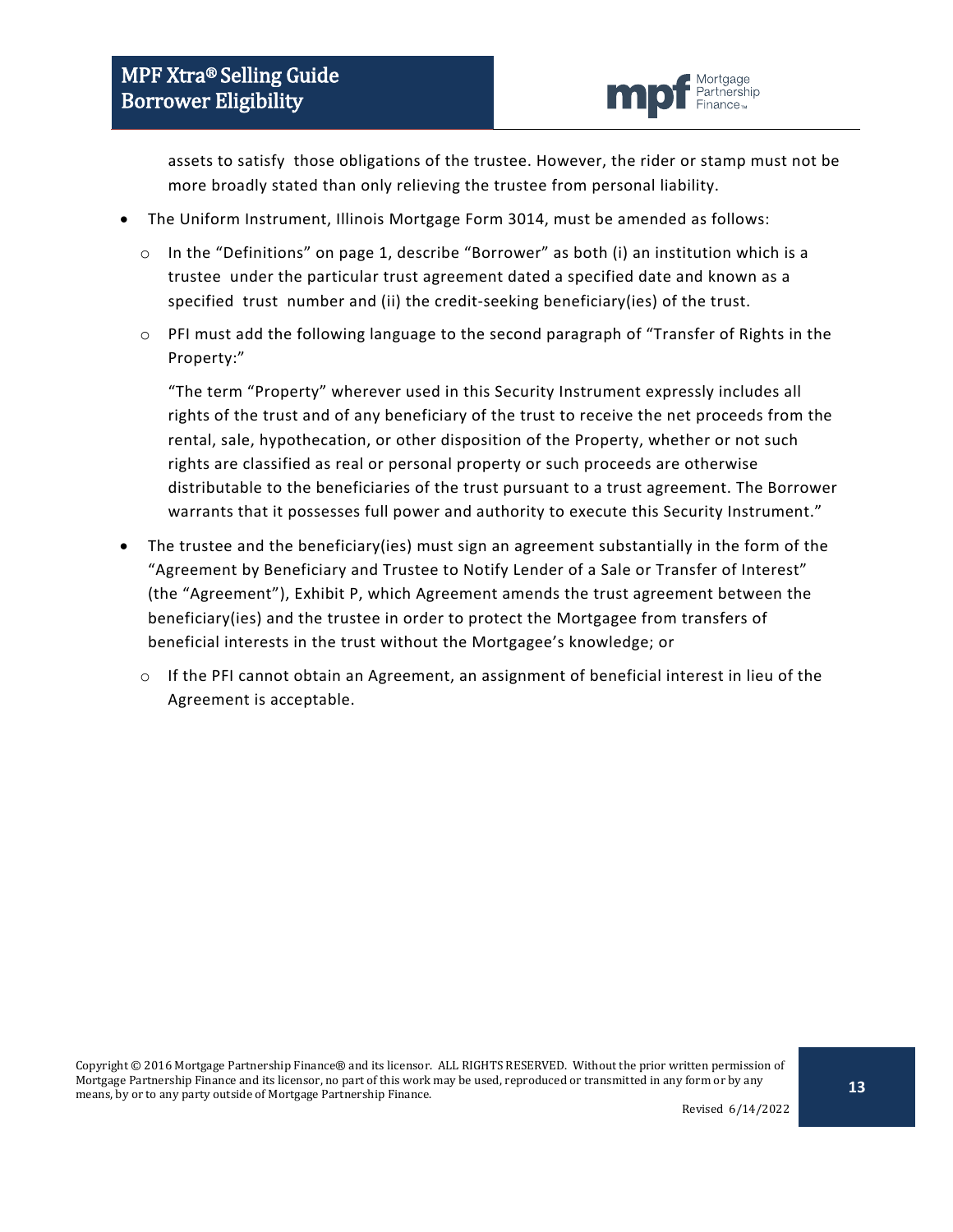assets to satisfy those obligations of the trustee. However, the rider or stamp must not be more broadly stated than only relieving the trustee from personal liability.

- The Uniform Instrument, Illinois Mortgage Form 3014, must be amended as follows:
  - In the "Definitions" on page 1, describe "Borrower" as both (i) an institution which is a trustee under the particular trust agreement dated a specified date and known as a specified trust number and (ii) the credit-seeking beneficiary(ies) of the trust.
  - PFI must add the following language to the second paragraph of "Transfer of Rights in the Property:"

    "The term "Property" wherever used in this Security Instrument expressly includes all rights of the trust and of any beneficiary of the trust to receive the net proceeds from the rental, sale, hypothecation, or other disposition of the Property, whether or not such rights are classified as real or personal property or such proceeds are otherwise distributable to the beneficiaries of the trust pursuant to a trust agreement. The Borrower warrants that it possesses full power and authority to execute this Security Instrument."
- The trustee and the beneficiary(ies) must sign an agreement substantially in the form of the "Agreement by Beneficiary and Trustee to Notify Lender of a Sale or Transfer of Interest" (the "Agreement"), Exhibit P, which Agreement amends the trust agreement between the beneficiary(ies) and the trustee in order to protect the Mortgagee from transfers of beneficial interests in the trust without the Mortgagee's knowledge; or
  - If the PFI cannot obtain an Agreement, an assignment of beneficial interest in lieu of the Agreement is acceptable.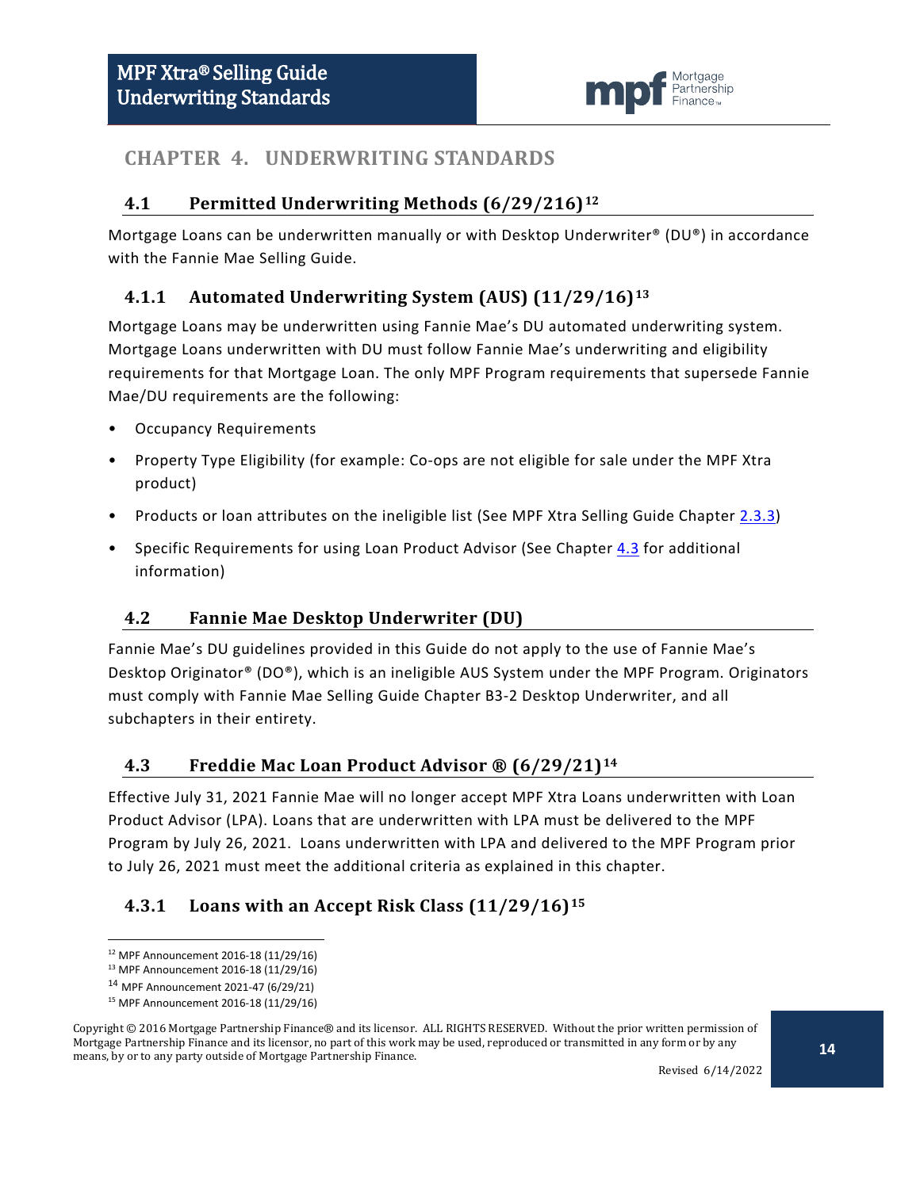# CHAPTER 4. UNDERWRITING STANDARDS

## 4.1 Permitted Underwriting Methods (6/29/216)[12]

Mortgage Loans can be underwritten manually or with Desktop Underwriter® (DU®) in accordance with the Fannie Mae Selling Guide.

### 4.1.1 Automated Underwriting System (AUS) (11/29/16)[13]

Mortgage Loans may be underwritten using Fannie Mae's DU automated underwriting system. Mortgage Loans underwritten with DU must follow Fannie Mae's underwriting and eligibility requirements for that Mortgage Loan. The only MPF Program requirements that supersede Fannie Mae/DU requirements are the following:

- Occupancy Requirements
- Property Type Eligibility (for example: Co-ops are not eligible for sale under the MPF Xtra product)
- Products or loan attributes on the ineligible list (See MPF Xtra Selling Guide Chapter 2.3.3)
- Specific Requirements for using Loan Product Advisor (See Chapter 4.3 for additional information)

## 4.2 Fannie Mae Desktop Underwriter (DU)

Fannie Mae's DU guidelines provided in this Guide do not apply to the use of Fannie Mae's Desktop Originator® (DO®), which is an ineligible AUS System under the MPF Program. Originators must comply with Fannie Mae Selling Guide Chapter B3-2 Desktop Underwriter, and all subchapters in their entirety.

## 4.3 Freddie Mac Loan Product Advisor ® (6/29/21)[14]

Effective July 31, 2021 Fannie Mae will no longer accept MPF Xtra Loans underwritten with Loan Product Advisor (LPA). Loans that are underwritten with LPA must be delivered to the MPF Program by July 26, 2021. Loans underwritten with LPA and delivered to the MPF Program prior to July 26, 2021 must meet the additional criteria as explained in this chapter.

### 4.3.1 Loans with an Accept Risk Class (11/29/16)[15]

---

[12] MPF Announcement 2016-18 (11/29/16)

[13] MPF Announcement 2016-18 (11/29/16)

[14] MPF Announcement 2021-47 (6/29/21)

[15] MPF Announcement 2016-18 (11/29/16)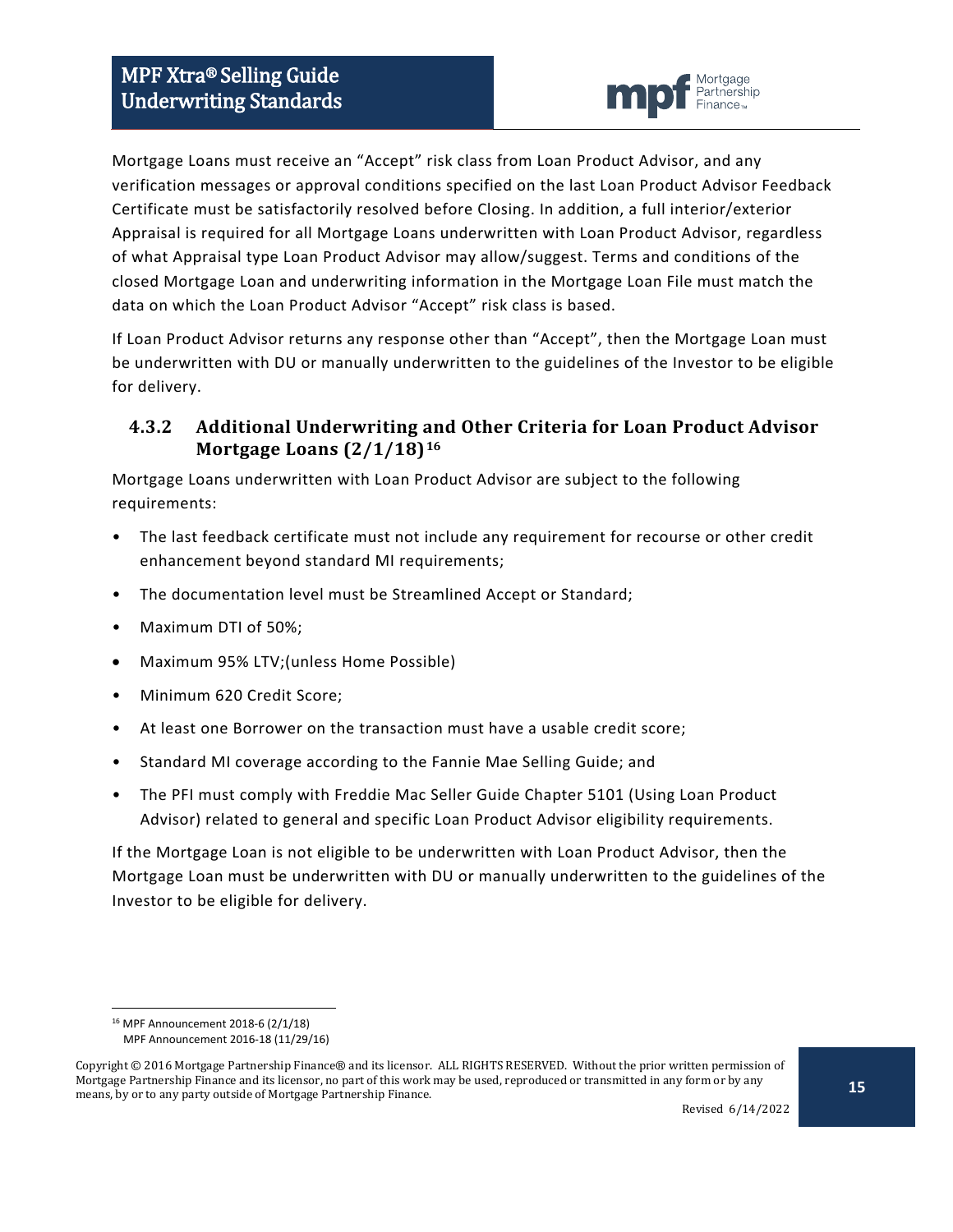Mortgage Loans must receive an "Accept" risk class from Loan Product Advisor, and any verification messages or approval conditions specified on the last Loan Product Advisor Feedback Certificate must be satisfactorily resolved before Closing. In addition, a full interior/exterior Appraisal is required for all Mortgage Loans underwritten with Loan Product Advisor, regardless of what Appraisal type Loan Product Advisor may allow/suggest. Terms and conditions of the closed Mortgage Loan and underwriting information in the Mortgage Loan File must match the data on which the Loan Product Advisor "Accept" risk class is based.

If Loan Product Advisor returns any response other than "Accept", then the Mortgage Loan must be underwritten with DU or manually underwritten to the guidelines of the Investor to be eligible for delivery.

### 4.3.2 Additional Underwriting and Other Criteria for Loan Product Advisor Mortgage Loans (2/1/18)[16]

Mortgage Loans underwritten with Loan Product Advisor are subject to the following requirements:

- The last feedback certificate must not include any requirement for recourse or other credit enhancement beyond standard MI requirements;
- The documentation level must be Streamlined Accept or Standard;
- Maximum DTI of 50%;
- Maximum 95% LTV;(unless Home Possible)
- Minimum 620 Credit Score;
- At least one Borrower on the transaction must have a usable credit score;
- Standard MI coverage according to the Fannie Mae Selling Guide; and
- The PFI must comply with Freddie Mac Seller Guide Chapter 5101 (Using Loan Product Advisor) related to general and specific Loan Product Advisor eligibility requirements.

If the Mortgage Loan is not eligible to be underwritten with Loan Product Advisor, then the Mortgage Loan must be underwritten with DU or manually underwritten to the guidelines of the Investor to be eligible for delivery.

[16] MPF Announcement 2018-6 (2/1/18)
MPF Announcement 2016-18 (11/29/16)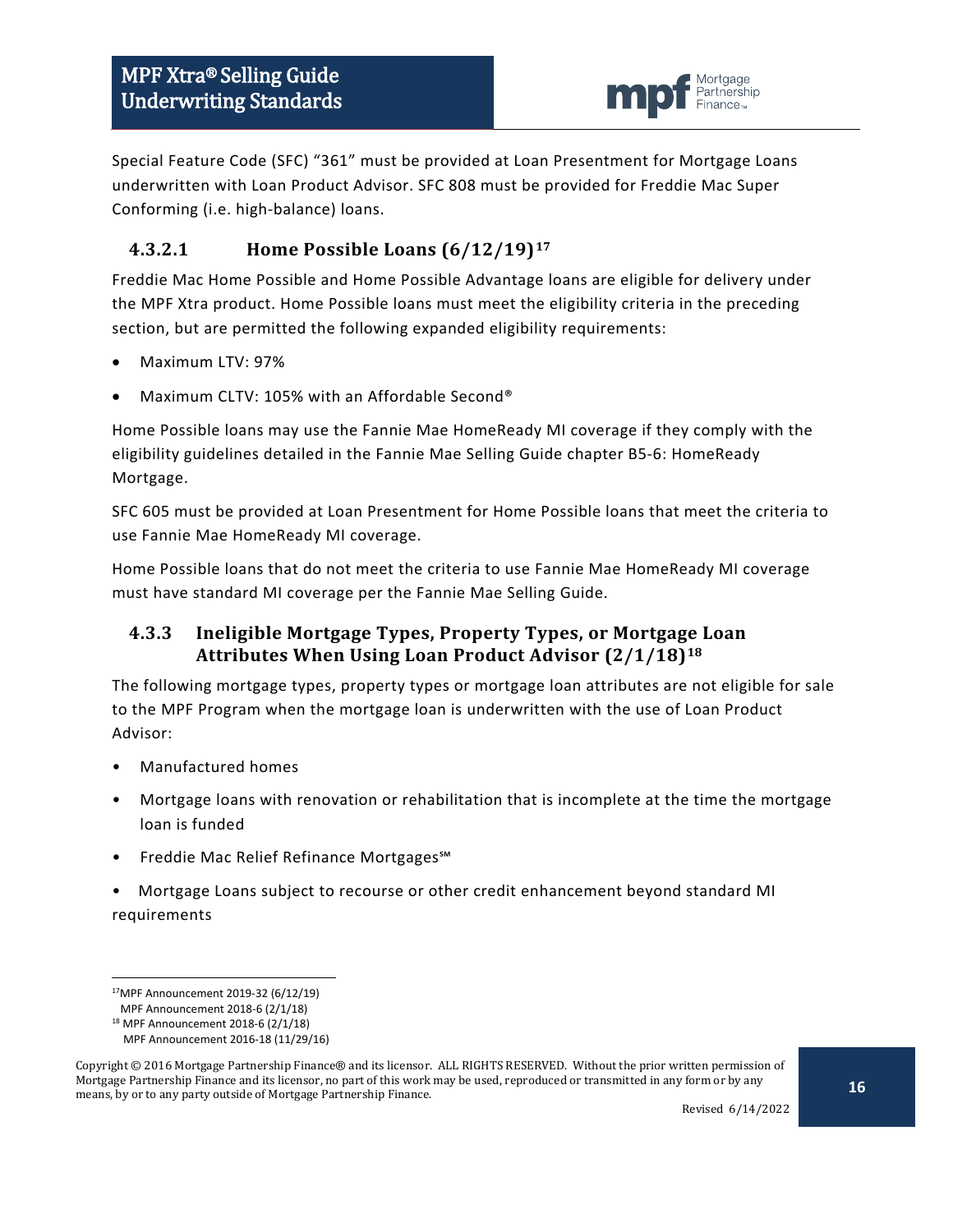Special Feature Code (SFC) "361" must be provided at Loan Presentment for Mortgage Loans underwritten with Loan Product Advisor. SFC 808 must be provided for Freddie Mac Super Conforming (i.e. high-balance) loans.

### 4.3.2.1 Home Possible Loans (6/12/19)[17]

Freddie Mac Home Possible and Home Possible Advantage loans are eligible for delivery under the MPF Xtra product. Home Possible loans must meet the eligibility criteria in the preceding section, but are permitted the following expanded eligibility requirements:

- Maximum LTV: 97%
- Maximum CLTV: 105% with an Affordable Second®

Home Possible loans may use the Fannie Mae HomeReady MI coverage if they comply with the eligibility guidelines detailed in the Fannie Mae Selling Guide chapter B5-6: HomeReady Mortgage.

SFC 605 must be provided at Loan Presentment for Home Possible loans that meet the criteria to use Fannie Mae HomeReady MI coverage.

Home Possible loans that do not meet the criteria to use Fannie Mae HomeReady MI coverage must have standard MI coverage per the Fannie Mae Selling Guide.

## 4.3.3 Ineligible Mortgage Types, Property Types, or Mortgage Loan Attributes When Using Loan Product Advisor (2/1/18)[18]

The following mortgage types, property types or mortgage loan attributes are not eligible for sale to the MPF Program when the mortgage loan is underwritten with the use of Loan Product Advisor:

- Manufactured homes
- Mortgage loans with renovation or rehabilitation that is incomplete at the time the mortgage loan is funded
- Freddie Mac Relief Refinance Mortgages℠
- Mortgage Loans subject to recourse or other credit enhancement beyond standard MI requirements

---

[17] MPF Announcement 2019-32 (6/12/19)
MPF Announcement 2018-6 (2/1/18)

[18] MPF Announcement 2018-6 (2/1/18)
MPF Announcement 2016-18 (11/29/16)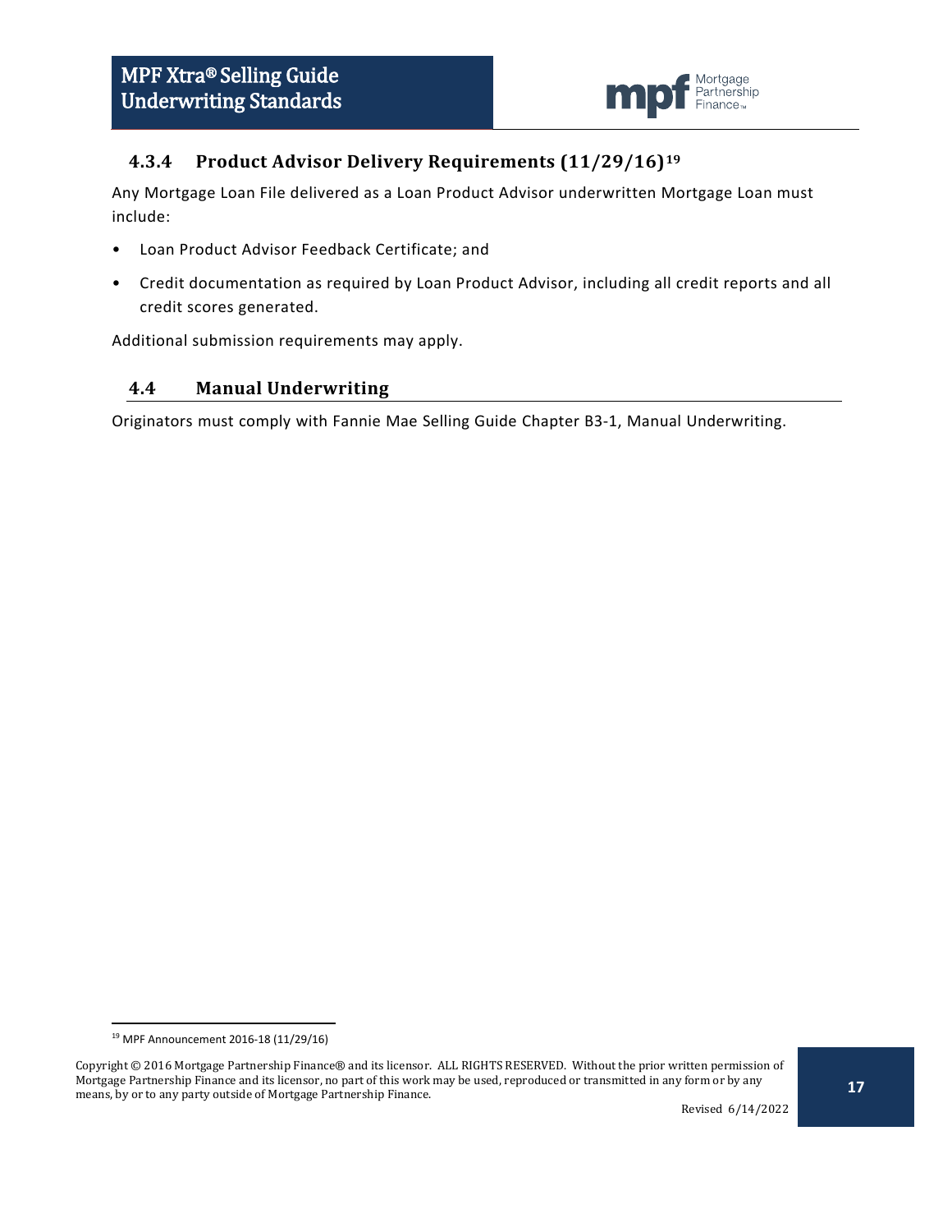### 4.3.4 Product Advisor Delivery Requirements (11/29/16)[19]

Any Mortgage Loan File delivered as a Loan Product Advisor underwritten Mortgage Loan must include:

- Loan Product Advisor Feedback Certificate; and
- Credit documentation as required by Loan Product Advisor, including all credit reports and all credit scores generated.

Additional submission requirements may apply.

## 4.4 Manual Underwriting

Originators must comply with Fannie Mae Selling Guide Chapter B3-1, Manual Underwriting.

[19] MPF Announcement 2016-18 (11/29/16)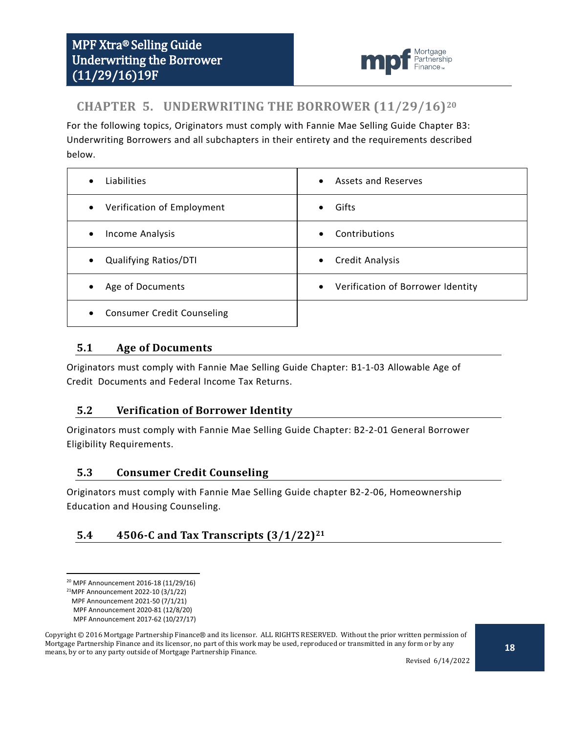# CHAPTER 5. UNDERWRITING THE BORROWER (11/29/16)[20]

For the following topics, Originators must comply with Fannie Mae Selling Guide Chapter B3: Underwriting Borrowers and all subchapters in their entirety and the requirements described below.

| | |
|---|---|
| • Liabilities | • Assets and Reserves |
| • Verification of Employment | • Gifts |
| • Income Analysis | • Contributions |
| • Qualifying Ratios/DTI | • Credit Analysis |
| • Age of Documents | • Verification of Borrower Identity |
| • Consumer Credit Counseling | |

## 5.1 Age of Documents

Originators must comply with Fannie Mae Selling Guide Chapter: B1-1-03 Allowable Age of Credit Documents and Federal Income Tax Returns.

## 5.2 Verification of Borrower Identity

Originators must comply with Fannie Mae Selling Guide Chapter: B2-2-01 General Borrower Eligibility Requirements.

## 5.3 Consumer Credit Counseling

Originators must comply with Fannie Mae Selling Guide chapter B2-2-06, Homeownership Education and Housing Counseling.

## 5.4 4506-C and Tax Transcripts (3/1/22)[21]

---

[20] MPF Announcement 2016-18 (11/29/16)

[21] MPF Announcement 2022-10 (3/1/22)
MPF Announcement 2021-50 (7/1/21)
MPF Announcement 2020-81 (12/8/20)
MPF Announcement 2017-62 (10/27/17)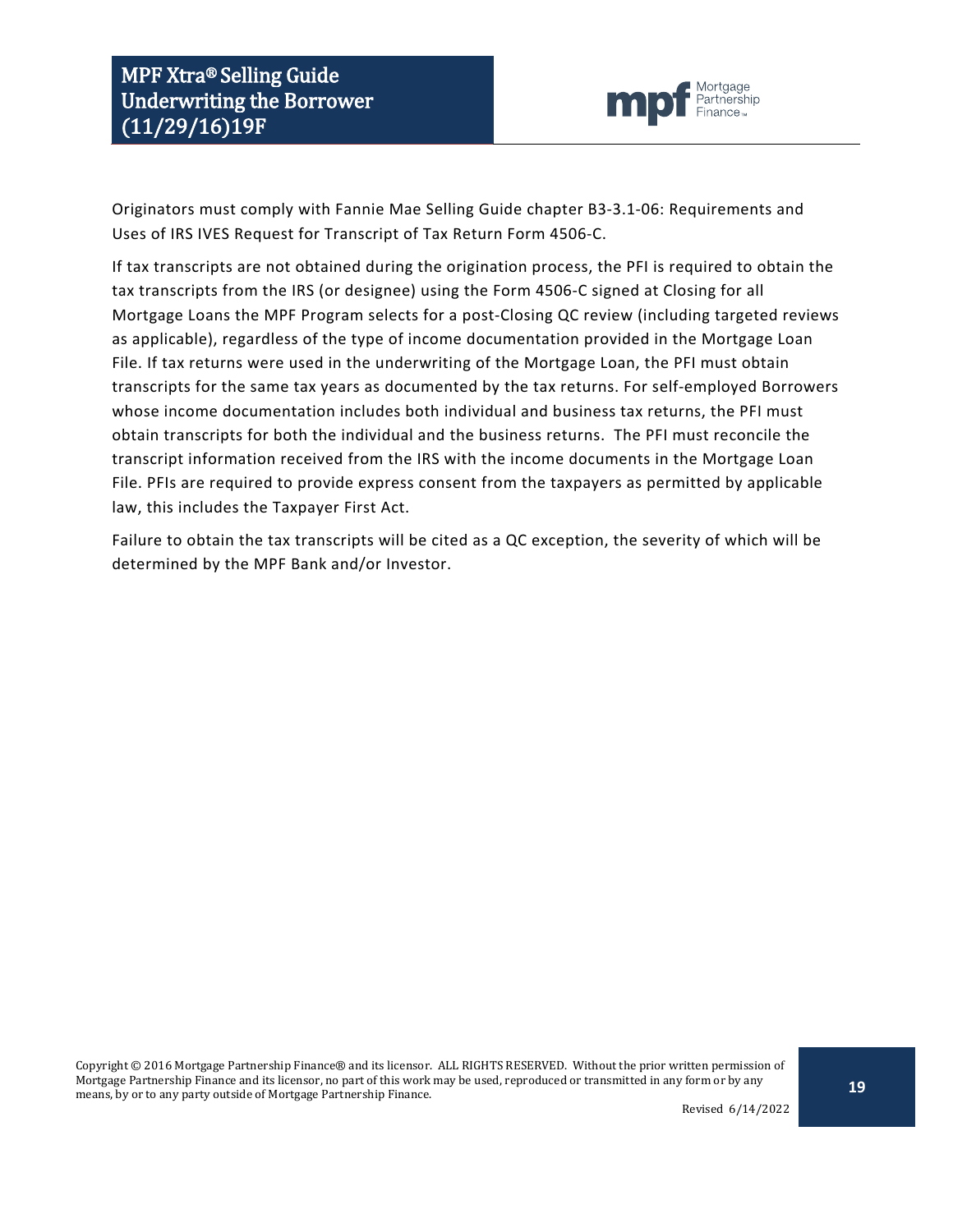Originators must comply with Fannie Mae Selling Guide chapter B3-3.1-06: Requirements and Uses of IRS IVES Request for Transcript of Tax Return Form 4506-C.

If tax transcripts are not obtained during the origination process, the PFI is required to obtain the tax transcripts from the IRS (or designee) using the Form 4506-C signed at Closing for all Mortgage Loans the MPF Program selects for a post-Closing QC review (including targeted reviews as applicable), regardless of the type of income documentation provided in the Mortgage Loan File. If tax returns were used in the underwriting of the Mortgage Loan, the PFI must obtain transcripts for the same tax years as documented by the tax returns. For self-employed Borrowers whose income documentation includes both individual and business tax returns, the PFI must obtain transcripts for both the individual and the business returns. The PFI must reconcile the transcript information received from the IRS with the income documents in the Mortgage Loan File. PFIs are required to provide express consent from the taxpayers as permitted by applicable law, this includes the Taxpayer First Act.

Failure to obtain the tax transcripts will be cited as a QC exception, the severity of which will be determined by the MPF Bank and/or Investor.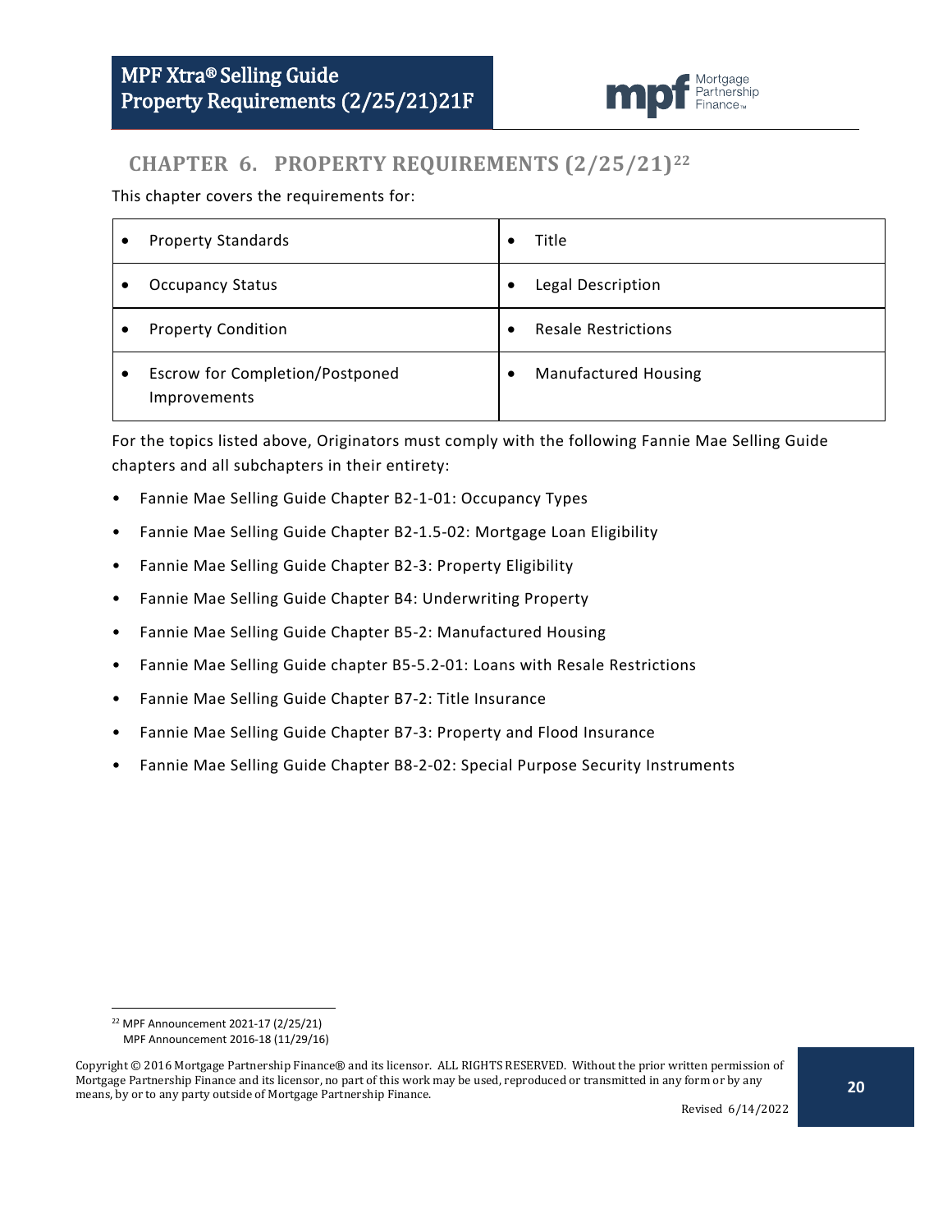# CHAPTER 6. PROPERTY REQUIREMENTS (2/25/21)[22]

This chapter covers the requirements for:

| | |
|---|---|
| • Property Standards | • Title |
| • Occupancy Status | • Legal Description |
| • Property Condition | • Resale Restrictions |
| • Escrow for Completion/Postponed Improvements | • Manufactured Housing |

For the topics listed above, Originators must comply with the following Fannie Mae Selling Guide chapters and all subchapters in their entirety:

- Fannie Mae Selling Guide Chapter B2-1-01: Occupancy Types
- Fannie Mae Selling Guide Chapter B2-1.5-02: Mortgage Loan Eligibility
- Fannie Mae Selling Guide Chapter B2-3: Property Eligibility
- Fannie Mae Selling Guide Chapter B4: Underwriting Property
- Fannie Mae Selling Guide Chapter B5-2: Manufactured Housing
- Fannie Mae Selling Guide chapter B5-5.2-01: Loans with Resale Restrictions
- Fannie Mae Selling Guide Chapter B7-2: Title Insurance
- Fannie Mae Selling Guide Chapter B7-3: Property and Flood Insurance
- Fannie Mae Selling Guide Chapter B8-2-02: Special Purpose Security Instruments

---

[22] MPF Announcement 2021-17 (2/25/21)
MPF Announcement 2016-18 (11/29/16)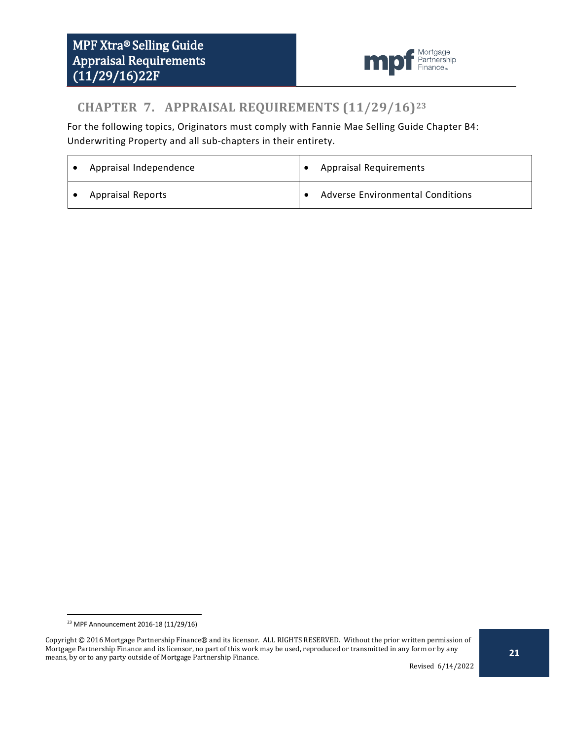# CHAPTER 7. APPRAISAL REQUIREMENTS (11/29/16)[23]

For the following topics, Originators must comply with Fannie Mae Selling Guide Chapter B4: Underwriting Property and all sub-chapters in their entirety.

| | |
|---|---|
| • Appraisal Independence | • Appraisal Requirements |
| • Appraisal Reports | • Adverse Environmental Conditions |

[23] MPF Announcement 2016-18 (11/29/16)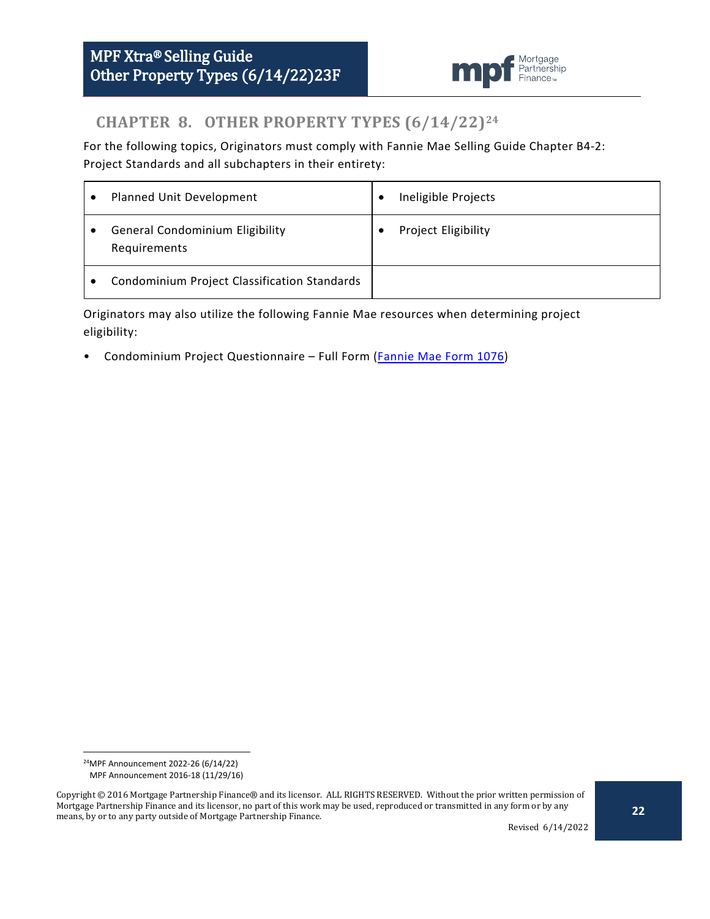# CHAPTER 8. OTHER PROPERTY TYPES (6/14/22)[24]

For the following topics, Originators must comply with Fannie Mae Selling Guide Chapter B4-2: Project Standards and all subchapters in their entirety:

| | |
|---|---|
| • Planned Unit Development | • Ineligible Projects |
| • General Condominium Eligibility Requirements | • Project Eligibility |
| • Condominium Project Classification Standards | |

Originators may also utilize the following Fannie Mae resources when determining project eligibility:

- Condominium Project Questionnaire – Full Form (Fannie Mae Form 1076)

---

[24] MPF Announcement 2022-26 (6/14/22)
MPF Announcement 2016-18 (11/29/16)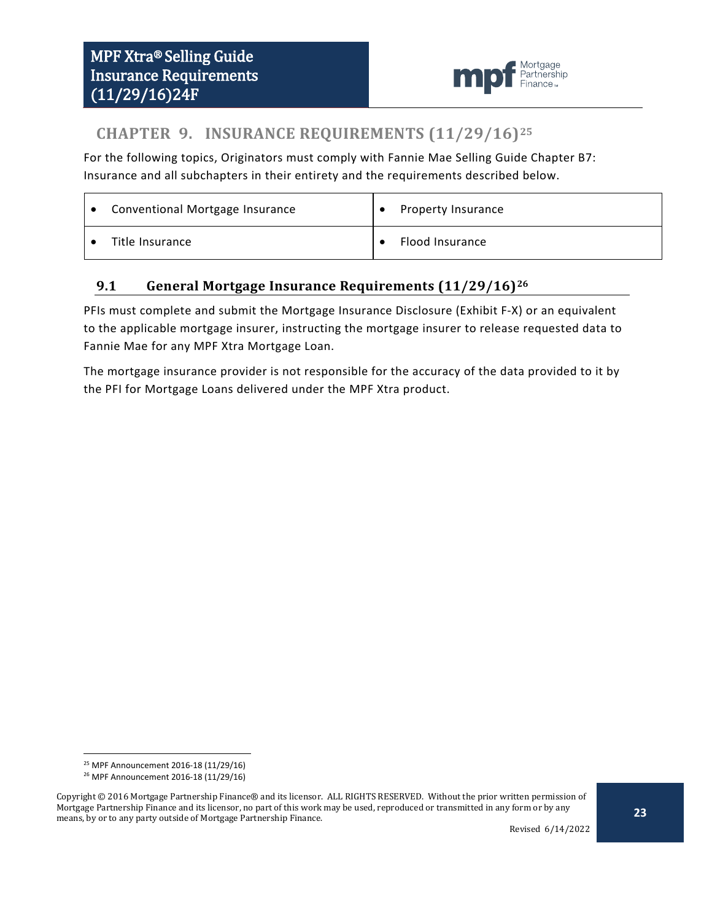## CHAPTER 9. INSURANCE REQUIREMENTS (11/29/16)[25]

For the following topics, Originators must comply with Fannie Mae Selling Guide Chapter B7: Insurance and all subchapters in their entirety and the requirements described below.

| | |
|---|---|
| • Conventional Mortgage Insurance | • Property Insurance |
| • Title Insurance | • Flood Insurance |

### 9.1 General Mortgage Insurance Requirements (11/29/16)[26]

PFIs must complete and submit the Mortgage Insurance Disclosure (Exhibit F-X) or an equivalent to the applicable mortgage insurer, instructing the mortgage insurer to release requested data to Fannie Mae for any MPF Xtra Mortgage Loan.

The mortgage insurance provider is not responsible for the accuracy of the data provided to it by the PFI for Mortgage Loans delivered under the MPF Xtra product.

[25] MPF Announcement 2016-18 (11/29/16)

[26] MPF Announcement 2016-18 (11/29/16)

Copyright © 2016 Mortgage Partnership Finance® and its licensor. ALL RIGHTS RESERVED. Without the prior written permission of Mortgage Partnership Finance and its licensor, no part of this work may be used, reproduced or transmitted in any form or by any means, by or to any party outside of Mortgage Partnership Finance.

Revised 6/14/2022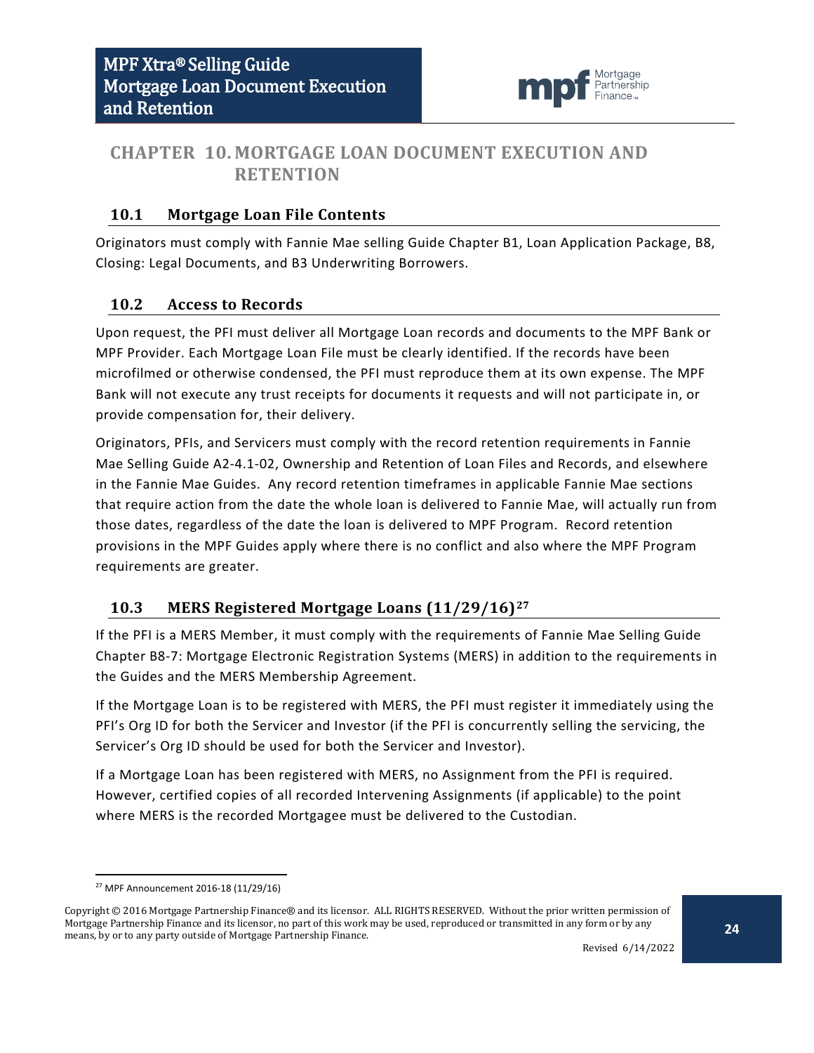# CHAPTER 10. MORTGAGE LOAN DOCUMENT EXECUTION AND RETENTION

## 10.1 Mortgage Loan File Contents

Originators must comply with Fannie Mae selling Guide Chapter B1, Loan Application Package, B8, Closing: Legal Documents, and B3 Underwriting Borrowers.

## 10.2 Access to Records

Upon request, the PFI must deliver all Mortgage Loan records and documents to the MPF Bank or MPF Provider. Each Mortgage Loan File must be clearly identified. If the records have been microfilmed or otherwise condensed, the PFI must reproduce them at its own expense. The MPF Bank will not execute any trust receipts for documents it requests and will not participate in, or provide compensation for, their delivery.

Originators, PFIs, and Servicers must comply with the record retention requirements in Fannie Mae Selling Guide A2-4.1-02, Ownership and Retention of Loan Files and Records, and elsewhere in the Fannie Mae Guides. Any record retention timeframes in applicable Fannie Mae sections that require action from the date the whole loan is delivered to Fannie Mae, will actually run from those dates, regardless of the date the loan is delivered to MPF Program. Record retention provisions in the MPF Guides apply where there is no conflict and also where the MPF Program requirements are greater.

## 10.3 MERS Registered Mortgage Loans (11/29/16)[27]

If the PFI is a MERS Member, it must comply with the requirements of Fannie Mae Selling Guide Chapter B8-7: Mortgage Electronic Registration Systems (MERS) in addition to the requirements in the Guides and the MERS Membership Agreement.

If the Mortgage Loan is to be registered with MERS, the PFI must register it immediately using the PFI's Org ID for both the Servicer and Investor (if the PFI is concurrently selling the servicing, the Servicer's Org ID should be used for both the Servicer and Investor).

If a Mortgage Loan has been registered with MERS, no Assignment from the PFI is required. However, certified copies of all recorded Intervening Assignments (if applicable) to the point where MERS is the recorded Mortgagee must be delivered to the Custodian.

[27] MPF Announcement 2016-18 (11/29/16)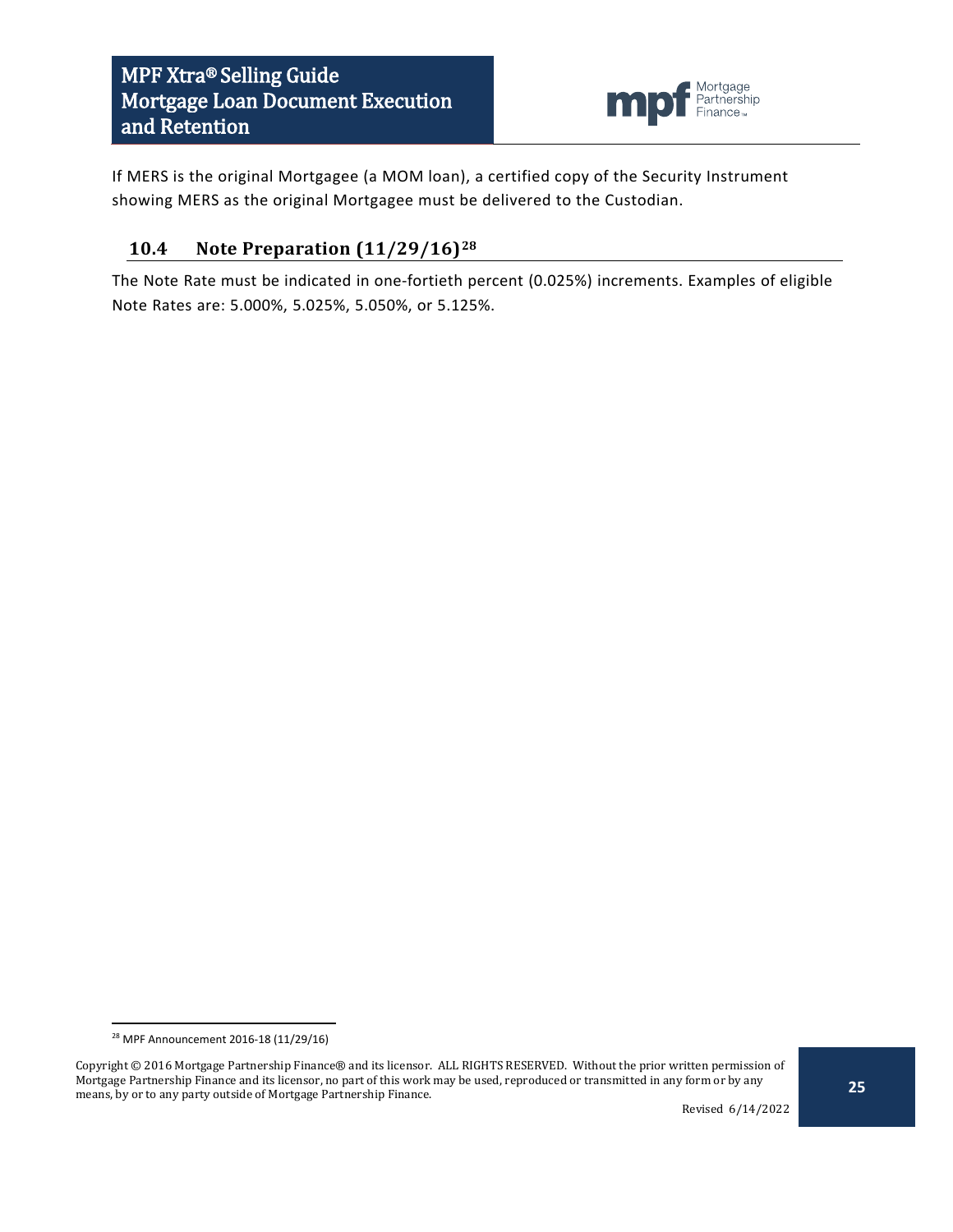If MERS is the original Mortgagee (a MOM loan), a certified copy of the Security Instrument showing MERS as the original Mortgagee must be delivered to the Custodian.

## 10.4 Note Preparation (11/29/16)[28]

The Note Rate must be indicated in one-fortieth percent (0.025%) increments. Examples of eligible Note Rates are: 5.000%, 5.025%, 5.050%, or 5.125%.

---

[28] MPF Announcement 2016-18 (11/29/16)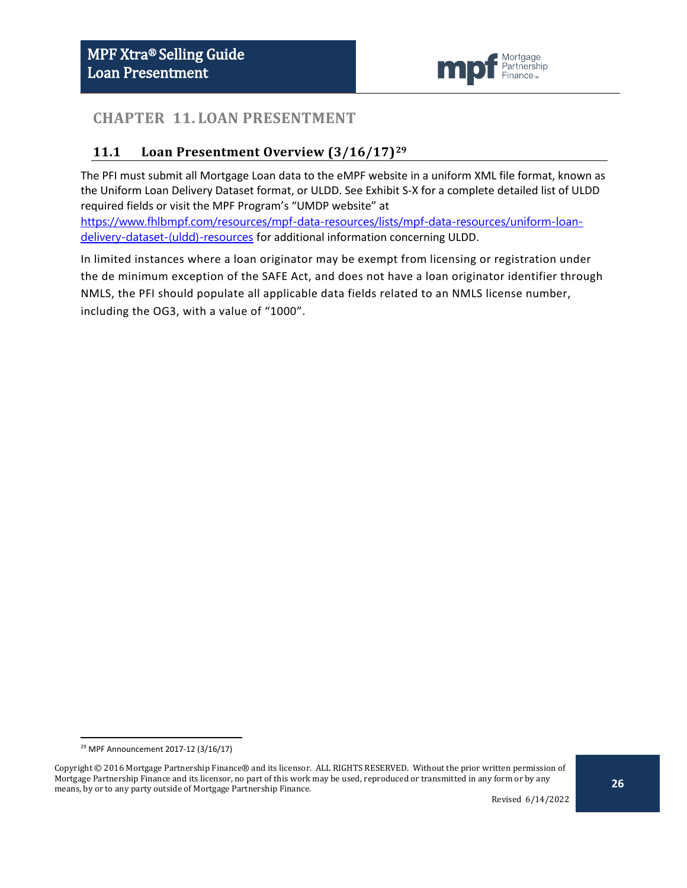# CHAPTER 11. LOAN PRESENTMENT

## 11.1 Loan Presentment Overview (3/16/17)[29]

The PFI must submit all Mortgage Loan data to the eMPF website in a uniform XML file format, known as the Uniform Loan Delivery Dataset format, or ULDD. See Exhibit S-X for a complete detailed list of ULDD required fields or visit the MPF Program's "UMDP website" at https://www.fhlbmpf.com/resources/mpf-data-resources/lists/mpf-data-resources/uniform-loan-delivery-dataset-(uldd)-resources for additional information concerning ULDD.

In limited instances where a loan originator may be exempt from licensing or registration under the de minimum exception of the SAFE Act, and does not have a loan originator identifier through NMLS, the PFI should populate all applicable data fields related to an NMLS license number, including the OG3, with a value of "1000".

[29] MPF Announcement 2017-12 (3/16/17)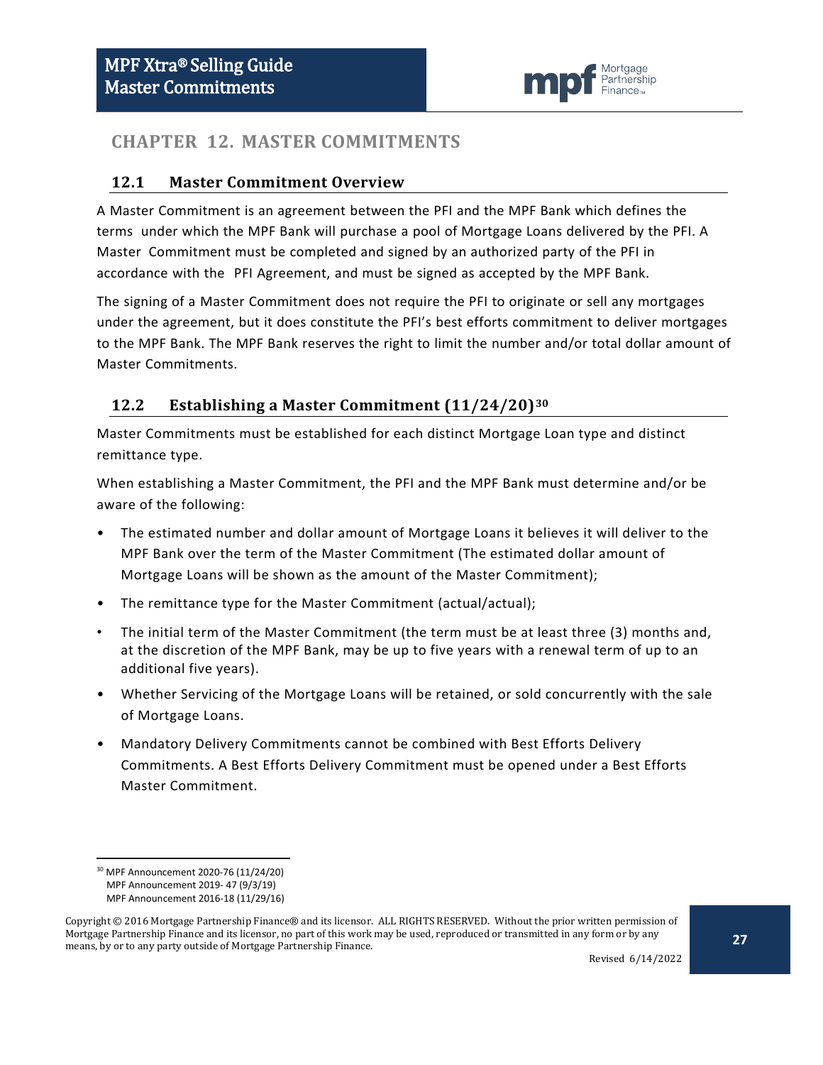# CHAPTER 12. MASTER COMMITMENTS

## 12.1 Master Commitment Overview

A Master Commitment is an agreement between the PFI and the MPF Bank which defines the terms under which the MPF Bank will purchase a pool of Mortgage Loans delivered by the PFI. A Master Commitment must be completed and signed by an authorized party of the PFI in accordance with the PFI Agreement, and must be signed as accepted by the MPF Bank.

The signing of a Master Commitment does not require the PFI to originate or sell any mortgages under the agreement, but it does constitute the PFI's best efforts commitment to deliver mortgages to the MPF Bank. The MPF Bank reserves the right to limit the number and/or total dollar amount of Master Commitments.

## 12.2 Establishing a Master Commitment (11/24/20)[30]

Master Commitments must be established for each distinct Mortgage Loan type and distinct remittance type.

When establishing a Master Commitment, the PFI and the MPF Bank must determine and/or be aware of the following:

- The estimated number and dollar amount of Mortgage Loans it believes it will deliver to the MPF Bank over the term of the Master Commitment (The estimated dollar amount of Mortgage Loans will be shown as the amount of the Master Commitment);
- The remittance type for the Master Commitment (actual/actual);
- The initial term of the Master Commitment (the term must be at least three (3) months and, at the discretion of the MPF Bank, may be up to five years with a renewal term of up to an additional five years).
- Whether Servicing of the Mortgage Loans will be retained, or sold concurrently with the sale of Mortgage Loans.
- Mandatory Delivery Commitments cannot be combined with Best Efforts Delivery Commitments. A Best Efforts Delivery Commitment must be opened under a Best Efforts Master Commitment.

---

[30] MPF Announcement 2020-76 (11/24/20)
MPF Announcement 2019- 47 (9/3/19)
MPF Announcement 2016-18 (11/29/16)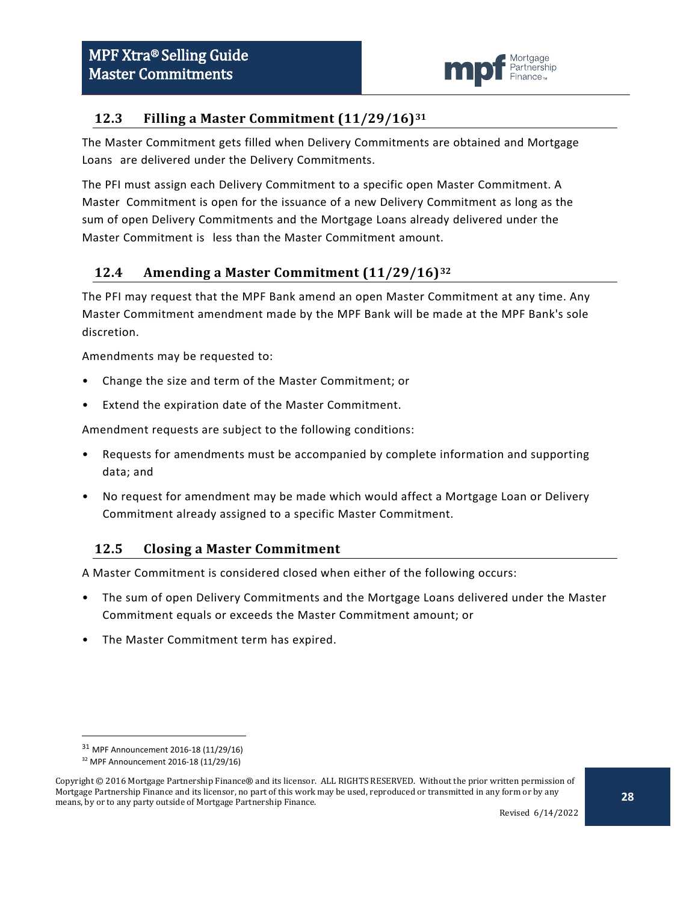## 12.3 Filling a Master Commitment (11/29/16)[31]

The Master Commitment gets filled when Delivery Commitments are obtained and Mortgage Loans are delivered under the Delivery Commitments.

The PFI must assign each Delivery Commitment to a specific open Master Commitment. A Master Commitment is open for the issuance of a new Delivery Commitment as long as the sum of open Delivery Commitments and the Mortgage Loans already delivered under the Master Commitment is less than the Master Commitment amount.

## 12.4 Amending a Master Commitment (11/29/16)[32]

The PFI may request that the MPF Bank amend an open Master Commitment at any time. Any Master Commitment amendment made by the MPF Bank will be made at the MPF Bank's sole discretion.

Amendments may be requested to:

- Change the size and term of the Master Commitment; or
- Extend the expiration date of the Master Commitment.

Amendment requests are subject to the following conditions:

- Requests for amendments must be accompanied by complete information and supporting data; and
- No request for amendment may be made which would affect a Mortgage Loan or Delivery Commitment already assigned to a specific Master Commitment.

## 12.5 Closing a Master Commitment

A Master Commitment is considered closed when either of the following occurs:

- The sum of open Delivery Commitments and the Mortgage Loans delivered under the Master Commitment equals or exceeds the Master Commitment amount; or
- The Master Commitment term has expired.

---

[31] MPF Announcement 2016-18 (11/29/16)

[32] MPF Announcement 2016-18 (11/29/16)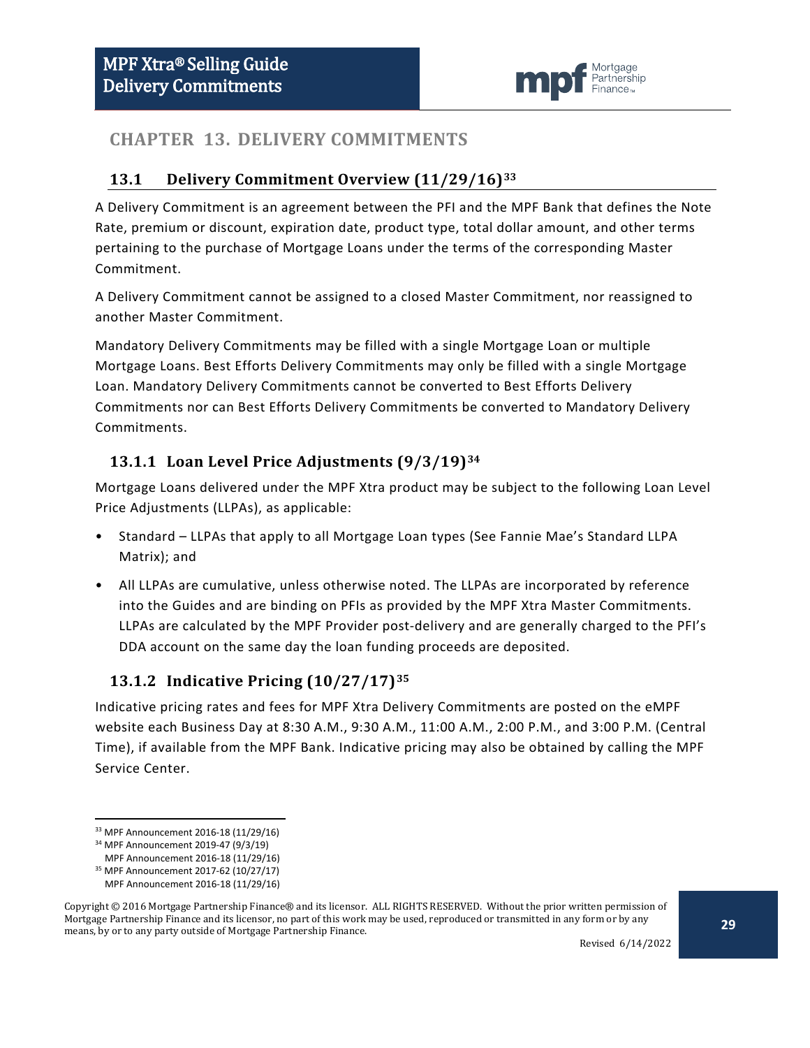# CHAPTER 13. DELIVERY COMMITMENTS

## 13.1 Delivery Commitment Overview (11/29/16)[33]

A Delivery Commitment is an agreement between the PFI and the MPF Bank that defines the Note Rate, premium or discount, expiration date, product type, total dollar amount, and other terms pertaining to the purchase of Mortgage Loans under the terms of the corresponding Master Commitment.

A Delivery Commitment cannot be assigned to a closed Master Commitment, nor reassigned to another Master Commitment.

Mandatory Delivery Commitments may be filled with a single Mortgage Loan or multiple Mortgage Loans. Best Efforts Delivery Commitments may only be filled with a single Mortgage Loan. Mandatory Delivery Commitments cannot be converted to Best Efforts Delivery Commitments nor can Best Efforts Delivery Commitments be converted to Mandatory Delivery Commitments.

### 13.1.1 Loan Level Price Adjustments (9/3/19)[34]

Mortgage Loans delivered under the MPF Xtra product may be subject to the following Loan Level Price Adjustments (LLPAs), as applicable:

- Standard – LLPAs that apply to all Mortgage Loan types (See Fannie Mae's Standard LLPA Matrix); and
- All LLPAs are cumulative, unless otherwise noted. The LLPAs are incorporated by reference into the Guides and are binding on PFIs as provided by the MPF Xtra Master Commitments. LLPAs are calculated by the MPF Provider post-delivery and are generally charged to the PFI's DDA account on the same day the loan funding proceeds are deposited.

### 13.1.2 Indicative Pricing (10/27/17)[35]

Indicative pricing rates and fees for MPF Xtra Delivery Commitments are posted on the eMPF website each Business Day at 8:30 A.M., 9:30 A.M., 11:00 A.M., 2:00 P.M., and 3:00 P.M. (Central Time), if available from the MPF Bank. Indicative pricing may also be obtained by calling the MPF Service Center.

---

[33] MPF Announcement 2016-18 (11/29/16)

[34] MPF Announcement 2019-47 (9/3/19)
MPF Announcement 2016-18 (11/29/16)

[35] MPF Announcement 2017-62 (10/27/17)
MPF Announcement 2016-18 (11/29/16)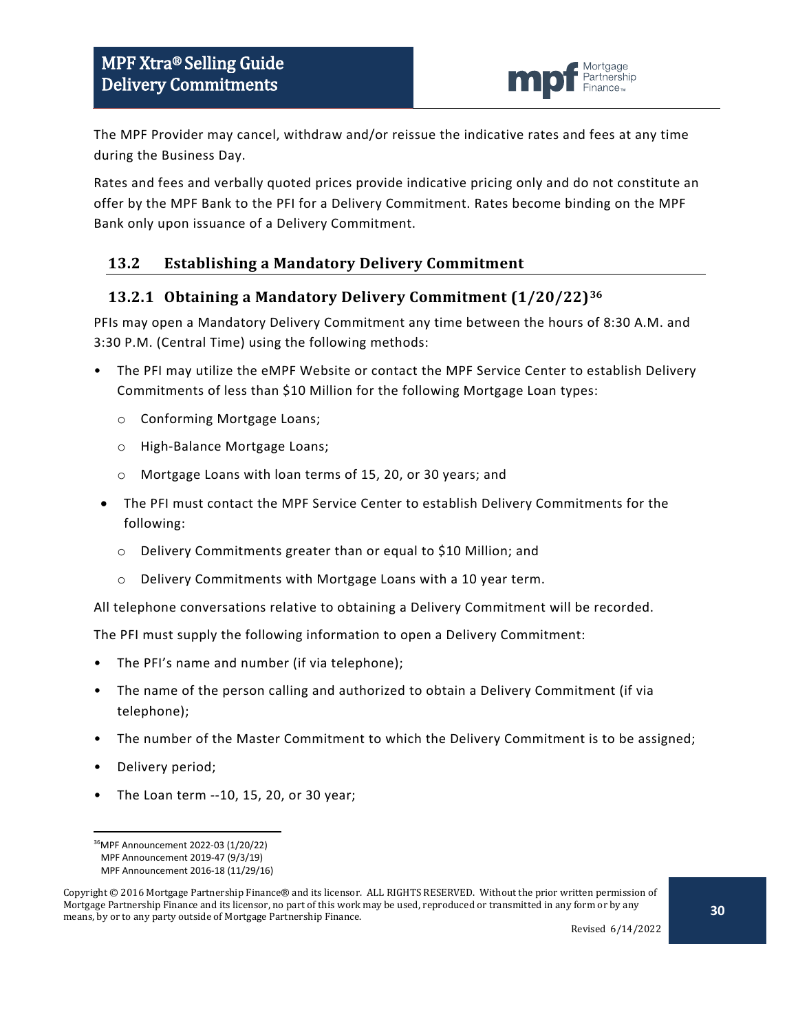The MPF Provider may cancel, withdraw and/or reissue the indicative rates and fees at any time during the Business Day.

Rates and fees and verbally quoted prices provide indicative pricing only and do not constitute an offer by the MPF Bank to the PFI for a Delivery Commitment. Rates become binding on the MPF Bank only upon issuance of a Delivery Commitment.

## 13.2 Establishing a Mandatory Delivery Commitment

### 13.2.1 Obtaining a Mandatory Delivery Commitment (1/20/22)[36]

PFIs may open a Mandatory Delivery Commitment any time between the hours of 8:30 A.M. and 3:30 P.M. (Central Time) using the following methods:

- The PFI may utilize the eMPF Website or contact the MPF Service Center to establish Delivery Commitments of less than $10 Million for the following Mortgage Loan types:
  - Conforming Mortgage Loans;
  - High-Balance Mortgage Loans;
  - Mortgage Loans with loan terms of 15, 20, or 30 years; and
- The PFI must contact the MPF Service Center to establish Delivery Commitments for the following:
  - Delivery Commitments greater than or equal to $10 Million; and
  - Delivery Commitments with Mortgage Loans with a 10 year term.

All telephone conversations relative to obtaining a Delivery Commitment will be recorded.

The PFI must supply the following information to open a Delivery Commitment:

- The PFI's name and number (if via telephone);
- The name of the person calling and authorized to obtain a Delivery Commitment (if via telephone);
- The number of the Master Commitment to which the Delivery Commitment is to be assigned;
- Delivery period;
- The Loan term --10, 15, 20, or 30 year;

---

[36] MPF Announcement 2022-03 (1/20/22)
MPF Announcement 2019-47 (9/3/19)
MPF Announcement 2016-18 (11/29/16)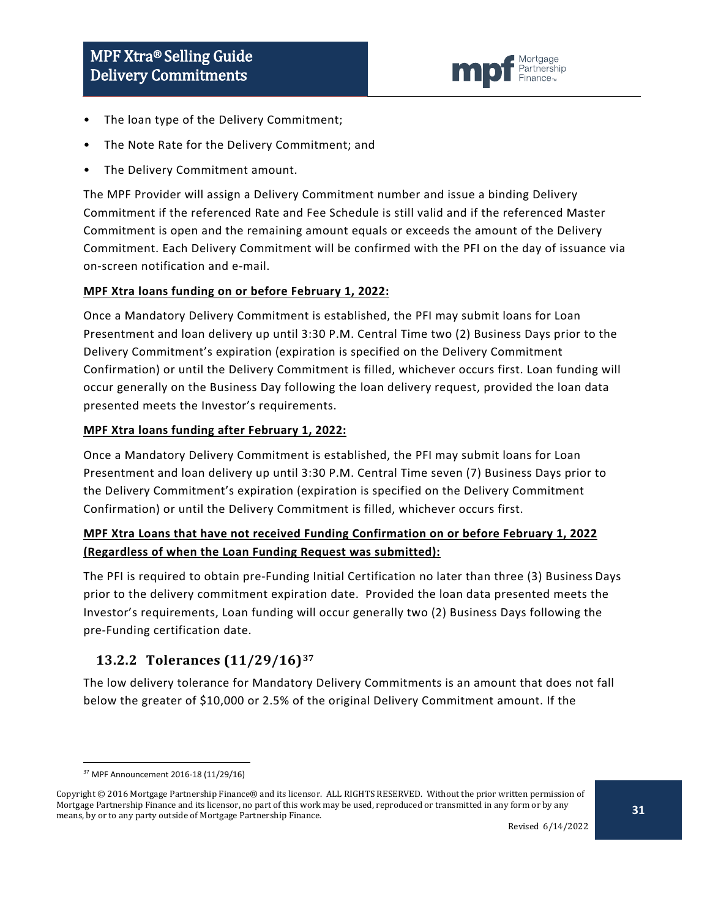- The loan type of the Delivery Commitment;
- The Note Rate for the Delivery Commitment; and
- The Delivery Commitment amount.

The MPF Provider will assign a Delivery Commitment number and issue a binding Delivery Commitment if the referenced Rate and Fee Schedule is still valid and if the referenced Master Commitment is open and the remaining amount equals or exceeds the amount of the Delivery Commitment. Each Delivery Commitment will be confirmed with the PFI on the day of issuance via on-screen notification and e-mail.

**MPF Xtra loans funding on or before February 1, 2022:**

Once a Mandatory Delivery Commitment is established, the PFI may submit loans for Loan Presentment and loan delivery up until 3:30 P.M. Central Time two (2) Business Days prior to the Delivery Commitment's expiration (expiration is specified on the Delivery Commitment Confirmation) or until the Delivery Commitment is filled, whichever occurs first. Loan funding will occur generally on the Business Day following the loan delivery request, provided the loan data presented meets the Investor's requirements.

**MPF Xtra loans funding after February 1, 2022:**

Once a Mandatory Delivery Commitment is established, the PFI may submit loans for Loan Presentment and loan delivery up until 3:30 P.M. Central Time seven (7) Business Days prior to the Delivery Commitment's expiration (expiration is specified on the Delivery Commitment Confirmation) or until the Delivery Commitment is filled, whichever occurs first.

**MPF Xtra Loans that have not received Funding Confirmation on or before February 1, 2022 (Regardless of when the Loan Funding Request was submitted):**

The PFI is required to obtain pre-Funding Initial Certification no later than three (3) Business Days prior to the delivery commitment expiration date. Provided the loan data presented meets the Investor's requirements, Loan funding will occur generally two (2) Business Days following the pre-Funding certification date.

### 13.2.2 Tolerances (11/29/16)[37]

The low delivery tolerance for Mandatory Delivery Commitments is an amount that does not fall below the greater of $10,000 or 2.5% of the original Delivery Commitment amount. If the

[37] MPF Announcement 2016-18 (11/29/16)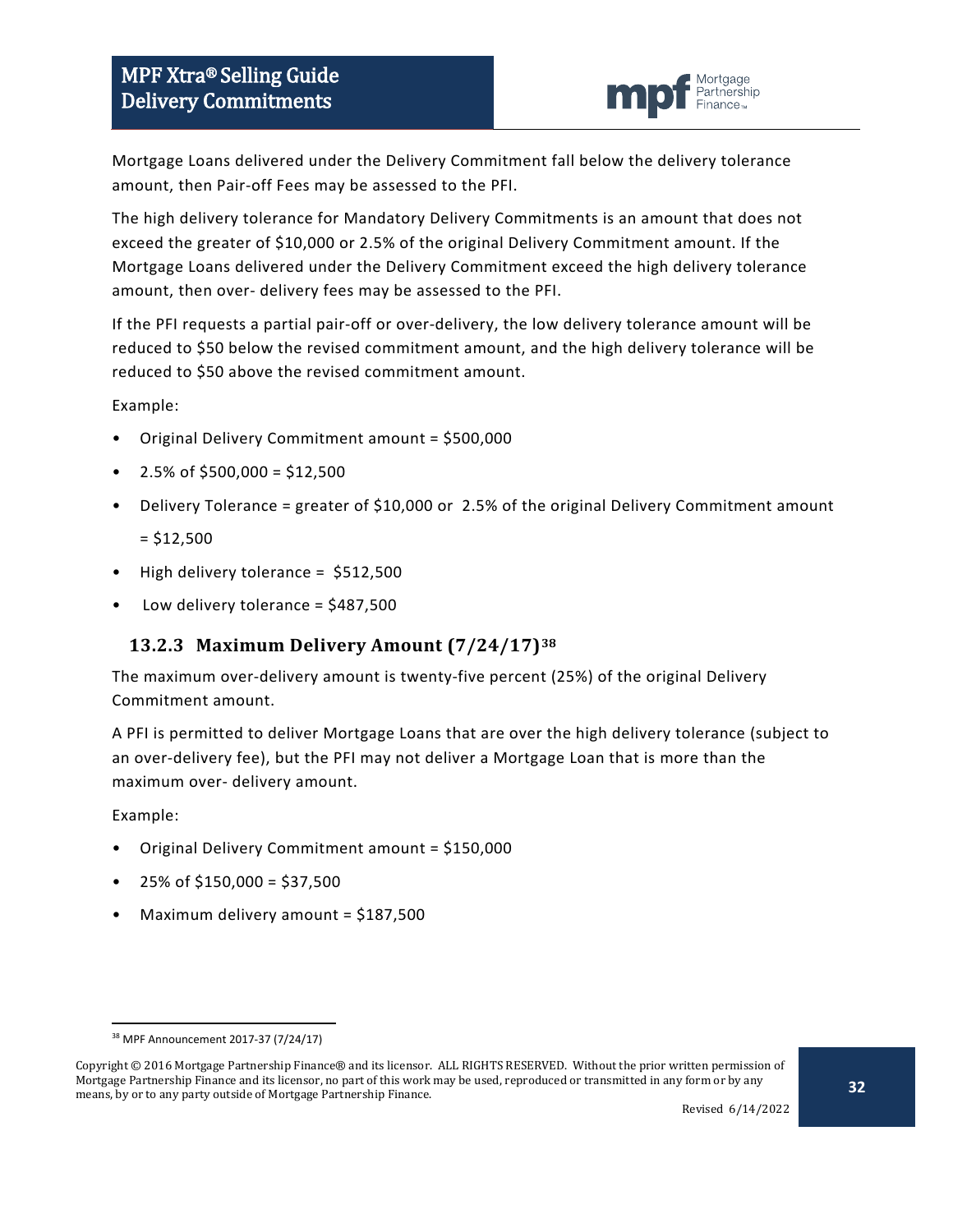Mortgage Loans delivered under the Delivery Commitment fall below the delivery tolerance amount, then Pair-off Fees may be assessed to the PFI.

The high delivery tolerance for Mandatory Delivery Commitments is an amount that does not exceed the greater of $10,000 or 2.5% of the original Delivery Commitment amount. If the Mortgage Loans delivered under the Delivery Commitment exceed the high delivery tolerance amount, then over- delivery fees may be assessed to the PFI.

If the PFI requests a partial pair-off or over-delivery, the low delivery tolerance amount will be reduced to $50 below the revised commitment amount, and the high delivery tolerance will be reduced to $50 above the revised commitment amount.

Example:

- Original Delivery Commitment amount = $500,000
- 2.5% of $500,000 = $12,500
- Delivery Tolerance = greater of $10,000 or 2.5% of the original Delivery Commitment amount = $12,500
- High delivery tolerance = $512,500
- Low delivery tolerance = $487,500

### 13.2.3 Maximum Delivery Amount (7/24/17)[38]

The maximum over-delivery amount is twenty-five percent (25%) of the original Delivery Commitment amount.

A PFI is permitted to deliver Mortgage Loans that are over the high delivery tolerance (subject to an over-delivery fee), but the PFI may not deliver a Mortgage Loan that is more than the maximum over- delivery amount.

Example:

- Original Delivery Commitment amount = $150,000
- 25% of $150,000 = $37,500
- Maximum delivery amount = $187,500

[38] MPF Announcement 2017-37 (7/24/17)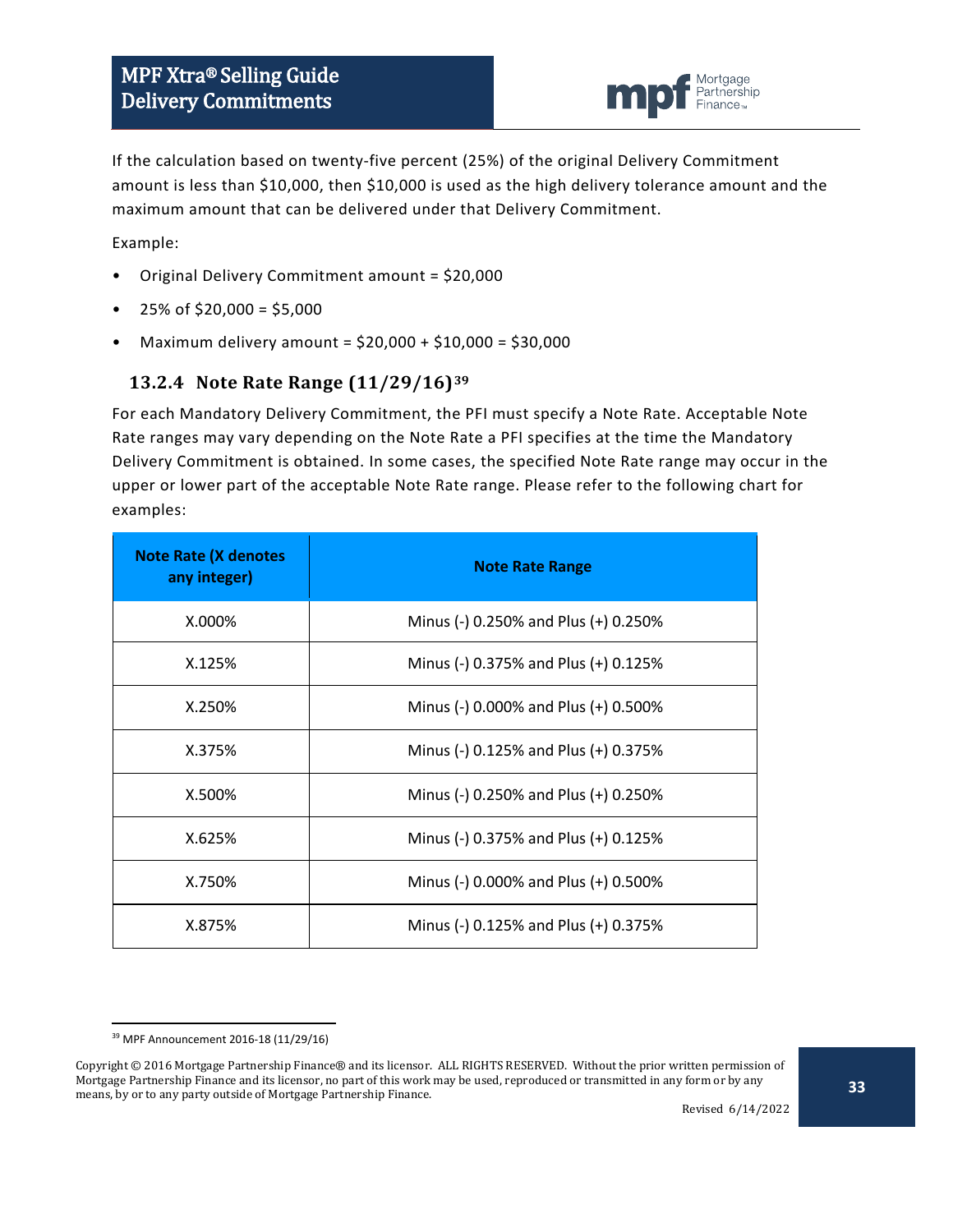If the calculation based on twenty-five percent (25%) of the original Delivery Commitment amount is less than $10,000, then $10,000 is used as the high delivery tolerance amount and the maximum amount that can be delivered under that Delivery Commitment.

Example:

- Original Delivery Commitment amount = $20,000
- 25% of $20,000 = $5,000
- Maximum delivery amount = $20,000 + $10,000 = $30,000

### 13.2.4 Note Rate Range (11/29/16)[39]

For each Mandatory Delivery Commitment, the PFI must specify a Note Rate. Acceptable Note Rate ranges may vary depending on the Note Rate a PFI specifies at the time the Mandatory Delivery Commitment is obtained. In some cases, the specified Note Rate range may occur in the upper or lower part of the acceptable Note Rate range. Please refer to the following chart for examples:

| Note Rate (X denotes any integer) | Note Rate Range |
|---|---|
| X.000% | Minus (-) 0.250% and Plus (+) 0.250% |
| X.125% | Minus (-) 0.375% and Plus (+) 0.125% |
| X.250% | Minus (-) 0.000% and Plus (+) 0.500% |
| X.375% | Minus (-) 0.125% and Plus (+) 0.375% |
| X.500% | Minus (-) 0.250% and Plus (+) 0.250% |
| X.625% | Minus (-) 0.375% and Plus (+) 0.125% |
| X.750% | Minus (-) 0.000% and Plus (+) 0.500% |
| X.875% | Minus (-) 0.125% and Plus (+) 0.375% |

[39] MPF Announcement 2016-18 (11/29/16)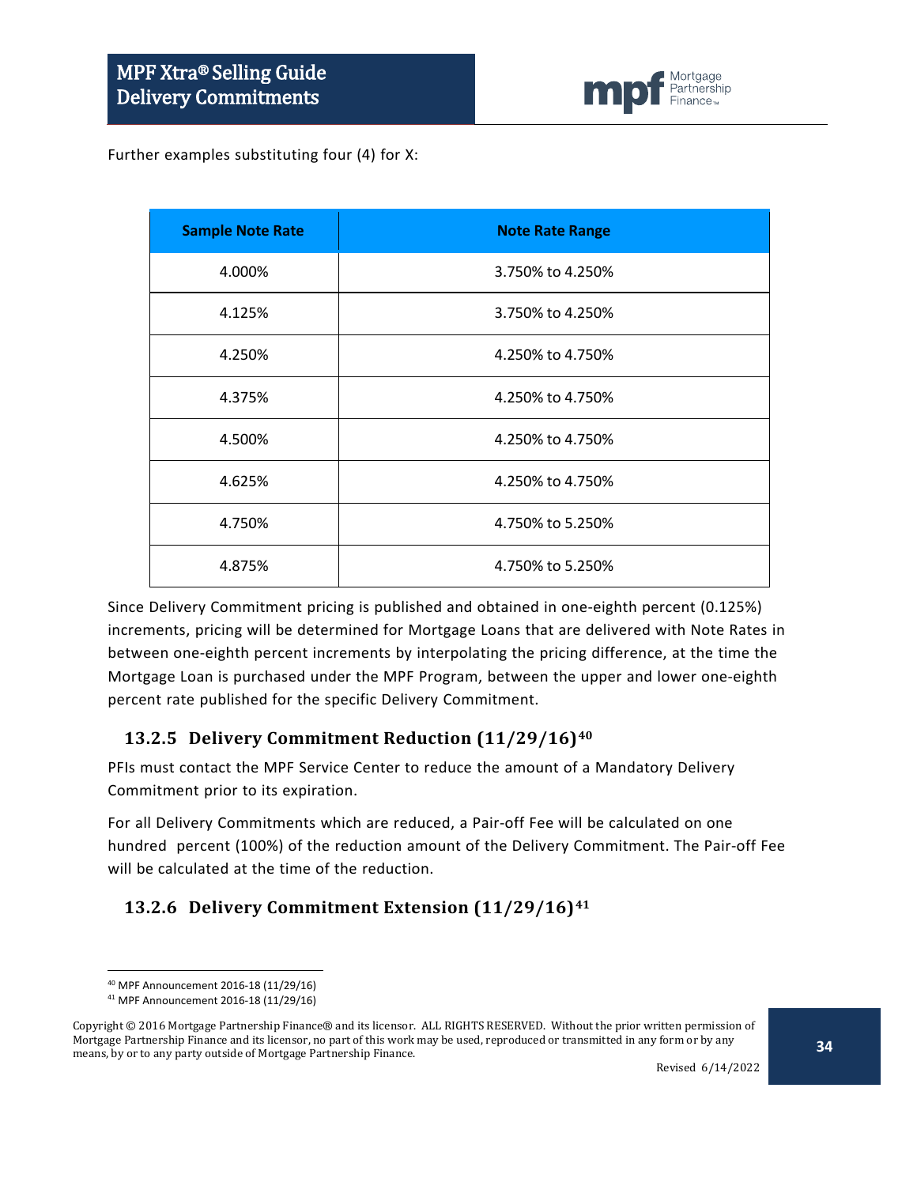Further examples substituting four (4) for X:

| Sample Note Rate | Note Rate Range |
|---|---|
| 4.000% | 3.750% to 4.250% |
| 4.125% | 3.750% to 4.250% |
| 4.250% | 4.250% to 4.750% |
| 4.375% | 4.250% to 4.750% |
| 4.500% | 4.250% to 4.750% |
| 4.625% | 4.250% to 4.750% |
| 4.750% | 4.750% to 5.250% |
| 4.875% | 4.750% to 5.250% |

Since Delivery Commitment pricing is published and obtained in one-eighth percent (0.125%) increments, pricing will be determined for Mortgage Loans that are delivered with Note Rates in between one-eighth percent increments by interpolating the pricing difference, at the time the Mortgage Loan is purchased under the MPF Program, between the upper and lower one-eighth percent rate published for the specific Delivery Commitment.

### 13.2.5 Delivery Commitment Reduction (11/29/16)[40]

PFIs must contact the MPF Service Center to reduce the amount of a Mandatory Delivery Commitment prior to its expiration.

For all Delivery Commitments which are reduced, a Pair-off Fee will be calculated on one hundred percent (100%) of the reduction amount of the Delivery Commitment. The Pair-off Fee will be calculated at the time of the reduction.

### 13.2.6 Delivery Commitment Extension (11/29/16)[41]

[40] MPF Announcement 2016-18 (11/29/16)

[41] MPF Announcement 2016-18 (11/29/16)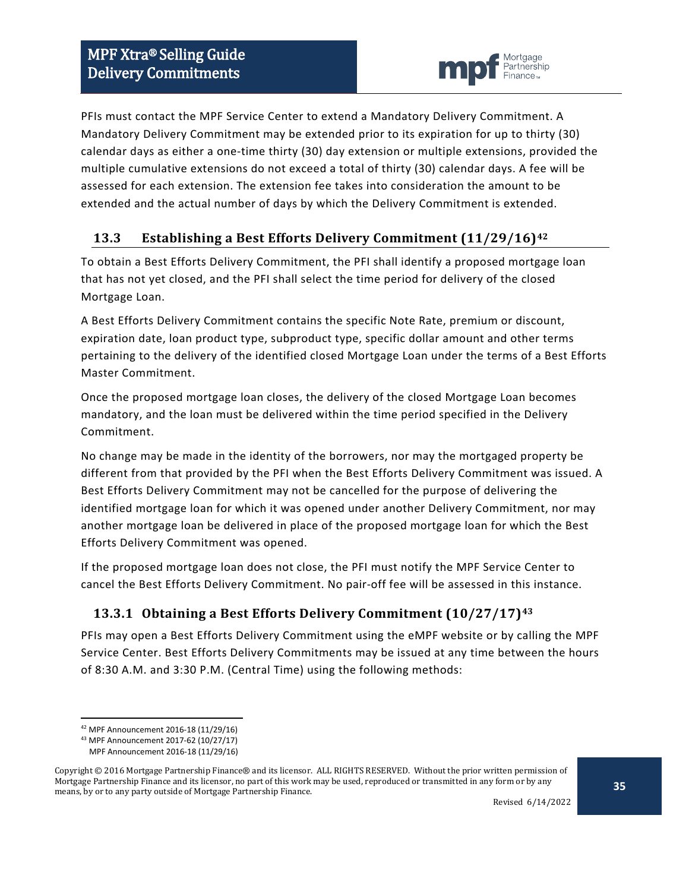PFIs must contact the MPF Service Center to extend a Mandatory Delivery Commitment. A Mandatory Delivery Commitment may be extended prior to its expiration for up to thirty (30) calendar days as either a one-time thirty (30) day extension or multiple extensions, provided the multiple cumulative extensions do not exceed a total of thirty (30) calendar days. A fee will be assessed for each extension. The extension fee takes into consideration the amount to be extended and the actual number of days by which the Delivery Commitment is extended.

## 13.3 Establishing a Best Efforts Delivery Commitment (11/29/16)[42]

To obtain a Best Efforts Delivery Commitment, the PFI shall identify a proposed mortgage loan that has not yet closed, and the PFI shall select the time period for delivery of the closed Mortgage Loan.

A Best Efforts Delivery Commitment contains the specific Note Rate, premium or discount, expiration date, loan product type, subproduct type, specific dollar amount and other terms pertaining to the delivery of the identified closed Mortgage Loan under the terms of a Best Efforts Master Commitment.

Once the proposed mortgage loan closes, the delivery of the closed Mortgage Loan becomes mandatory, and the loan must be delivered within the time period specified in the Delivery Commitment.

No change may be made in the identity of the borrowers, nor may the mortgaged property be different from that provided by the PFI when the Best Efforts Delivery Commitment was issued. A Best Efforts Delivery Commitment may not be cancelled for the purpose of delivering the identified mortgage loan for which it was opened under another Delivery Commitment, nor may another mortgage loan be delivered in place of the proposed mortgage loan for which the Best Efforts Delivery Commitment was opened.

If the proposed mortgage loan does not close, the PFI must notify the MPF Service Center to cancel the Best Efforts Delivery Commitment. No pair-off fee will be assessed in this instance.

### 13.3.1 Obtaining a Best Efforts Delivery Commitment (10/27/17)[43]

PFIs may open a Best Efforts Delivery Commitment using the eMPF website or by calling the MPF Service Center. Best Efforts Delivery Commitments may be issued at any time between the hours of 8:30 A.M. and 3:30 P.M. (Central Time) using the following methods:

---

[42] MPF Announcement 2016-18 (11/29/16)

[43] MPF Announcement 2017-62 (10/27/17)
MPF Announcement 2016-18 (11/29/16)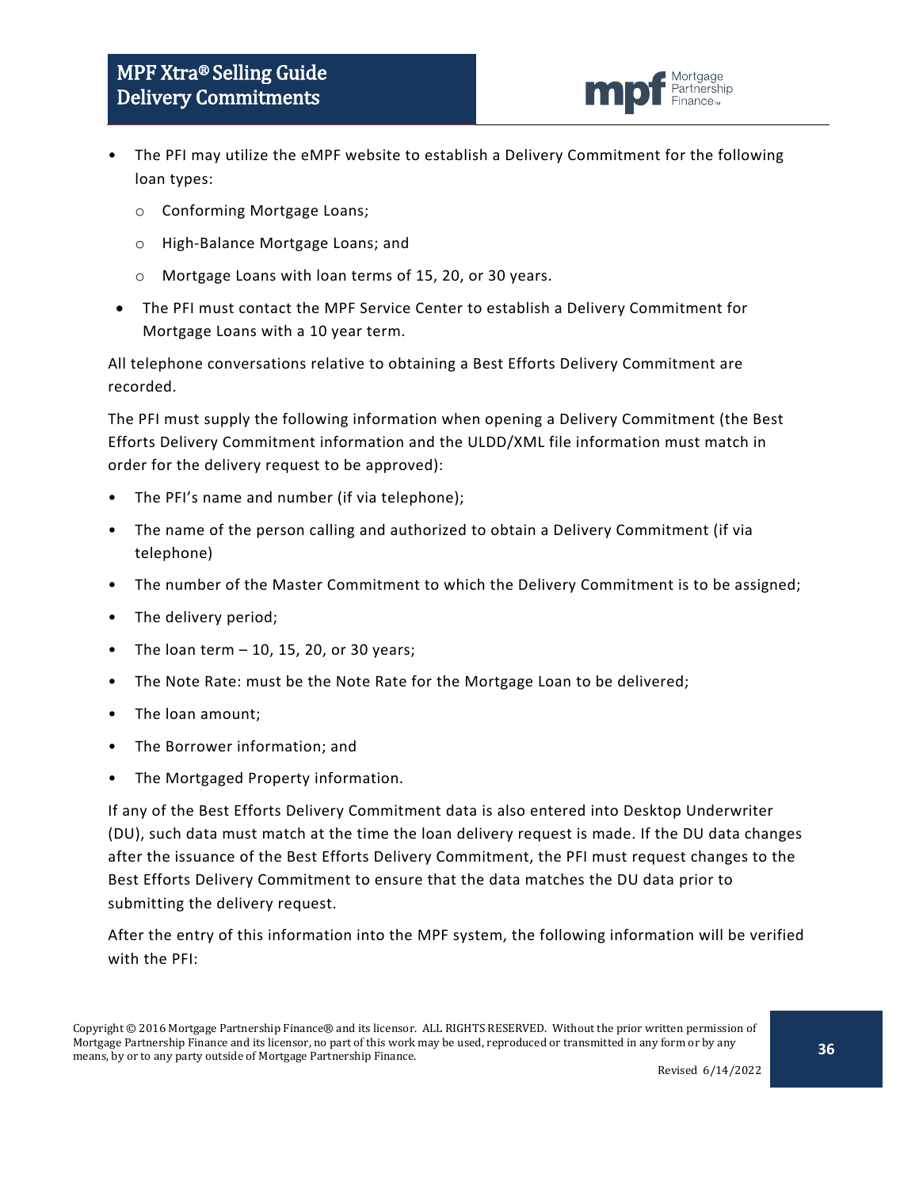- The PFI may utilize the eMPF website to establish a Delivery Commitment for the following loan types:
  - Conforming Mortgage Loans;
  - High-Balance Mortgage Loans; and
  - Mortgage Loans with loan terms of 15, 20, or 30 years.
- The PFI must contact the MPF Service Center to establish a Delivery Commitment for Mortgage Loans with a 10 year term.

All telephone conversations relative to obtaining a Best Efforts Delivery Commitment are recorded.

The PFI must supply the following information when opening a Delivery Commitment (the Best Efforts Delivery Commitment information and the ULDD/XML file information must match in order for the delivery request to be approved):

- The PFI's name and number (if via telephone);
- The name of the person calling and authorized to obtain a Delivery Commitment (if via telephone)
- The number of the Master Commitment to which the Delivery Commitment is to be assigned;
- The delivery period;
- The loan term – 10, 15, 20, or 30 years;
- The Note Rate: must be the Note Rate for the Mortgage Loan to be delivered;
- The loan amount;
- The Borrower information; and
- The Mortgaged Property information.

If any of the Best Efforts Delivery Commitment data is also entered into Desktop Underwriter (DU), such data must match at the time the loan delivery request is made. If the DU data changes after the issuance of the Best Efforts Delivery Commitment, the PFI must request changes to the Best Efforts Delivery Commitment to ensure that the data matches the DU data prior to submitting the delivery request.

After the entry of this information into the MPF system, the following information will be verified with the PFI: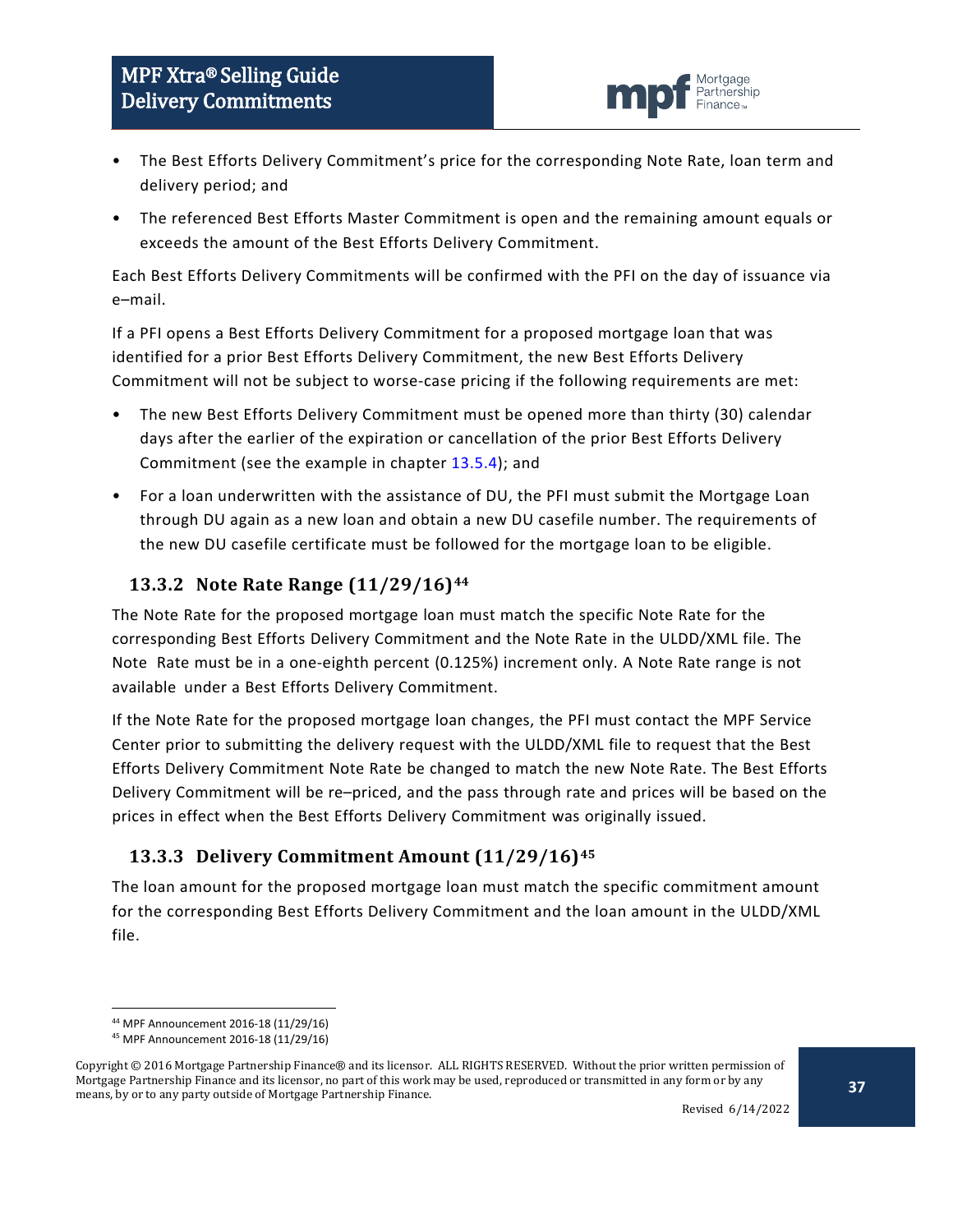- The Best Efforts Delivery Commitment's price for the corresponding Note Rate, loan term and delivery period; and
- The referenced Best Efforts Master Commitment is open and the remaining amount equals or exceeds the amount of the Best Efforts Delivery Commitment.

Each Best Efforts Delivery Commitments will be confirmed with the PFI on the day of issuance via e–mail.

If a PFI opens a Best Efforts Delivery Commitment for a proposed mortgage loan that was identified for a prior Best Efforts Delivery Commitment, the new Best Efforts Delivery Commitment will not be subject to worse-case pricing if the following requirements are met:

- The new Best Efforts Delivery Commitment must be opened more than thirty (30) calendar days after the earlier of the expiration or cancellation of the prior Best Efforts Delivery Commitment (see the example in chapter 13.5.4); and
- For a loan underwritten with the assistance of DU, the PFI must submit the Mortgage Loan through DU again as a new loan and obtain a new DU casefile number. The requirements of the new DU casefile certificate must be followed for the mortgage loan to be eligible.

### 13.3.2 Note Rate Range (11/29/16)[44]

The Note Rate for the proposed mortgage loan must match the specific Note Rate for the corresponding Best Efforts Delivery Commitment and the Note Rate in the ULDD/XML file. The Note Rate must be in a one-eighth percent (0.125%) increment only. A Note Rate range is not available under a Best Efforts Delivery Commitment.

If the Note Rate for the proposed mortgage loan changes, the PFI must contact the MPF Service Center prior to submitting the delivery request with the ULDD/XML file to request that the Best Efforts Delivery Commitment Note Rate be changed to match the new Note Rate. The Best Efforts Delivery Commitment will be re–priced, and the pass through rate and prices will be based on the prices in effect when the Best Efforts Delivery Commitment was originally issued.

### 13.3.3 Delivery Commitment Amount (11/29/16)[45]

The loan amount for the proposed mortgage loan must match the specific commitment amount for the corresponding Best Efforts Delivery Commitment and the loan amount in the ULDD/XML file.

---

[44] MPF Announcement 2016-18 (11/29/16)

[45] MPF Announcement 2016-18 (11/29/16)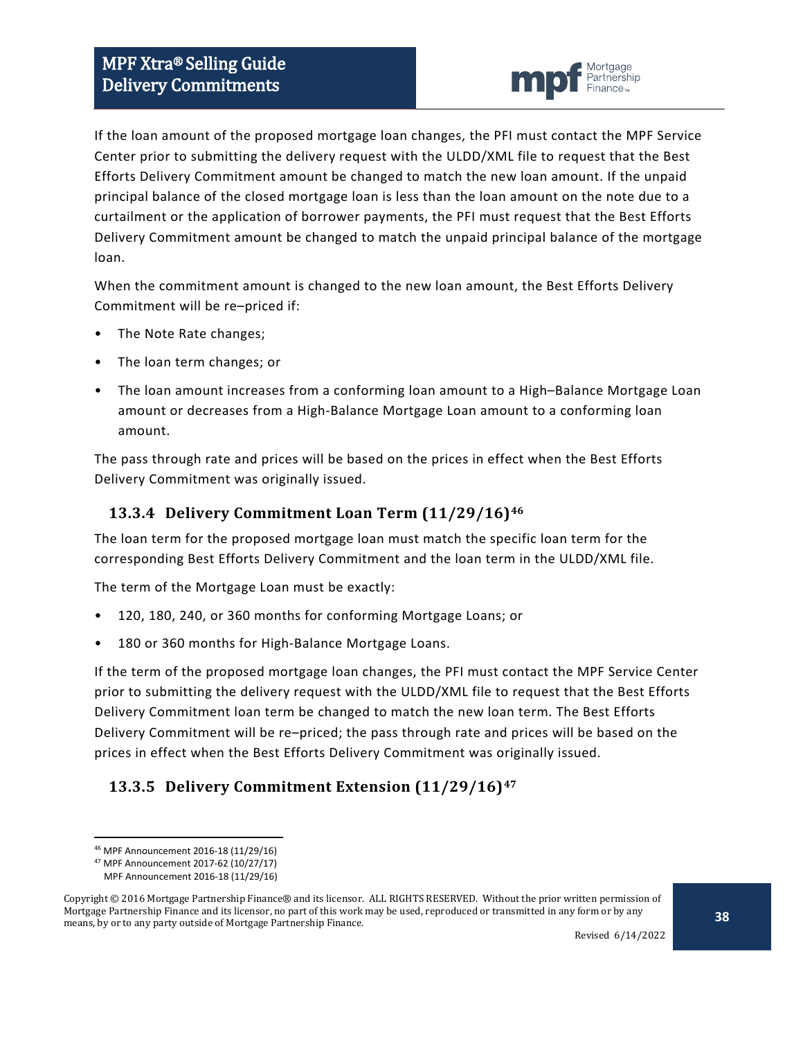If the loan amount of the proposed mortgage loan changes, the PFI must contact the MPF Service Center prior to submitting the delivery request with the ULDD/XML file to request that the Best Efforts Delivery Commitment amount be changed to match the new loan amount. If the unpaid principal balance of the closed mortgage loan is less than the loan amount on the note due to a curtailment or the application of borrower payments, the PFI must request that the Best Efforts Delivery Commitment amount be changed to match the unpaid principal balance of the mortgage loan.

When the commitment amount is changed to the new loan amount, the Best Efforts Delivery Commitment will be re–priced if:

- The Note Rate changes;
- The loan term changes; or
- The loan amount increases from a conforming loan amount to a High–Balance Mortgage Loan amount or decreases from a High-Balance Mortgage Loan amount to a conforming loan amount.

The pass through rate and prices will be based on the prices in effect when the Best Efforts Delivery Commitment was originally issued.

### 13.3.4 Delivery Commitment Loan Term (11/29/16)[46]

The loan term for the proposed mortgage loan must match the specific loan term for the corresponding Best Efforts Delivery Commitment and the loan term in the ULDD/XML file.

The term of the Mortgage Loan must be exactly:

- 120, 180, 240, or 360 months for conforming Mortgage Loans; or
- 180 or 360 months for High-Balance Mortgage Loans.

If the term of the proposed mortgage loan changes, the PFI must contact the MPF Service Center prior to submitting the delivery request with the ULDD/XML file to request that the Best Efforts Delivery Commitment loan term be changed to match the new loan term. The Best Efforts Delivery Commitment will be re–priced; the pass through rate and prices will be based on the prices in effect when the Best Efforts Delivery Commitment was originally issued.

### 13.3.5 Delivery Commitment Extension (11/29/16)[47]

---

[46] MPF Announcement 2016-18 (11/29/16)

[47] MPF Announcement 2017-62 (10/27/17)
MPF Announcement 2016-18 (11/29/16)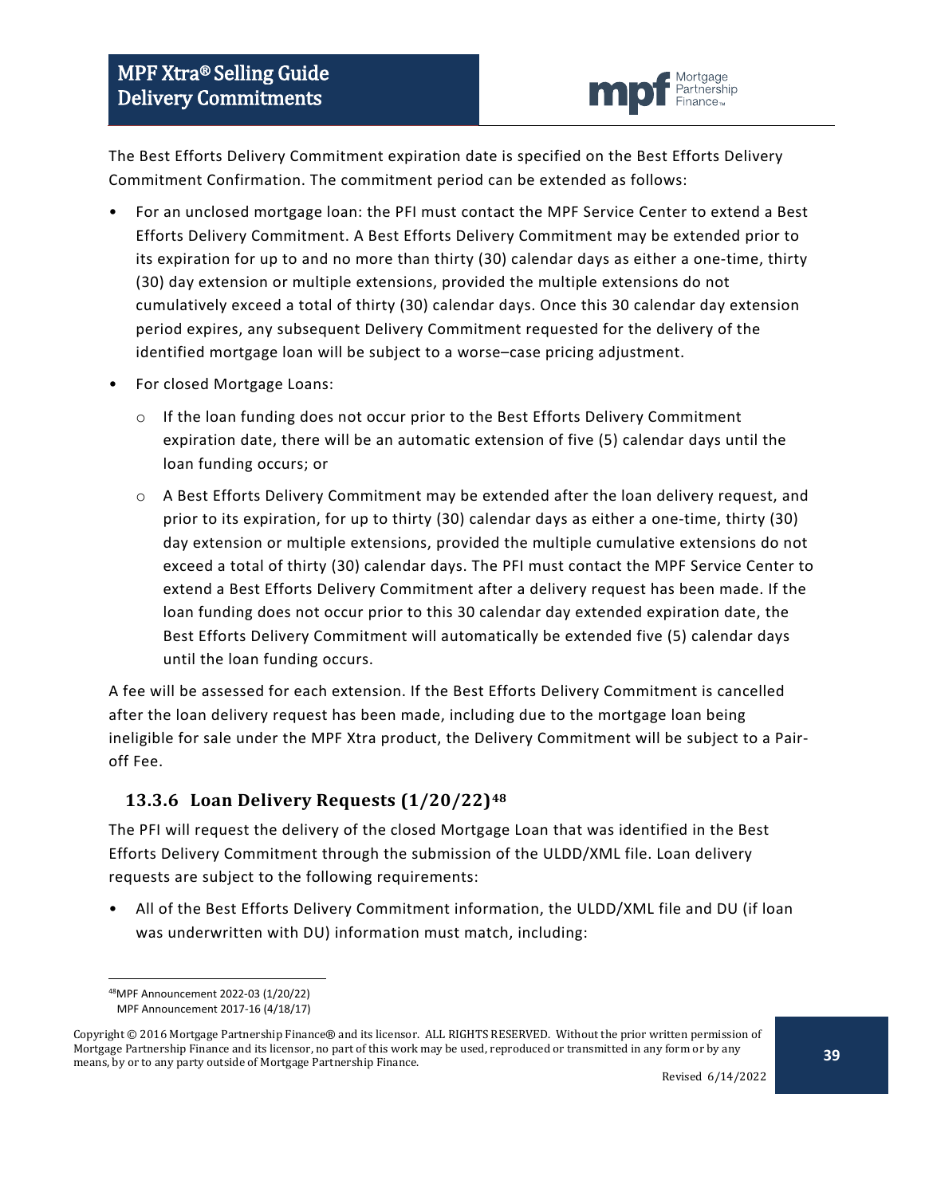The Best Efforts Delivery Commitment expiration date is specified on the Best Efforts Delivery Commitment Confirmation. The commitment period can be extended as follows:

- For an unclosed mortgage loan: the PFI must contact the MPF Service Center to extend a Best Efforts Delivery Commitment. A Best Efforts Delivery Commitment may be extended prior to its expiration for up to and no more than thirty (30) calendar days as either a one-time, thirty (30) day extension or multiple extensions, provided the multiple extensions do not cumulatively exceed a total of thirty (30) calendar days. Once this 30 calendar day extension period expires, any subsequent Delivery Commitment requested for the delivery of the identified mortgage loan will be subject to a worse–case pricing adjustment.
- For closed Mortgage Loans:
  - If the loan funding does not occur prior to the Best Efforts Delivery Commitment expiration date, there will be an automatic extension of five (5) calendar days until the loan funding occurs; or
  - A Best Efforts Delivery Commitment may be extended after the loan delivery request, and prior to its expiration, for up to thirty (30) calendar days as either a one-time, thirty (30) day extension or multiple extensions, provided the multiple cumulative extensions do not exceed a total of thirty (30) calendar days. The PFI must contact the MPF Service Center to extend a Best Efforts Delivery Commitment after a delivery request has been made. If the loan funding does not occur prior to this 30 calendar day extended expiration date, the Best Efforts Delivery Commitment will automatically be extended five (5) calendar days until the loan funding occurs.

A fee will be assessed for each extension. If the Best Efforts Delivery Commitment is cancelled after the loan delivery request has been made, including due to the mortgage loan being ineligible for sale under the MPF Xtra product, the Delivery Commitment will be subject to a Pair-off Fee.

### 13.3.6 Loan Delivery Requests (1/20/22)[48]

The PFI will request the delivery of the closed Mortgage Loan that was identified in the Best Efforts Delivery Commitment through the submission of the ULDD/XML file. Loan delivery requests are subject to the following requirements:

- All of the Best Efforts Delivery Commitment information, the ULDD/XML file and DU (if loan was underwritten with DU) information must match, including:

---

[48] MPF Announcement 2022-03 (1/20/22)
MPF Announcement 2017-16 (4/18/17)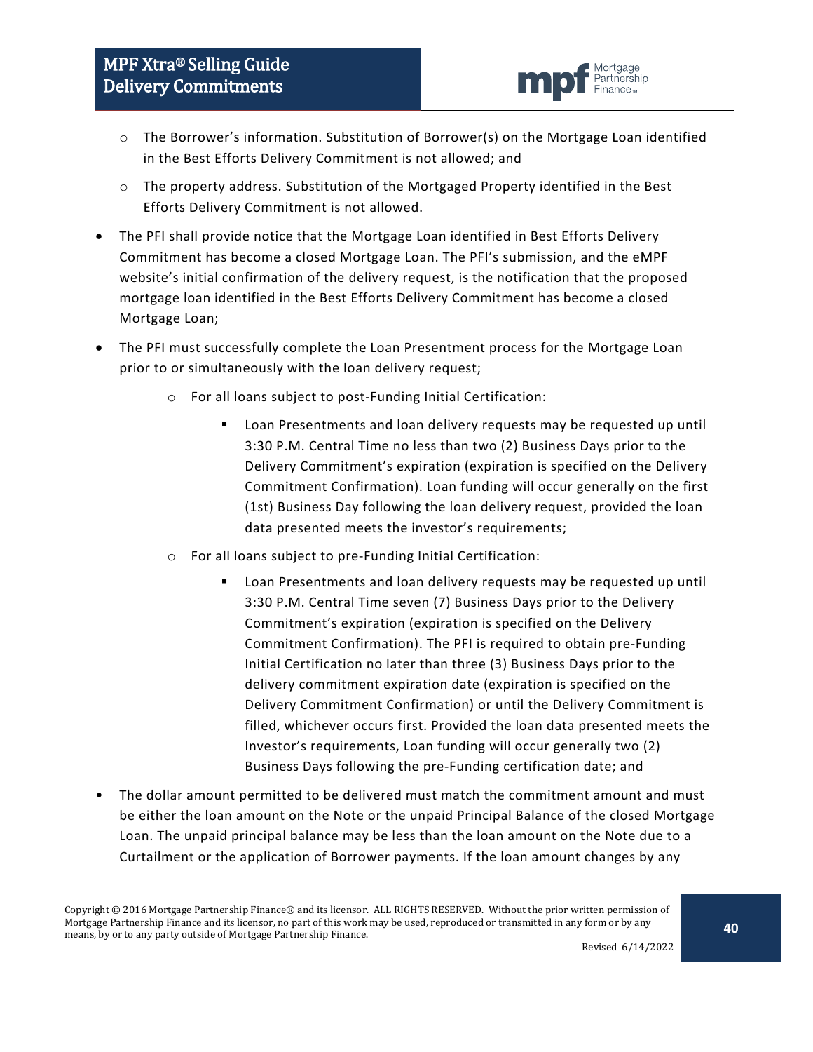- The Borrower's information. Substitution of Borrower(s) on the Mortgage Loan identified in the Best Efforts Delivery Commitment is not allowed; and
  - The property address. Substitution of the Mortgaged Property identified in the Best Efforts Delivery Commitment is not allowed.
- The PFI shall provide notice that the Mortgage Loan identified in Best Efforts Delivery Commitment has become a closed Mortgage Loan. The PFI's submission, and the eMPF website's initial confirmation of the delivery request, is the notification that the proposed mortgage loan identified in the Best Efforts Delivery Commitment has become a closed Mortgage Loan;
- The PFI must successfully complete the Loan Presentment process for the Mortgage Loan prior to or simultaneously with the loan delivery request;
  - For all loans subject to post-Funding Initial Certification:
    - Loan Presentments and loan delivery requests may be requested up until 3:30 P.M. Central Time no less than two (2) Business Days prior to the Delivery Commitment's expiration (expiration is specified on the Delivery Commitment Confirmation). Loan funding will occur generally on the first (1st) Business Day following the loan delivery request, provided the loan data presented meets the investor's requirements;
  - For all loans subject to pre-Funding Initial Certification:
    - Loan Presentments and loan delivery requests may be requested up until 3:30 P.M. Central Time seven (7) Business Days prior to the Delivery Commitment's expiration (expiration is specified on the Delivery Commitment Confirmation). The PFI is required to obtain pre-Funding Initial Certification no later than three (3) Business Days prior to the delivery commitment expiration date (expiration is specified on the Delivery Commitment Confirmation) or until the Delivery Commitment is filled, whichever occurs first. Provided the loan data presented meets the Investor's requirements, Loan funding will occur generally two (2) Business Days following the pre-Funding certification date; and
- The dollar amount permitted to be delivered must match the commitment amount and must be either the loan amount on the Note or the unpaid Principal Balance of the closed Mortgage Loan. The unpaid principal balance may be less than the loan amount on the Note due to a Curtailment or the application of Borrower payments. If the loan amount changes by any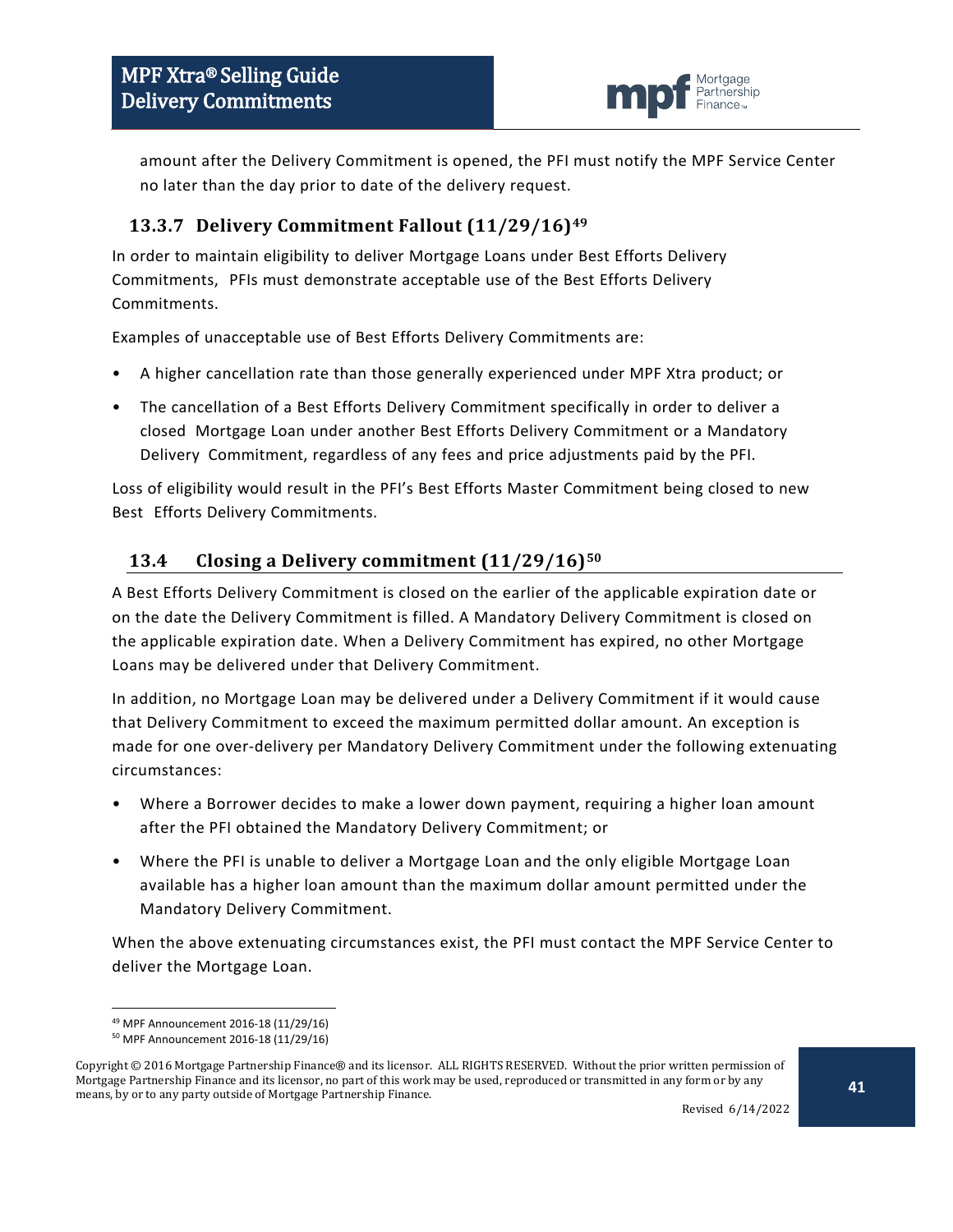amount after the Delivery Commitment is opened, the PFI must notify the MPF Service Center no later than the day prior to date of the delivery request.

### 13.3.7 Delivery Commitment Fallout (11/29/16)[49]

In order to maintain eligibility to deliver Mortgage Loans under Best Efforts Delivery Commitments, PFIs must demonstrate acceptable use of the Best Efforts Delivery Commitments.

Examples of unacceptable use of Best Efforts Delivery Commitments are:

- A higher cancellation rate than those generally experienced under MPF Xtra product; or
- The cancellation of a Best Efforts Delivery Commitment specifically in order to deliver a closed Mortgage Loan under another Best Efforts Delivery Commitment or a Mandatory Delivery Commitment, regardless of any fees and price adjustments paid by the PFI.

Loss of eligibility would result in the PFI's Best Efforts Master Commitment being closed to new Best Efforts Delivery Commitments.

## 13.4 Closing a Delivery commitment (11/29/16)[50]

A Best Efforts Delivery Commitment is closed on the earlier of the applicable expiration date or on the date the Delivery Commitment is filled. A Mandatory Delivery Commitment is closed on the applicable expiration date. When a Delivery Commitment has expired, no other Mortgage Loans may be delivered under that Delivery Commitment.

In addition, no Mortgage Loan may be delivered under a Delivery Commitment if it would cause that Delivery Commitment to exceed the maximum permitted dollar amount. An exception is made for one over-delivery per Mandatory Delivery Commitment under the following extenuating circumstances:

- Where a Borrower decides to make a lower down payment, requiring a higher loan amount after the PFI obtained the Mandatory Delivery Commitment; or
- Where the PFI is unable to deliver a Mortgage Loan and the only eligible Mortgage Loan available has a higher loan amount than the maximum dollar amount permitted under the Mandatory Delivery Commitment.

When the above extenuating circumstances exist, the PFI must contact the MPF Service Center to deliver the Mortgage Loan.

---

[49] MPF Announcement 2016-18 (11/29/16)

[50] MPF Announcement 2016-18 (11/29/16)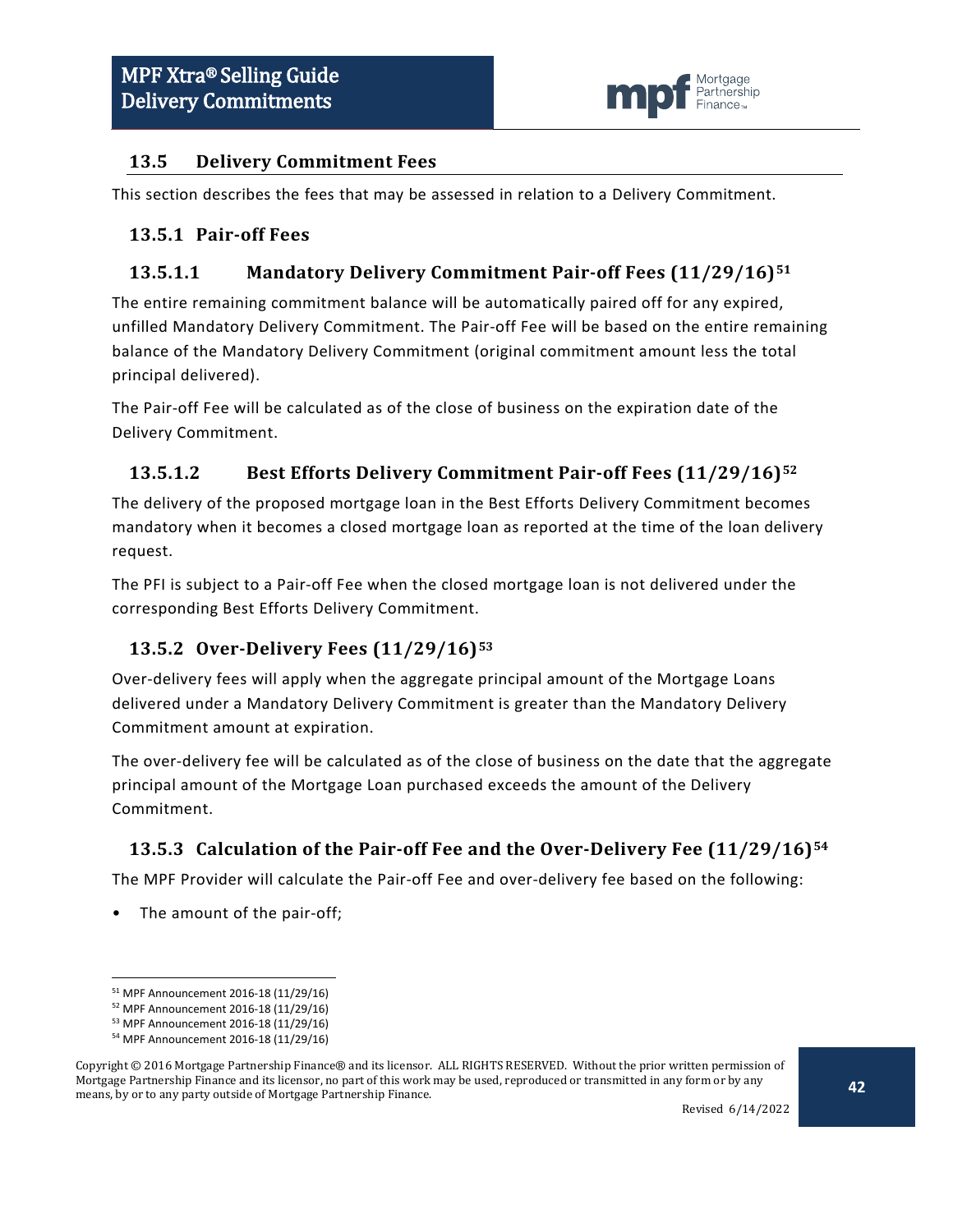## 13.5 Delivery Commitment Fees

This section describes the fees that may be assessed in relation to a Delivery Commitment.

### 13.5.1 Pair-off Fees

#### 13.5.1.1 Mandatory Delivery Commitment Pair-off Fees (11/29/16)[51]

The entire remaining commitment balance will be automatically paired off for any expired, unfilled Mandatory Delivery Commitment. The Pair-off Fee will be based on the entire remaining balance of the Mandatory Delivery Commitment (original commitment amount less the total principal delivered).

The Pair-off Fee will be calculated as of the close of business on the expiration date of the Delivery Commitment.

#### 13.5.1.2 Best Efforts Delivery Commitment Pair-off Fees (11/29/16)[52]

The delivery of the proposed mortgage loan in the Best Efforts Delivery Commitment becomes mandatory when it becomes a closed mortgage loan as reported at the time of the loan delivery request.

The PFI is subject to a Pair-off Fee when the closed mortgage loan is not delivered under the corresponding Best Efforts Delivery Commitment.

### 13.5.2 Over-Delivery Fees (11/29/16)[53]

Over-delivery fees will apply when the aggregate principal amount of the Mortgage Loans delivered under a Mandatory Delivery Commitment is greater than the Mandatory Delivery Commitment amount at expiration.

The over-delivery fee will be calculated as of the close of business on the date that the aggregate principal amount of the Mortgage Loan purchased exceeds the amount of the Delivery Commitment.

### 13.5.3 Calculation of the Pair-off Fee and the Over-Delivery Fee (11/29/16)[54]

The MPF Provider will calculate the Pair-off Fee and over-delivery fee based on the following:

- The amount of the pair-off;

---

[51] MPF Announcement 2016-18 (11/29/16)

[52] MPF Announcement 2016-18 (11/29/16)

[53] MPF Announcement 2016-18 (11/29/16)

[54] MPF Announcement 2016-18 (11/29/16)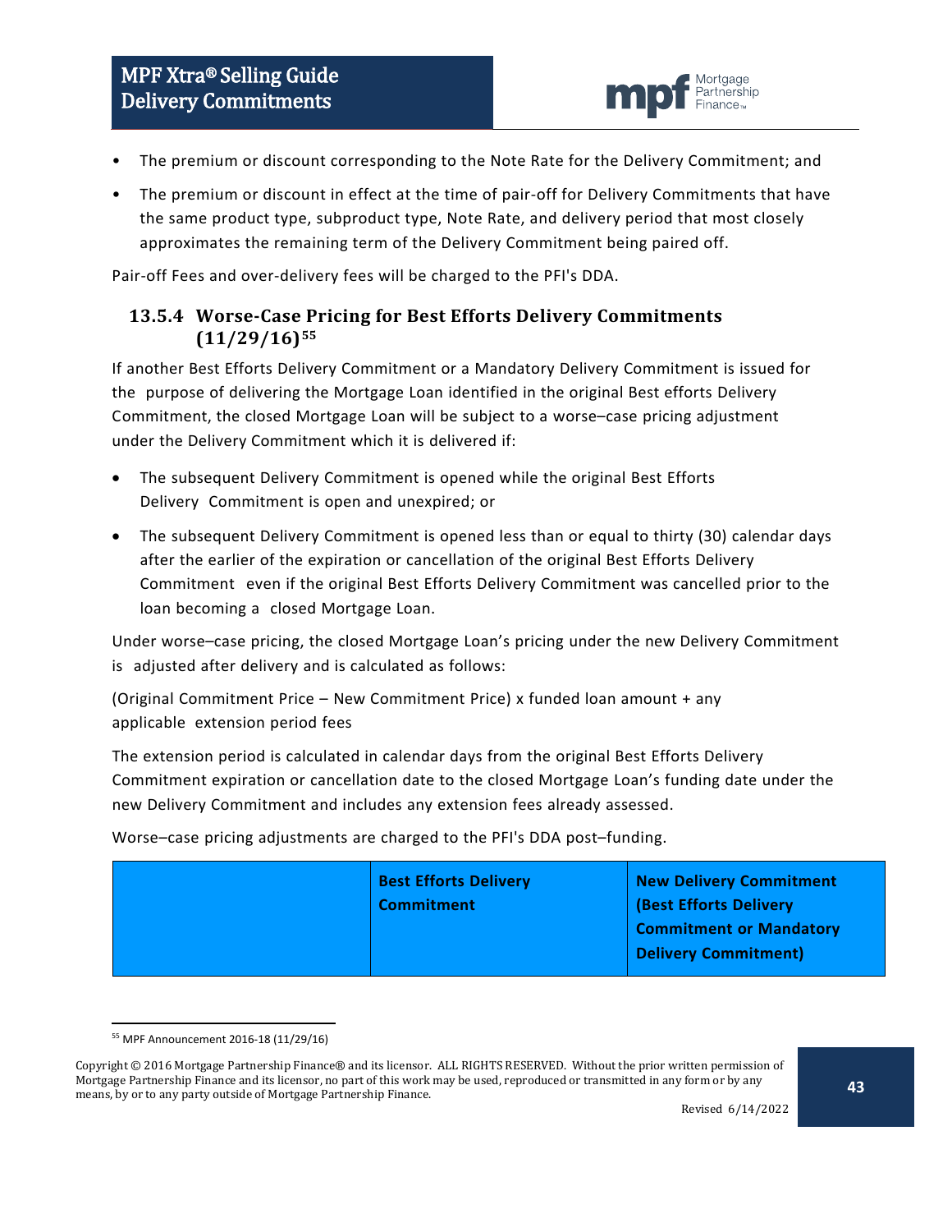- The premium or discount corresponding to the Note Rate for the Delivery Commitment; and
- The premium or discount in effect at the time of pair-off for Delivery Commitments that have the same product type, subproduct type, Note Rate, and delivery period that most closely approximates the remaining term of the Delivery Commitment being paired off.

Pair-off Fees and over-delivery fees will be charged to the PFI's DDA.

### 13.5.4 Worse-Case Pricing for Best Efforts Delivery Commitments (11/29/16)[55]

If another Best Efforts Delivery Commitment or a Mandatory Delivery Commitment is issued for the purpose of delivering the Mortgage Loan identified in the original Best efforts Delivery Commitment, the closed Mortgage Loan will be subject to a worse–case pricing adjustment under the Delivery Commitment which it is delivered if:

- The subsequent Delivery Commitment is opened while the original Best Efforts Delivery Commitment is open and unexpired; or
- The subsequent Delivery Commitment is opened less than or equal to thirty (30) calendar days after the earlier of the expiration or cancellation of the original Best Efforts Delivery Commitment even if the original Best Efforts Delivery Commitment was cancelled prior to the loan becoming a closed Mortgage Loan.

Under worse–case pricing, the closed Mortgage Loan's pricing under the new Delivery Commitment is adjusted after delivery and is calculated as follows:

(Original Commitment Price – New Commitment Price) x funded loan amount + any applicable extension period fees

The extension period is calculated in calendar days from the original Best Efforts Delivery Commitment expiration or cancellation date to the closed Mortgage Loan's funding date under the new Delivery Commitment and includes any extension fees already assessed.

Worse–case pricing adjustments are charged to the PFI's DDA post–funding.

| | **Best Efforts Delivery Commitment** | **New Delivery Commitment (Best Efforts Delivery Commitment or Mandatory Delivery Commitment)** |
|---|---|---|

[55] MPF Announcement 2016-18 (11/29/16)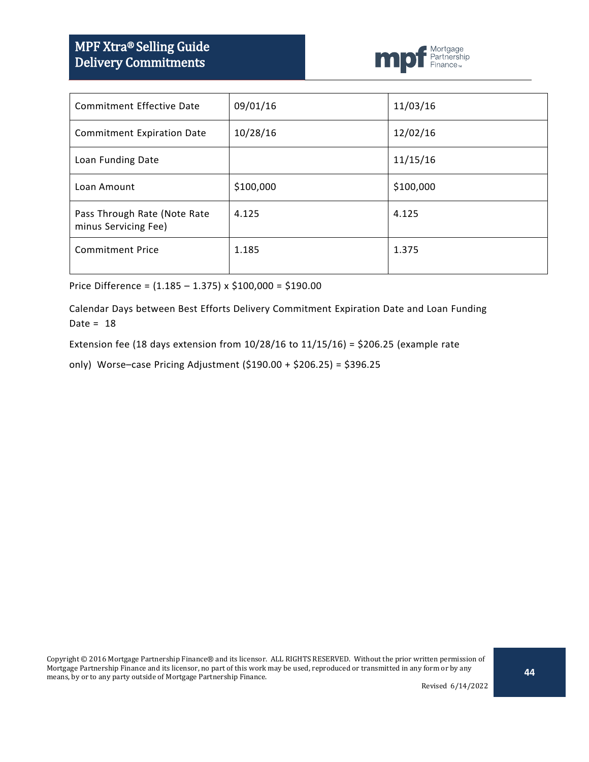| Commitment Effective Date | 09/01/16 | 11/03/16 |
|---|---|---|
| Commitment Expiration Date | 10/28/16 | 12/02/16 |
| Loan Funding Date | | 11/15/16 |
| Loan Amount | \$100,000 | \$100,000 |
| Pass Through Rate (Note Rate minus Servicing Fee) | 4.125 | 4.125 |
| Commitment Price | 1.185 | 1.375 |

Price Difference = (1.185 – 1.375) x \$100,000 = \$190.00

Calendar Days between Best Efforts Delivery Commitment Expiration Date and Loan Funding Date = 18

Extension fee (18 days extension from 10/28/16 to 11/15/16) = \$206.25 (example rate only) Worse–case Pricing Adjustment (\$190.00 + \$206.25) = \$396.25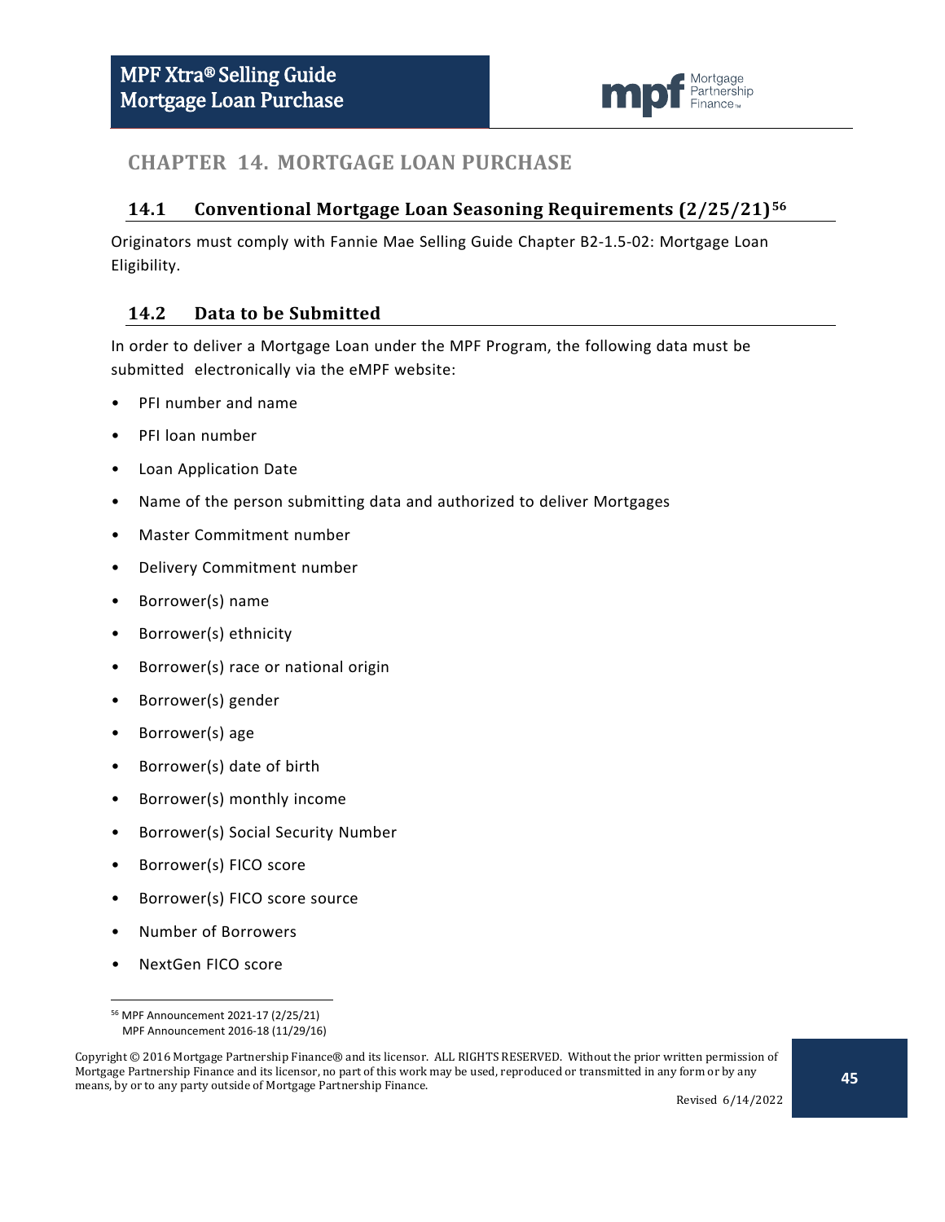# CHAPTER 14. MORTGAGE LOAN PURCHASE

## 14.1 Conventional Mortgage Loan Seasoning Requirements (2/25/21)[56]

Originators must comply with Fannie Mae Selling Guide Chapter B2-1.5-02: Mortgage Loan Eligibility.

## 14.2 Data to be Submitted

In order to deliver a Mortgage Loan under the MPF Program, the following data must be submitted electronically via the eMPF website:

- PFI number and name
- PFI loan number
- Loan Application Date
- Name of the person submitting data and authorized to deliver Mortgages
- Master Commitment number
- Delivery Commitment number
- Borrower(s) name
- Borrower(s) ethnicity
- Borrower(s) race or national origin
- Borrower(s) gender
- Borrower(s) age
- Borrower(s) date of birth
- Borrower(s) monthly income
- Borrower(s) Social Security Number
- Borrower(s) FICO score
- Borrower(s) FICO score source
- Number of Borrowers
- NextGen FICO score

---

[56] MPF Announcement 2021-17 (2/25/21)
MPF Announcement 2016-18 (11/29/16)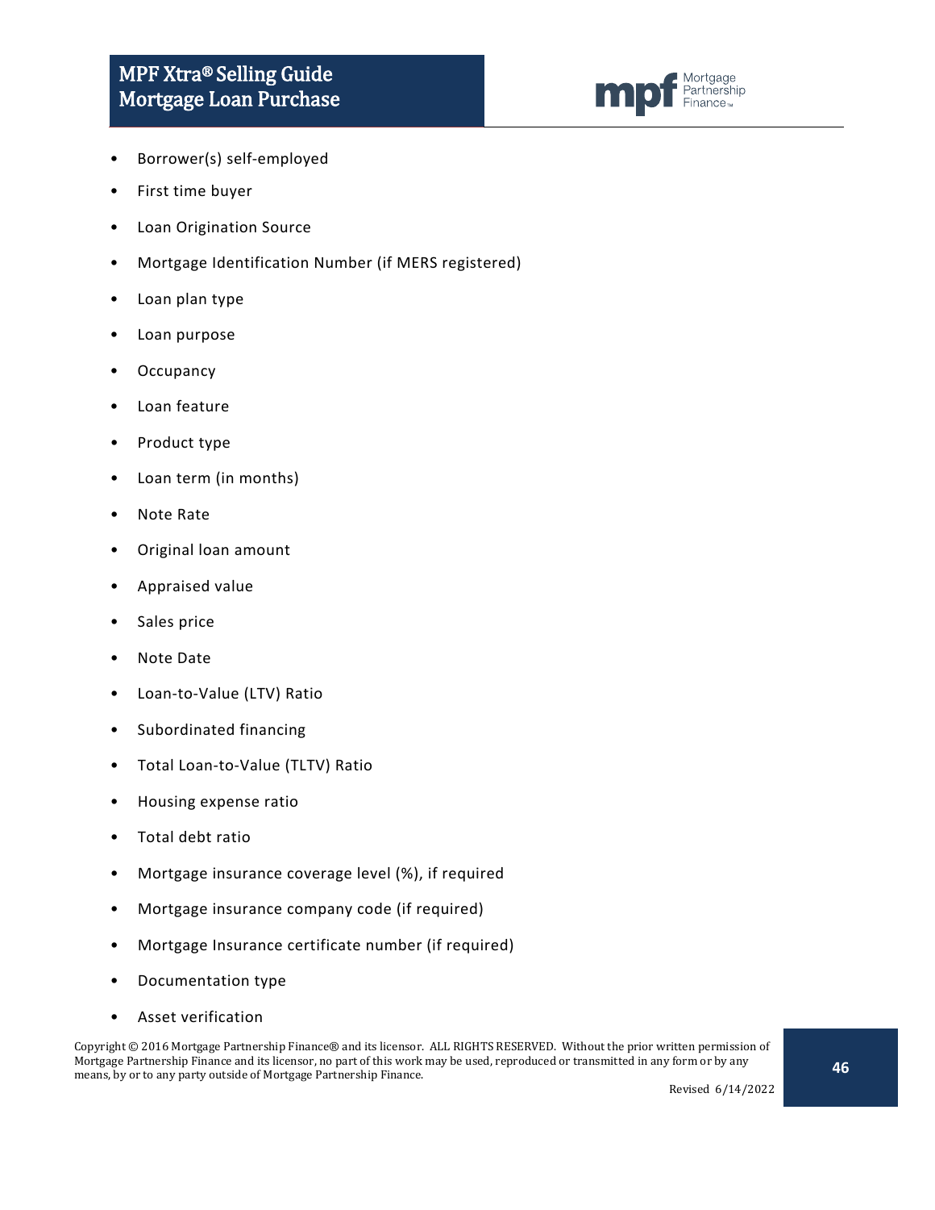- Borrower(s) self-employed
- First time buyer
- Loan Origination Source
- Mortgage Identification Number (if MERS registered)
- Loan plan type
- Loan purpose
- Occupancy
- Loan feature
- Product type
- Loan term (in months)
- Note Rate
- Original loan amount
- Appraised value
- Sales price
- Note Date
- Loan-to-Value (LTV) Ratio
- Subordinated financing
- Total Loan-to-Value (TLTV) Ratio
- Housing expense ratio
- Total debt ratio
- Mortgage insurance coverage level (%), if required
- Mortgage insurance company code (if required)
- Mortgage Insurance certificate number (if required)
- Documentation type
- Asset verification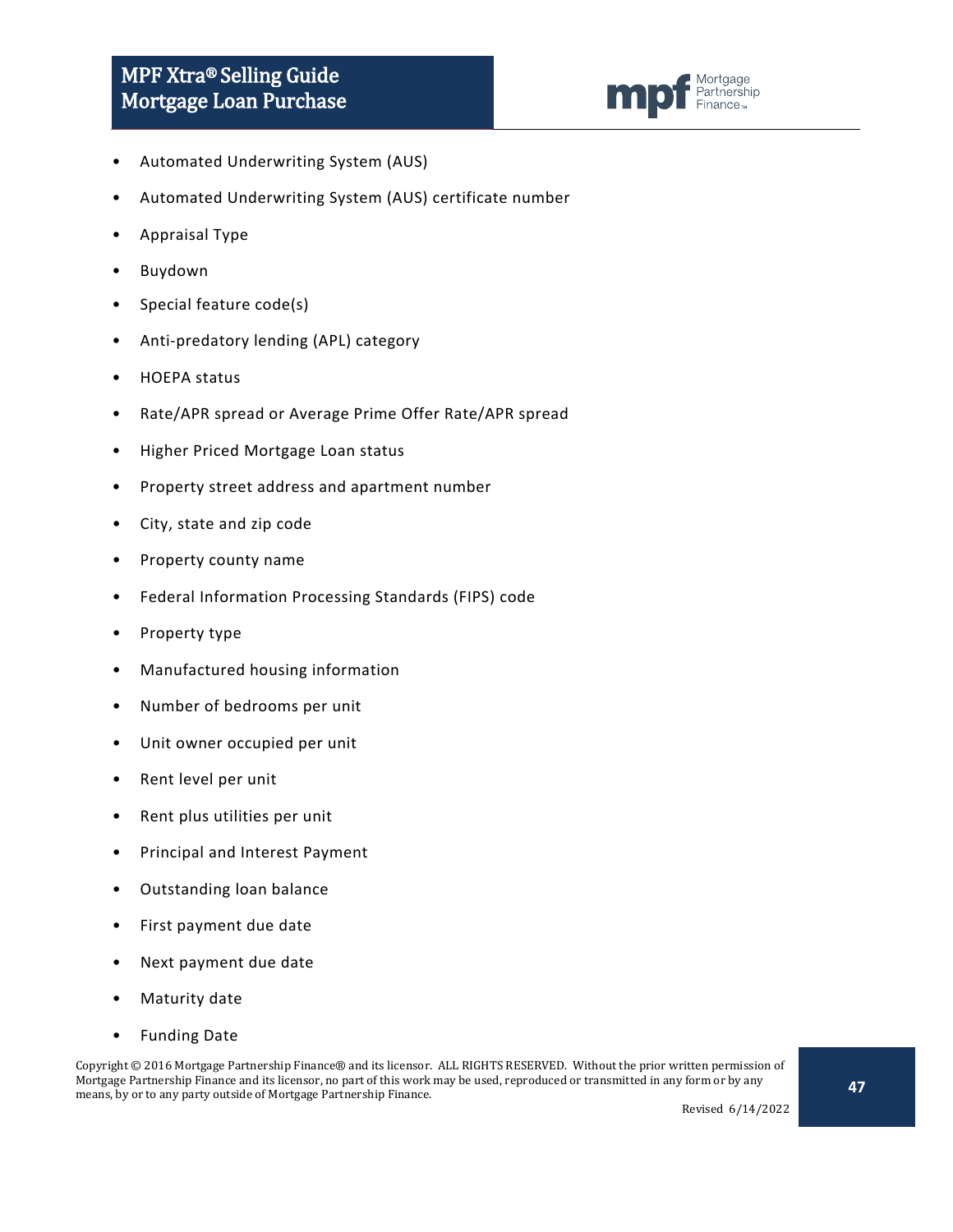- Automated Underwriting System (AUS)
- Automated Underwriting System (AUS) certificate number
- Appraisal Type
- Buydown
- Special feature code(s)
- Anti-predatory lending (APL) category
- HOEPA status
- Rate/APR spread or Average Prime Offer Rate/APR spread
- Higher Priced Mortgage Loan status
- Property street address and apartment number
- City, state and zip code
- Property county name
- Federal Information Processing Standards (FIPS) code
- Property type
- Manufactured housing information
- Number of bedrooms per unit
- Unit owner occupied per unit
- Rent level per unit
- Rent plus utilities per unit
- Principal and Interest Payment
- Outstanding loan balance
- First payment due date
- Next payment due date
- Maturity date
- Funding Date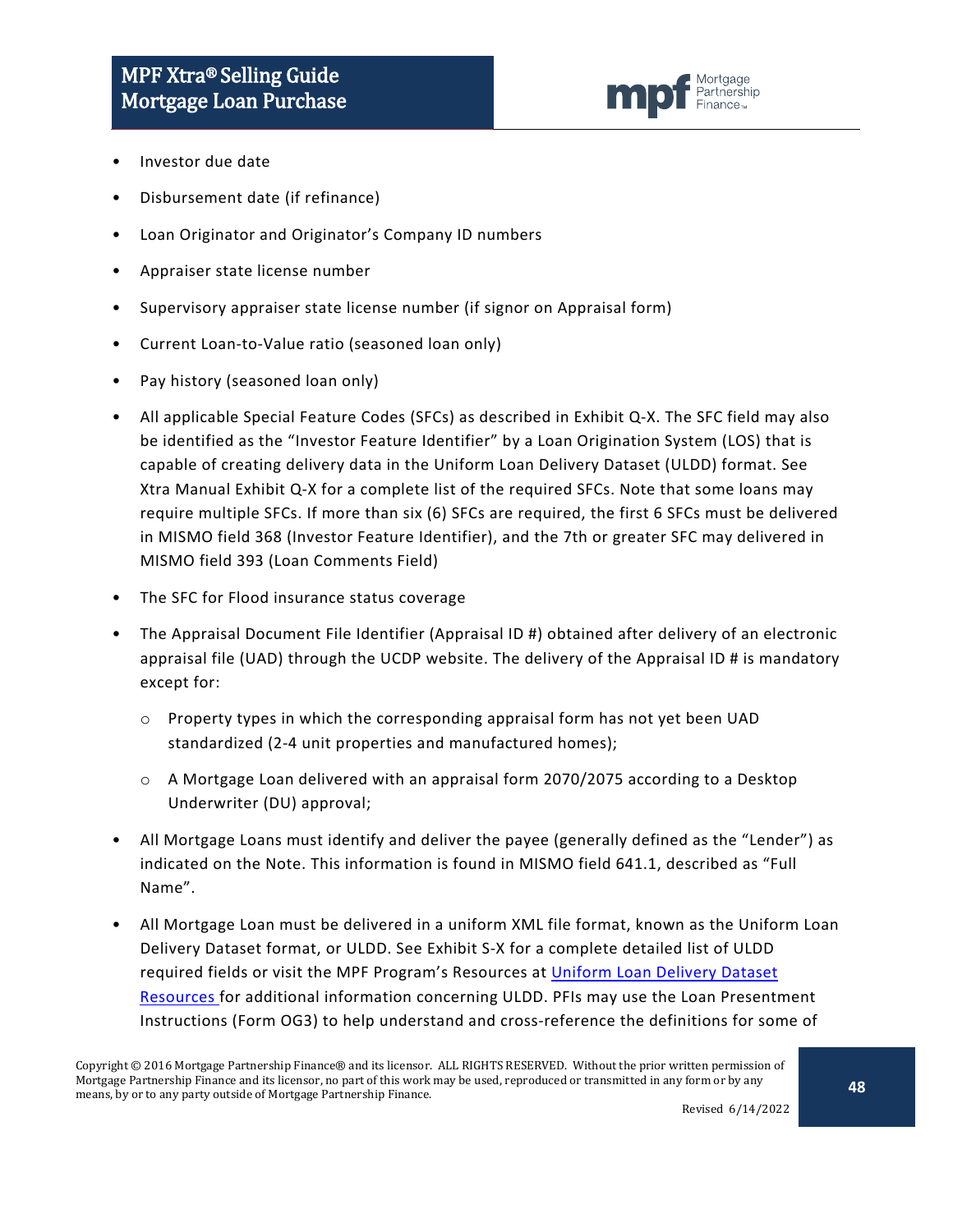- Investor due date
- Disbursement date (if refinance)
- Loan Originator and Originator's Company ID numbers
- Appraiser state license number
- Supervisory appraiser state license number (if signor on Appraisal form)
- Current Loan-to-Value ratio (seasoned loan only)
- Pay history (seasoned loan only)
- All applicable Special Feature Codes (SFCs) as described in Exhibit Q-X. The SFC field may also be identified as the "Investor Feature Identifier" by a Loan Origination System (LOS) that is capable of creating delivery data in the Uniform Loan Delivery Dataset (ULDD) format. See Xtra Manual Exhibit Q-X for a complete list of the required SFCs. Note that some loans may require multiple SFCs. If more than six (6) SFCs are required, the first 6 SFCs must be delivered in MISMO field 368 (Investor Feature Identifier), and the 7th or greater SFC may delivered in MISMO field 393 (Loan Comments Field)
- The SFC for Flood insurance status coverage
- The Appraisal Document File Identifier (Appraisal ID #) obtained after delivery of an electronic appraisal file (UAD) through the UCDP website. The delivery of the Appraisal ID # is mandatory except for:
  - Property types in which the corresponding appraisal form has not yet been UAD standardized (2-4 unit properties and manufactured homes);
  - A Mortgage Loan delivered with an appraisal form 2070/2075 according to a Desktop Underwriter (DU) approval;
- All Mortgage Loans must identify and deliver the payee (generally defined as the "Lender") as indicated on the Note. This information is found in MISMO field 641.1, described as "Full Name".
- All Mortgage Loan must be delivered in a uniform XML file format, known as the Uniform Loan Delivery Dataset format, or ULDD. See Exhibit S-X for a complete detailed list of ULDD required fields or visit the MPF Program's Resources at Uniform Loan Delivery Dataset Resources for additional information concerning ULDD. PFIs may use the Loan Presentment Instructions (Form OG3) to help understand and cross-reference the definitions for some of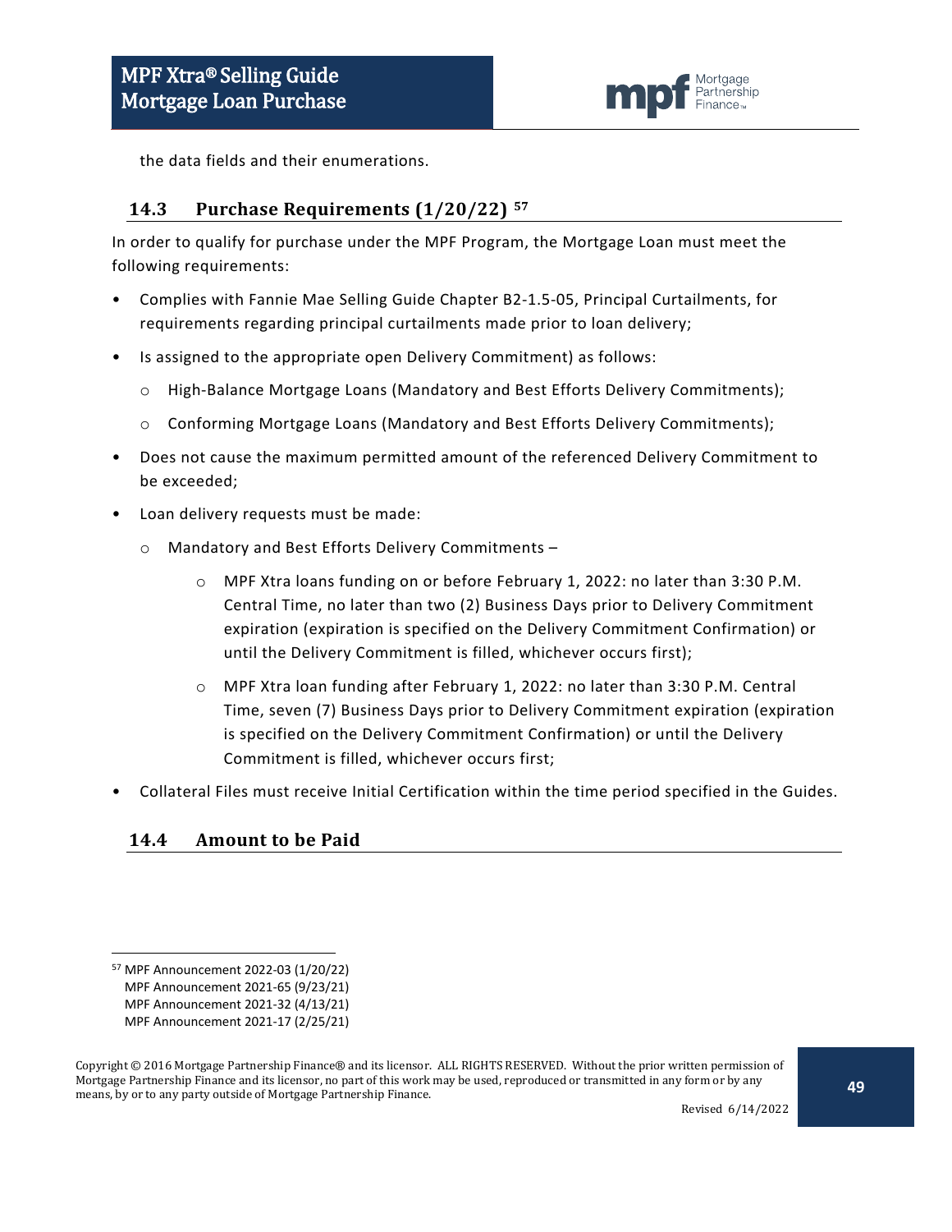the data fields and their enumerations.

## 14.3 Purchase Requirements (1/20/22) [57]

In order to qualify for purchase under the MPF Program, the Mortgage Loan must meet the following requirements:

- Complies with Fannie Mae Selling Guide Chapter B2-1.5-05, Principal Curtailments, for requirements regarding principal curtailments made prior to loan delivery;
- Is assigned to the appropriate open Delivery Commitment) as follows:
  - High-Balance Mortgage Loans (Mandatory and Best Efforts Delivery Commitments);
  - Conforming Mortgage Loans (Mandatory and Best Efforts Delivery Commitments);
- Does not cause the maximum permitted amount of the referenced Delivery Commitment to be exceeded;
- Loan delivery requests must be made:
  - Mandatory and Best Efforts Delivery Commitments –
    - MPF Xtra loans funding on or before February 1, 2022: no later than 3:30 P.M. Central Time, no later than two (2) Business Days prior to Delivery Commitment expiration (expiration is specified on the Delivery Commitment Confirmation) or until the Delivery Commitment is filled, whichever occurs first);
    - MPF Xtra loan funding after February 1, 2022: no later than 3:30 P.M. Central Time, seven (7) Business Days prior to Delivery Commitment expiration (expiration is specified on the Delivery Commitment Confirmation) or until the Delivery Commitment is filled, whichever occurs first;
- Collateral Files must receive Initial Certification within the time period specified in the Guides.

## 14.4 Amount to be Paid

---

[57] MPF Announcement 2022-03 (1/20/22)
MPF Announcement 2021-65 (9/23/21)
MPF Announcement 2021-32 (4/13/21)
MPF Announcement 2021-17 (2/25/21)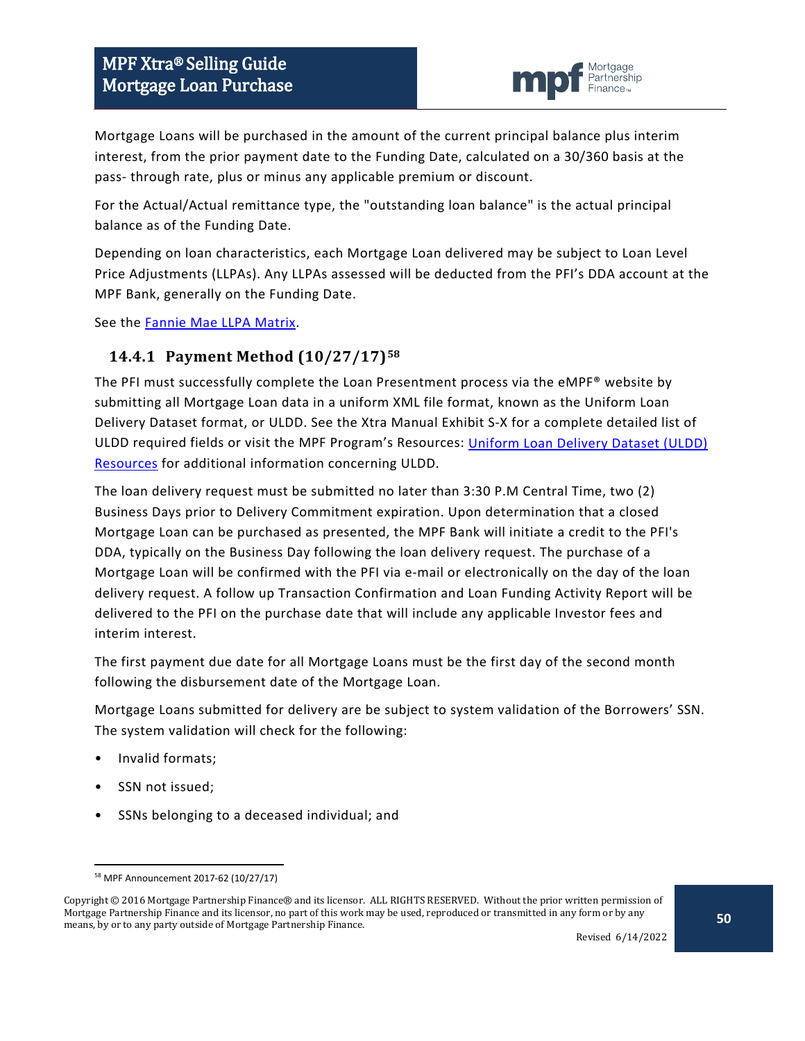Mortgage Loans will be purchased in the amount of the current principal balance plus interim interest, from the prior payment date to the Funding Date, calculated on a 30/360 basis at the pass- through rate, plus or minus any applicable premium or discount.

For the Actual/Actual remittance type, the "outstanding loan balance" is the actual principal balance as of the Funding Date.

Depending on loan characteristics, each Mortgage Loan delivered may be subject to Loan Level Price Adjustments (LLPAs). Any LLPAs assessed will be deducted from the PFI's DDA account at the MPF Bank, generally on the Funding Date.

See the [Fannie Mae LLPA Matrix](Fannie Mae LLPA Matrix).

### 14.4.1 Payment Method (10/27/17)[58]

The PFI must successfully complete the Loan Presentment process via the eMPF® website by submitting all Mortgage Loan data in a uniform XML file format, known as the Uniform Loan Delivery Dataset format, or ULDD. See the Xtra Manual Exhibit S-X for a complete detailed list of ULDD required fields or visit the MPF Program's Resources: [Uniform Loan Delivery Dataset (ULDD) Resources](Uniform Loan Delivery Dataset (ULDD) Resources) for additional information concerning ULDD.

The loan delivery request must be submitted no later than 3:30 P.M Central Time, two (2) Business Days prior to Delivery Commitment expiration. Upon determination that a closed Mortgage Loan can be purchased as presented, the MPF Bank will initiate a credit to the PFI's DDA, typically on the Business Day following the loan delivery request. The purchase of a Mortgage Loan will be confirmed with the PFI via e-mail or electronically on the day of the loan delivery request. A follow up Transaction Confirmation and Loan Funding Activity Report will be delivered to the PFI on the purchase date that will include any applicable Investor fees and interim interest.

The first payment due date for all Mortgage Loans must be the first day of the second month following the disbursement date of the Mortgage Loan.

Mortgage Loans submitted for delivery are be subject to system validation of the Borrowers' SSN. The system validation will check for the following:

- Invalid formats;
- SSN not issued;
- SSNs belonging to a deceased individual; and

[58] MPF Announcement 2017-62 (10/27/17)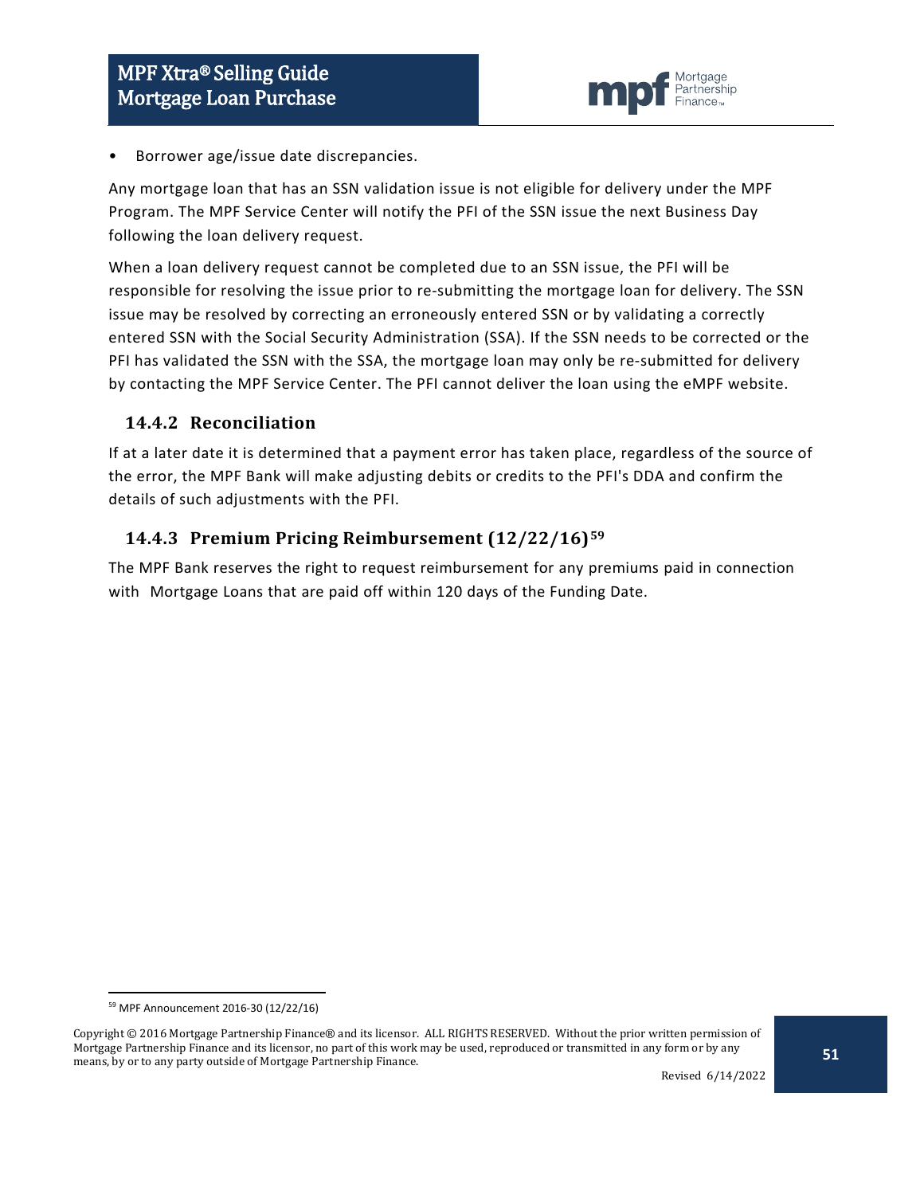- Borrower age/issue date discrepancies.

Any mortgage loan that has an SSN validation issue is not eligible for delivery under the MPF Program. The MPF Service Center will notify the PFI of the SSN issue the next Business Day following the loan delivery request.

When a loan delivery request cannot be completed due to an SSN issue, the PFI will be responsible for resolving the issue prior to re-submitting the mortgage loan for delivery. The SSN issue may be resolved by correcting an erroneously entered SSN or by validating a correctly entered SSN with the Social Security Administration (SSA). If the SSN needs to be corrected or the PFI has validated the SSN with the SSA, the mortgage loan may only be re-submitted for delivery by contacting the MPF Service Center. The PFI cannot deliver the loan using the eMPF website.

### 14.4.2 Reconciliation

If at a later date it is determined that a payment error has taken place, regardless of the source of the error, the MPF Bank will make adjusting debits or credits to the PFI's DDA and confirm the details of such adjustments with the PFI.

### 14.4.3 Premium Pricing Reimbursement (12/22/16)[59]

The MPF Bank reserves the right to request reimbursement for any premiums paid in connection with Mortgage Loans that are paid off within 120 days of the Funding Date.

---

[59] MPF Announcement 2016-30 (12/22/16)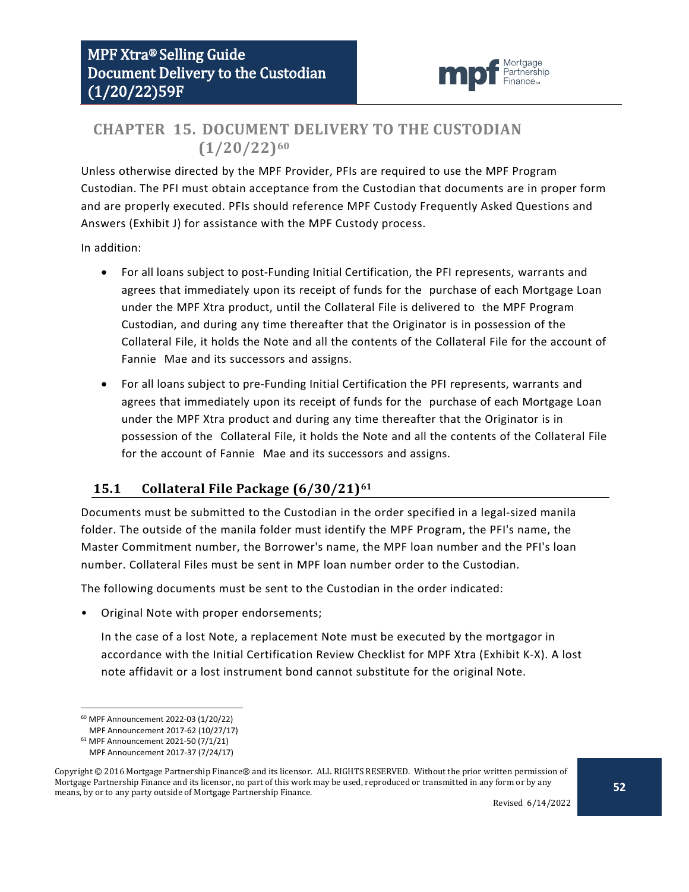# CHAPTER 15. DOCUMENT DELIVERY TO THE CUSTODIAN (1/20/22)[60]

Unless otherwise directed by the MPF Provider, PFIs are required to use the MPF Program Custodian. The PFI must obtain acceptance from the Custodian that documents are in proper form and are properly executed. PFIs should reference MPF Custody Frequently Asked Questions and Answers (Exhibit J) for assistance with the MPF Custody process.

In addition:

- For all loans subject to post-Funding Initial Certification, the PFI represents, warrants and agrees that immediately upon its receipt of funds for the purchase of each Mortgage Loan under the MPF Xtra product, until the Collateral File is delivered to the MPF Program Custodian, and during any time thereafter that the Originator is in possession of the Collateral File, it holds the Note and all the contents of the Collateral File for the account of Fannie Mae and its successors and assigns.
- For all loans subject to pre-Funding Initial Certification the PFI represents, warrants and agrees that immediately upon its receipt of funds for the purchase of each Mortgage Loan under the MPF Xtra product and during any time thereafter that the Originator is in possession of the Collateral File, it holds the Note and all the contents of the Collateral File for the account of Fannie Mae and its successors and assigns.

## 15.1 Collateral File Package (6/30/21)[61]

Documents must be submitted to the Custodian in the order specified in a legal-sized manila folder. The outside of the manila folder must identify the MPF Program, the PFI's name, the Master Commitment number, the Borrower's name, the MPF loan number and the PFI's loan number. Collateral Files must be sent in MPF loan number order to the Custodian.

The following documents must be sent to the Custodian in the order indicated:

- Original Note with proper endorsements;

  In the case of a lost Note, a replacement Note must be executed by the mortgagor in accordance with the Initial Certification Review Checklist for MPF Xtra (Exhibit K-X). A lost note affidavit or a lost instrument bond cannot substitute for the original Note.

---

[60] MPF Announcement 2022-03 (1/20/22)
MPF Announcement 2017-62 (10/27/17)

[61] MPF Announcement 2021-50 (7/1/21)
MPF Announcement 2017-37 (7/24/17)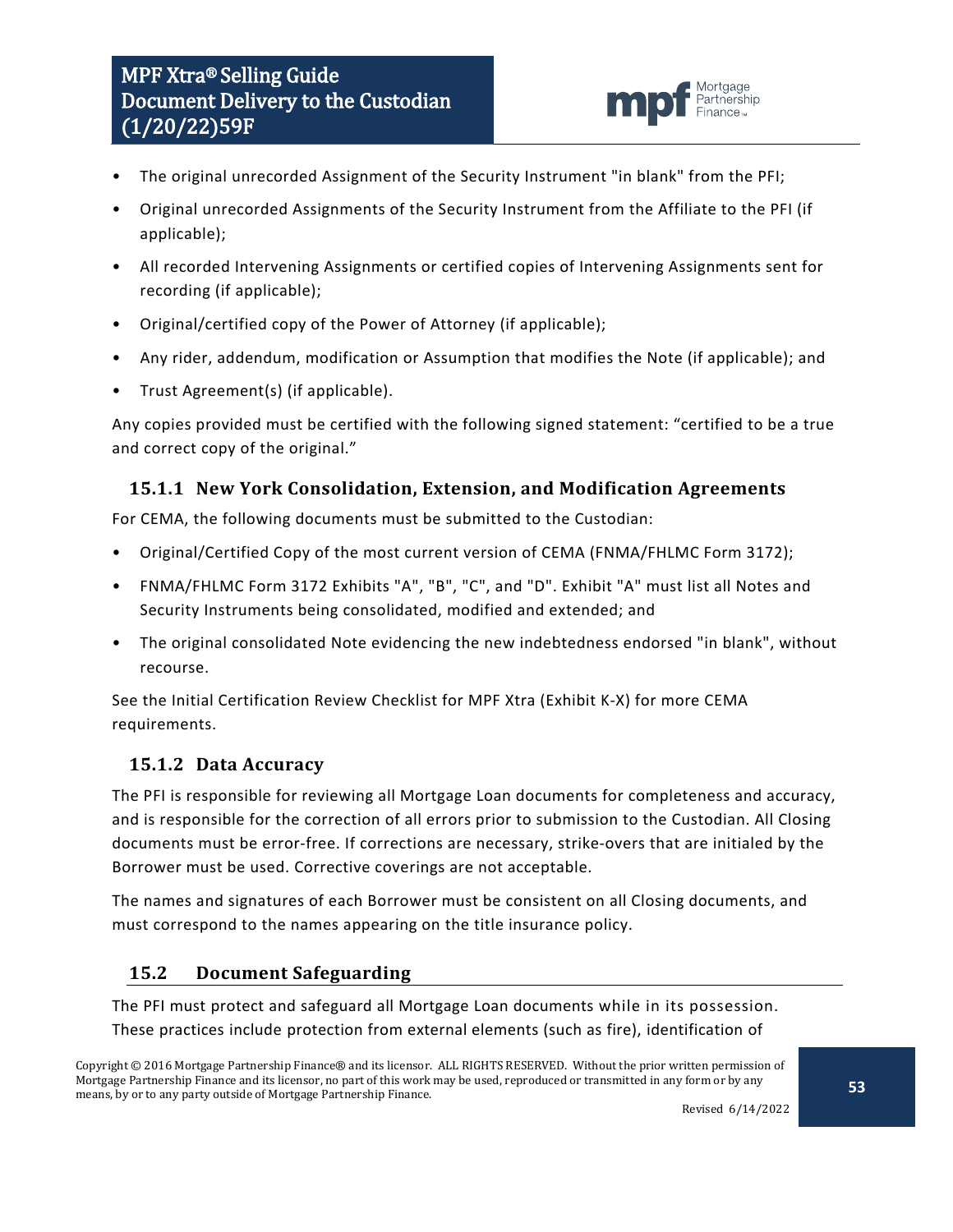- The original unrecorded Assignment of the Security Instrument "in blank" from the PFI;
- Original unrecorded Assignments of the Security Instrument from the Affiliate to the PFI (if applicable);
- All recorded Intervening Assignments or certified copies of Intervening Assignments sent for recording (if applicable);
- Original/certified copy of the Power of Attorney (if applicable);
- Any rider, addendum, modification or Assumption that modifies the Note (if applicable); and
- Trust Agreement(s) (if applicable).

Any copies provided must be certified with the following signed statement: “certified to be a true and correct copy of the original.”

### 15.1.1 New York Consolidation, Extension, and Modification Agreements

For CEMA, the following documents must be submitted to the Custodian:

- Original/Certified Copy of the most current version of CEMA (FNMA/FHLMC Form 3172);
- FNMA/FHLMC Form 3172 Exhibits "A", "B", "C", and "D". Exhibit "A" must list all Notes and Security Instruments being consolidated, modified and extended; and
- The original consolidated Note evidencing the new indebtedness endorsed "in blank", without recourse.

See the Initial Certification Review Checklist for MPF Xtra (Exhibit K-X) for more CEMA requirements.

### 15.1.2 Data Accuracy

The PFI is responsible for reviewing all Mortgage Loan documents for completeness and accuracy, and is responsible for the correction of all errors prior to submission to the Custodian. All Closing documents must be error-free. If corrections are necessary, strike-overs that are initialed by the Borrower must be used. Corrective coverings are not acceptable.

The names and signatures of each Borrower must be consistent on all Closing documents, and must correspond to the names appearing on the title insurance policy.

## 15.2 Document Safeguarding

The PFI must protect and safeguard all Mortgage Loan documents while in its possession. These practices include protection from external elements (such as fire), identification of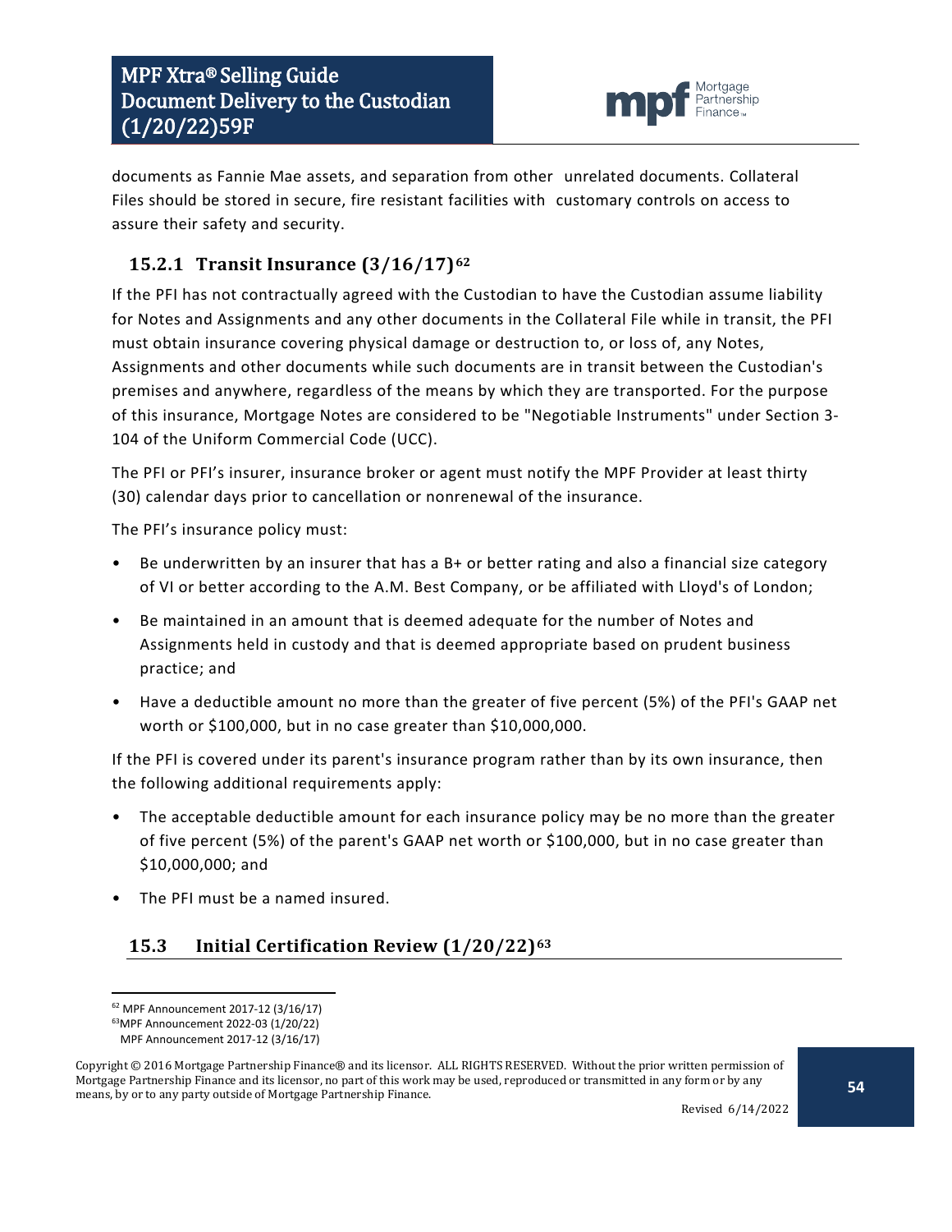documents as Fannie Mae assets, and separation from other unrelated documents. Collateral Files should be stored in secure, fire resistant facilities with customary controls on access to assure their safety and security.

### 15.2.1 Transit Insurance (3/16/17)[62]

If the PFI has not contractually agreed with the Custodian to have the Custodian assume liability for Notes and Assignments and any other documents in the Collateral File while in transit, the PFI must obtain insurance covering physical damage or destruction to, or loss of, any Notes, Assignments and other documents while such documents are in transit between the Custodian's premises and anywhere, regardless of the means by which they are transported. For the purpose of this insurance, Mortgage Notes are considered to be "Negotiable Instruments" under Section 3-104 of the Uniform Commercial Code (UCC).

The PFI or PFI's insurer, insurance broker or agent must notify the MPF Provider at least thirty (30) calendar days prior to cancellation or nonrenewal of the insurance.

The PFI's insurance policy must:

- Be underwritten by an insurer that has a B+ or better rating and also a financial size category of VI or better according to the A.M. Best Company, or be affiliated with Lloyd's of London;
- Be maintained in an amount that is deemed adequate for the number of Notes and Assignments held in custody and that is deemed appropriate based on prudent business practice; and
- Have a deductible amount no more than the greater of five percent (5%) of the PFI's GAAP net worth or $100,000, but in no case greater than $10,000,000.

If the PFI is covered under its parent's insurance program rather than by its own insurance, then the following additional requirements apply:

- The acceptable deductible amount for each insurance policy may be no more than the greater of five percent (5%) of the parent's GAAP net worth or $100,000, but in no case greater than $10,000,000; and
- The PFI must be a named insured.

## 15.3 Initial Certification Review (1/20/22)[63]

---

[62] MPF Announcement 2017-12 (3/16/17)

[63] MPF Announcement 2022-03 (1/20/22)
MPF Announcement 2017-12 (3/16/17)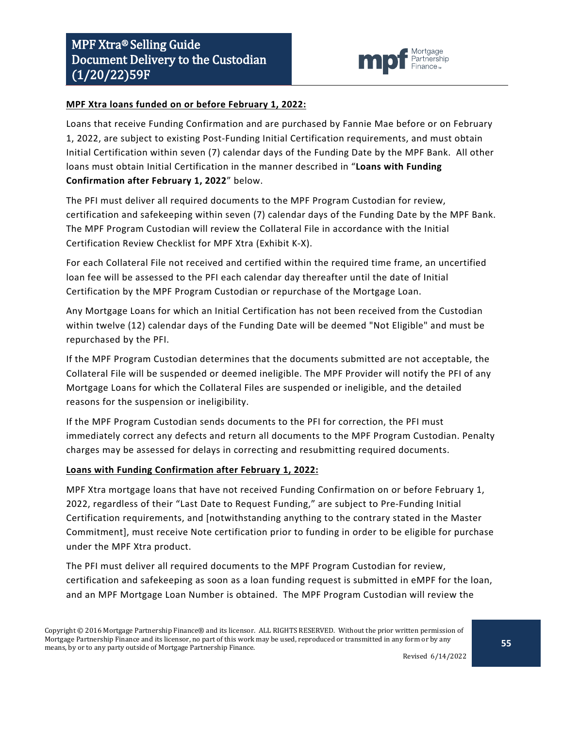**MPF Xtra loans funded on or before February 1, 2022:**

Loans that receive Funding Confirmation and are purchased by Fannie Mae before or on February 1, 2022, are subject to existing Post-Funding Initial Certification requirements, and must obtain Initial Certification within seven (7) calendar days of the Funding Date by the MPF Bank. All other loans must obtain Initial Certification in the manner described in "**Loans with Funding Confirmation after February 1, 2022**" below.

The PFI must deliver all required documents to the MPF Program Custodian for review, certification and safekeeping within seven (7) calendar days of the Funding Date by the MPF Bank. The MPF Program Custodian will review the Collateral File in accordance with the Initial Certification Review Checklist for MPF Xtra (Exhibit K-X).

For each Collateral File not received and certified within the required time frame, an uncertified loan fee will be assessed to the PFI each calendar day thereafter until the date of Initial Certification by the MPF Program Custodian or repurchase of the Mortgage Loan.

Any Mortgage Loans for which an Initial Certification has not been received from the Custodian within twelve (12) calendar days of the Funding Date will be deemed "Not Eligible" and must be repurchased by the PFI.

If the MPF Program Custodian determines that the documents submitted are not acceptable, the Collateral File will be suspended or deemed ineligible. The MPF Provider will notify the PFI of any Mortgage Loans for which the Collateral Files are suspended or ineligible, and the detailed reasons for the suspension or ineligibility.

If the MPF Program Custodian sends documents to the PFI for correction, the PFI must immediately correct any defects and return all documents to the MPF Program Custodian. Penalty charges may be assessed for delays in correcting and resubmitting required documents.

**Loans with Funding Confirmation after February 1, 2022:**

MPF Xtra mortgage loans that have not received Funding Confirmation on or before February 1, 2022, regardless of their "Last Date to Request Funding," are subject to Pre-Funding Initial Certification requirements, and [notwithstanding anything to the contrary stated in the Master Commitment], must receive Note certification prior to funding in order to be eligible for purchase under the MPF Xtra product.

The PFI must deliver all required documents to the MPF Program Custodian for review, certification and safekeeping as soon as a loan funding request is submitted in eMPF for the loan, and an MPF Mortgage Loan Number is obtained. The MPF Program Custodian will review the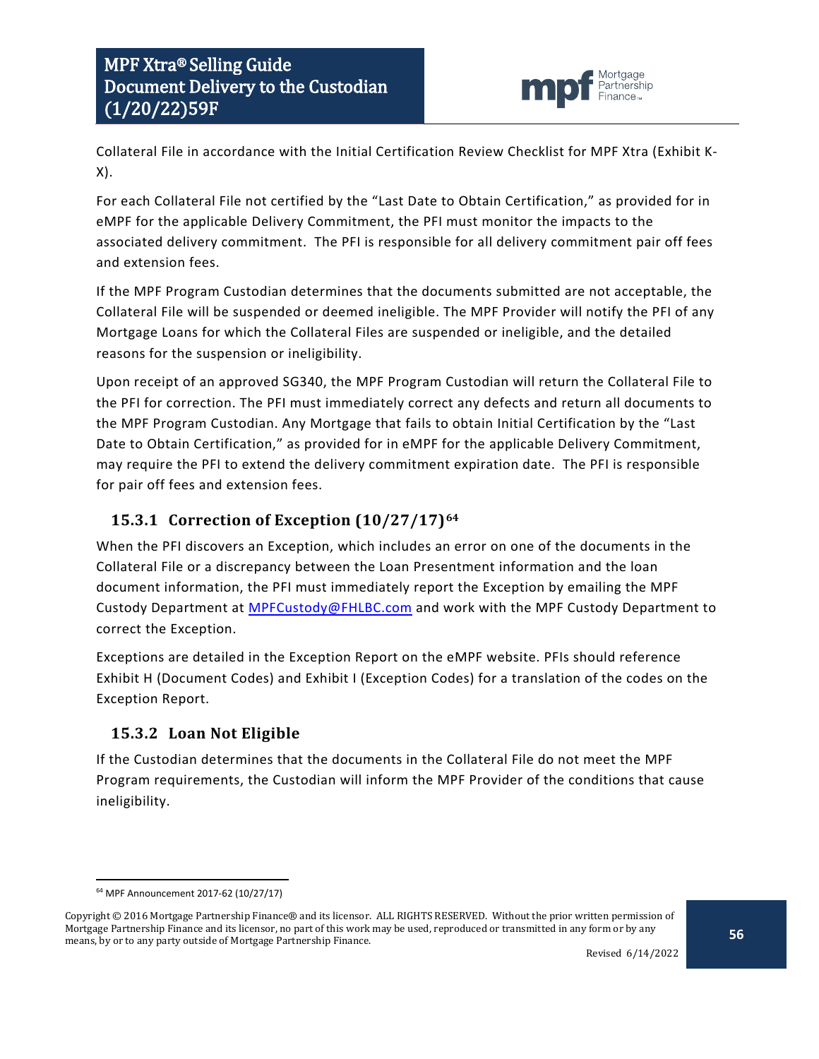Collateral File in accordance with the Initial Certification Review Checklist for MPF Xtra (Exhibit K-X).

For each Collateral File not certified by the "Last Date to Obtain Certification," as provided for in eMPF for the applicable Delivery Commitment, the PFI must monitor the impacts to the associated delivery commitment. The PFI is responsible for all delivery commitment pair off fees and extension fees.

If the MPF Program Custodian determines that the documents submitted are not acceptable, the Collateral File will be suspended or deemed ineligible. The MPF Provider will notify the PFI of any Mortgage Loans for which the Collateral Files are suspended or ineligible, and the detailed reasons for the suspension or ineligibility.

Upon receipt of an approved SG340, the MPF Program Custodian will return the Collateral File to the PFI for correction. The PFI must immediately correct any defects and return all documents to the MPF Program Custodian. Any Mortgage that fails to obtain Initial Certification by the "Last Date to Obtain Certification," as provided for in eMPF for the applicable Delivery Commitment, may require the PFI to extend the delivery commitment expiration date. The PFI is responsible for pair off fees and extension fees.

### 15.3.1 Correction of Exception (10/27/17)[64]

When the PFI discovers an Exception, which includes an error on one of the documents in the Collateral File or a discrepancy between the Loan Presentment information and the loan document information, the PFI must immediately report the Exception by emailing the MPF Custody Department at MPFCustody@FHLBC.com and work with the MPF Custody Department to correct the Exception.

Exceptions are detailed in the Exception Report on the eMPF website. PFIs should reference Exhibit H (Document Codes) and Exhibit I (Exception Codes) for a translation of the codes on the Exception Report.

### 15.3.2 Loan Not Eligible

If the Custodian determines that the documents in the Collateral File do not meet the MPF Program requirements, the Custodian will inform the MPF Provider of the conditions that cause ineligibility.

---

[64] MPF Announcement 2017-62 (10/27/17)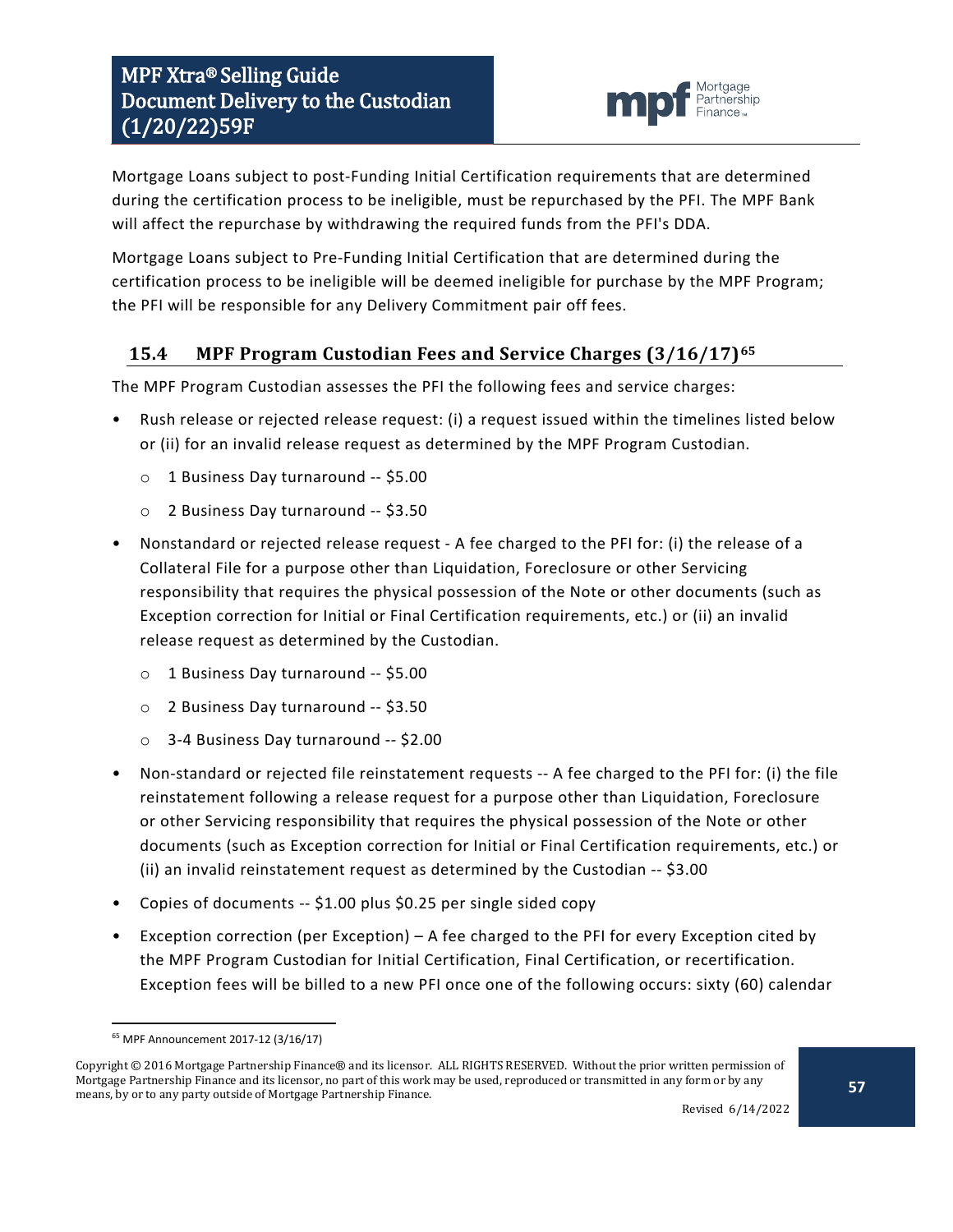Mortgage Loans subject to post-Funding Initial Certification requirements that are determined during the certification process to be ineligible, must be repurchased by the PFI. The MPF Bank will affect the repurchase by withdrawing the required funds from the PFI's DDA.

Mortgage Loans subject to Pre-Funding Initial Certification that are determined during the certification process to be ineligible will be deemed ineligible for purchase by the MPF Program; the PFI will be responsible for any Delivery Commitment pair off fees.

## 15.4 MPF Program Custodian Fees and Service Charges (3/16/17)[65]

The MPF Program Custodian assesses the PFI the following fees and service charges:

- Rush release or rejected release request: (i) a request issued within the timelines listed below or (ii) for an invalid release request as determined by the MPF Program Custodian.
  - 1 Business Day turnaround -- $5.00
  - 2 Business Day turnaround -- $3.50
- Nonstandard or rejected release request - A fee charged to the PFI for: (i) the release of a Collateral File for a purpose other than Liquidation, Foreclosure or other Servicing responsibility that requires the physical possession of the Note or other documents (such as Exception correction for Initial or Final Certification requirements, etc.) or (ii) an invalid release request as determined by the Custodian.
  - 1 Business Day turnaround -- $5.00
  - 2 Business Day turnaround -- $3.50
  - 3-4 Business Day turnaround -- $2.00
- Non-standard or rejected file reinstatement requests -- A fee charged to the PFI for: (i) the file reinstatement following a release request for a purpose other than Liquidation, Foreclosure or other Servicing responsibility that requires the physical possession of the Note or other documents (such as Exception correction for Initial or Final Certification requirements, etc.) or (ii) an invalid reinstatement request as determined by the Custodian -- $3.00
- Copies of documents -- $1.00 plus $0.25 per single sided copy
- Exception correction (per Exception) – A fee charged to the PFI for every Exception cited by the MPF Program Custodian for Initial Certification, Final Certification, or recertification. Exception fees will be billed to a new PFI once one of the following occurs: sixty (60) calendar

[65] MPF Announcement 2017-12 (3/16/17)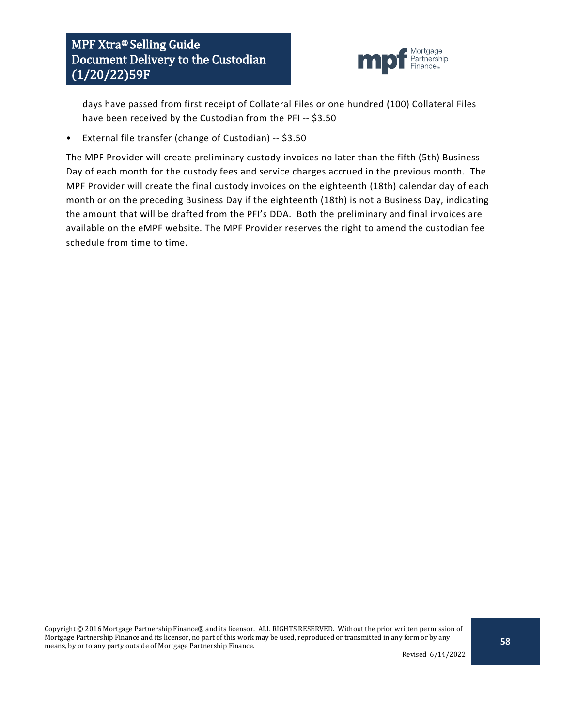days have passed from first receipt of Collateral Files or one hundred (100) Collateral Files have been received by the Custodian from the PFI -- $3.50

- External file transfer (change of Custodian) -- $3.50

The MPF Provider will create preliminary custody invoices no later than the fifth (5th) Business Day of each month for the custody fees and service charges accrued in the previous month. The MPF Provider will create the final custody invoices on the eighteenth (18th) calendar day of each month or on the preceding Business Day if the eighteenth (18th) is not a Business Day, indicating the amount that will be drafted from the PFI's DDA. Both the preliminary and final invoices are available on the eMPF website. The MPF Provider reserves the right to amend the custodian fee schedule from time to time.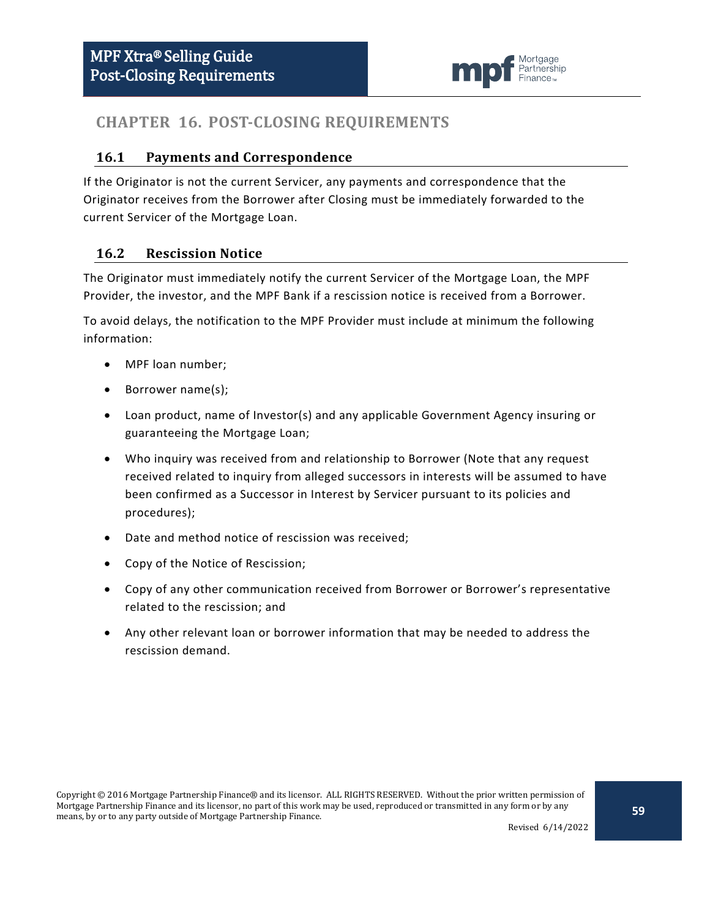# CHAPTER 16. POST-CLOSING REQUIREMENTS

## 16.1 Payments and Correspondence

If the Originator is not the current Servicer, any payments and correspondence that the Originator receives from the Borrower after Closing must be immediately forwarded to the current Servicer of the Mortgage Loan.

## 16.2 Rescission Notice

The Originator must immediately notify the current Servicer of the Mortgage Loan, the MPF Provider, the investor, and the MPF Bank if a rescission notice is received from a Borrower.

To avoid delays, the notification to the MPF Provider must include at minimum the following information:

- MPF loan number;
- Borrower name(s);
- Loan product, name of Investor(s) and any applicable Government Agency insuring or guaranteeing the Mortgage Loan;
- Who inquiry was received from and relationship to Borrower (Note that any request received related to inquiry from alleged successors in interests will be assumed to have been confirmed as a Successor in Interest by Servicer pursuant to its policies and procedures);
- Date and method notice of rescission was received;
- Copy of the Notice of Rescission;
- Copy of any other communication received from Borrower or Borrower's representative related to the rescission; and
- Any other relevant loan or borrower information that may be needed to address the rescission demand.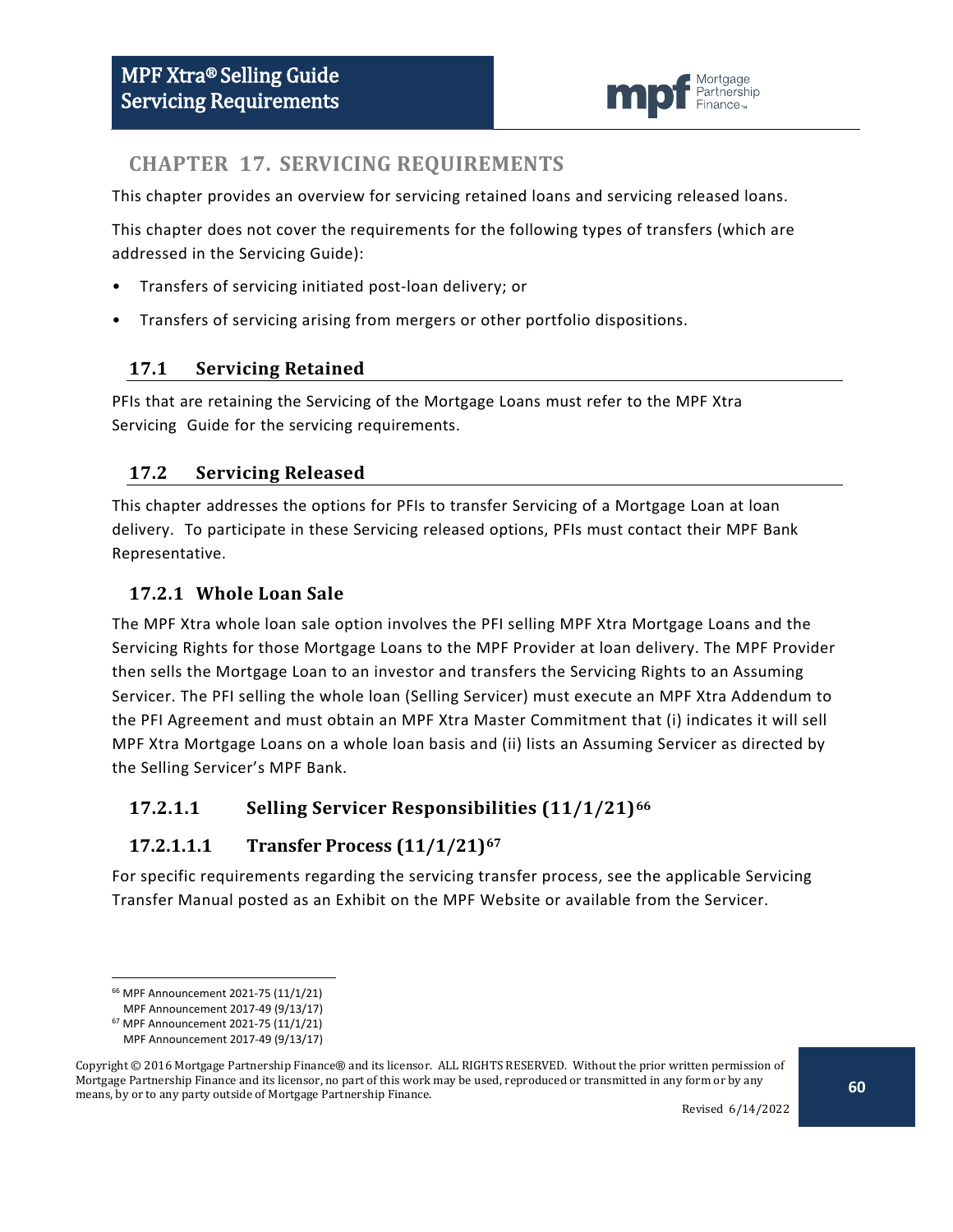# CHAPTER 17. SERVICING REQUIREMENTS

This chapter provides an overview for servicing retained loans and servicing released loans.

This chapter does not cover the requirements for the following types of transfers (which are addressed in the Servicing Guide):

- Transfers of servicing initiated post-loan delivery; or
- Transfers of servicing arising from mergers or other portfolio dispositions.

## 17.1 Servicing Retained

PFIs that are retaining the Servicing of the Mortgage Loans must refer to the MPF Xtra Servicing Guide for the servicing requirements.

## 17.2 Servicing Released

This chapter addresses the options for PFIs to transfer Servicing of a Mortgage Loan at loan delivery. To participate in these Servicing released options, PFIs must contact their MPF Bank Representative.

### 17.2.1 Whole Loan Sale

The MPF Xtra whole loan sale option involves the PFI selling MPF Xtra Mortgage Loans and the Servicing Rights for those Mortgage Loans to the MPF Provider at loan delivery. The MPF Provider then sells the Mortgage Loan to an investor and transfers the Servicing Rights to an Assuming Servicer. The PFI selling the whole loan (Selling Servicer) must execute an MPF Xtra Addendum to the PFI Agreement and must obtain an MPF Xtra Master Commitment that (i) indicates it will sell MPF Xtra Mortgage Loans on a whole loan basis and (ii) lists an Assuming Servicer as directed by the Selling Servicer's MPF Bank.

#### 17.2.1.1 Selling Servicer Responsibilities (11/1/21)[66]

##### 17.2.1.1.1 Transfer Process (11/1/21)[67]

For specific requirements regarding the servicing transfer process, see the applicable Servicing Transfer Manual posted as an Exhibit on the MPF Website or available from the Servicer.

---

[66] MPF Announcement 2021-75 (11/1/21)
MPF Announcement 2017-49 (9/13/17)

[67] MPF Announcement 2021-75 (11/1/21)
MPF Announcement 2017-49 (9/13/17)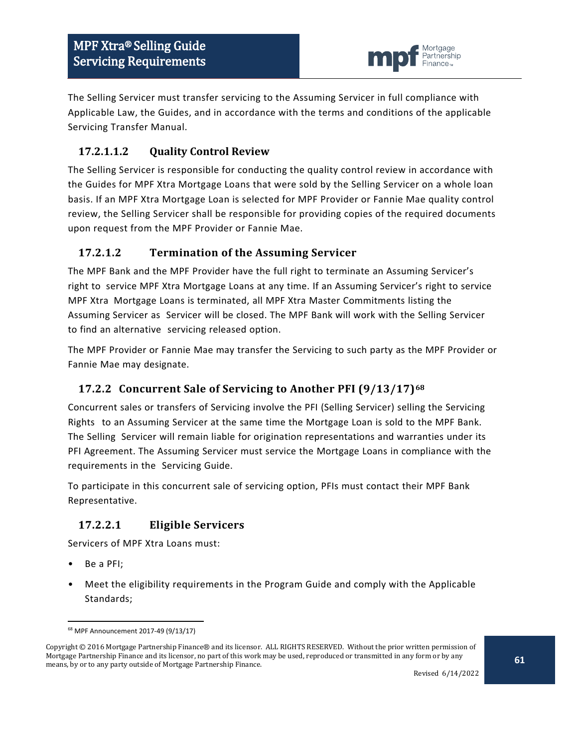The Selling Servicer must transfer servicing to the Assuming Servicer in full compliance with Applicable Law, the Guides, and in accordance with the terms and conditions of the applicable Servicing Transfer Manual.

##### 17.2.1.1.2 Quality Control Review

The Selling Servicer is responsible for conducting the quality control review in accordance with the Guides for MPF Xtra Mortgage Loans that were sold by the Selling Servicer on a whole loan basis. If an MPF Xtra Mortgage Loan is selected for MPF Provider or Fannie Mae quality control review, the Selling Servicer shall be responsible for providing copies of the required documents upon request from the MPF Provider or Fannie Mae.

#### 17.2.1.2 Termination of the Assuming Servicer

The MPF Bank and the MPF Provider have the full right to terminate an Assuming Servicer's right to service MPF Xtra Mortgage Loans at any time. If an Assuming Servicer's right to service MPF Xtra Mortgage Loans is terminated, all MPF Xtra Master Commitments listing the Assuming Servicer as Servicer will be closed. The MPF Bank will work with the Selling Servicer to find an alternative servicing released option.

The MPF Provider or Fannie Mae may transfer the Servicing to such party as the MPF Provider or Fannie Mae may designate.

### 17.2.2 Concurrent Sale of Servicing to Another PFI (9/13/17)[68]

Concurrent sales or transfers of Servicing involve the PFI (Selling Servicer) selling the Servicing Rights to an Assuming Servicer at the same time the Mortgage Loan is sold to the MPF Bank. The Selling Servicer will remain liable for origination representations and warranties under its PFI Agreement. The Assuming Servicer must service the Mortgage Loans in compliance with the requirements in the Servicing Guide.

To participate in this concurrent sale of servicing option, PFIs must contact their MPF Bank Representative.

#### 17.2.2.1 Eligible Servicers

Servicers of MPF Xtra Loans must:

- Be a PFI;
- Meet the eligibility requirements in the Program Guide and comply with the Applicable Standards;

[68] MPF Announcement 2017-49 (9/13/17)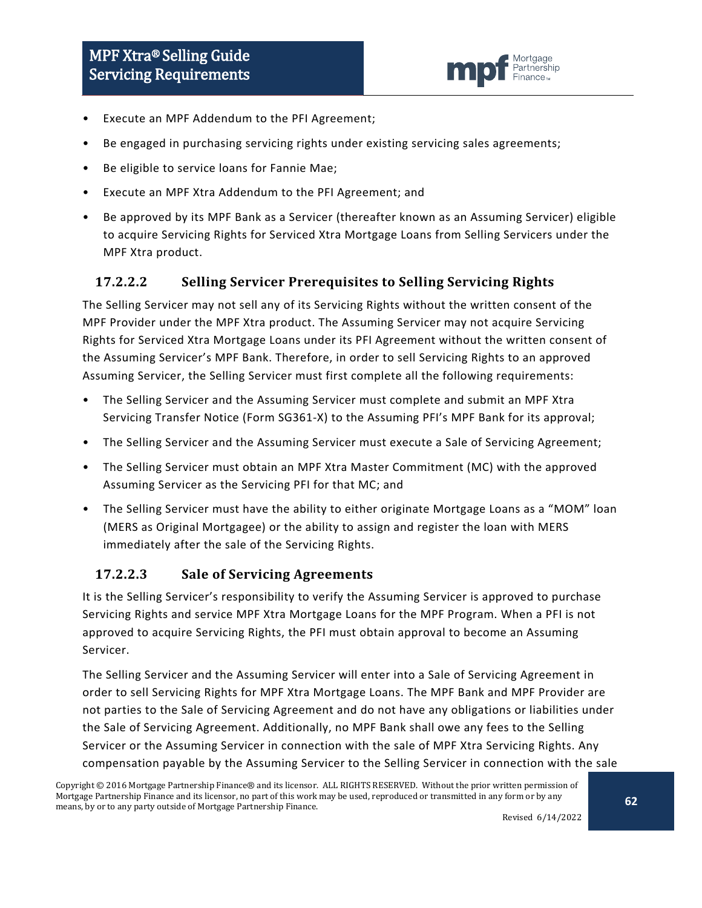- Execute an MPF Addendum to the PFI Agreement;
- Be engaged in purchasing servicing rights under existing servicing sales agreements;
- Be eligible to service loans for Fannie Mae;
- Execute an MPF Xtra Addendum to the PFI Agreement; and
- Be approved by its MPF Bank as a Servicer (thereafter known as an Assuming Servicer) eligible to acquire Servicing Rights for Serviced Xtra Mortgage Loans from Selling Servicers under the MPF Xtra product.

### 17.2.2.2 Selling Servicer Prerequisites to Selling Servicing Rights

The Selling Servicer may not sell any of its Servicing Rights without the written consent of the MPF Provider under the MPF Xtra product. The Assuming Servicer may not acquire Servicing Rights for Serviced Xtra Mortgage Loans under its PFI Agreement without the written consent of the Assuming Servicer's MPF Bank. Therefore, in order to sell Servicing Rights to an approved Assuming Servicer, the Selling Servicer must first complete all the following requirements:

- The Selling Servicer and the Assuming Servicer must complete and submit an MPF Xtra Servicing Transfer Notice (Form SG361-X) to the Assuming PFI's MPF Bank for its approval;
- The Selling Servicer and the Assuming Servicer must execute a Sale of Servicing Agreement;
- The Selling Servicer must obtain an MPF Xtra Master Commitment (MC) with the approved Assuming Servicer as the Servicing PFI for that MC; and
- The Selling Servicer must have the ability to either originate Mortgage Loans as a "MOM" loan (MERS as Original Mortgagee) or the ability to assign and register the loan with MERS immediately after the sale of the Servicing Rights.

### 17.2.2.3 Sale of Servicing Agreements

It is the Selling Servicer's responsibility to verify the Assuming Servicer is approved to purchase Servicing Rights and service MPF Xtra Mortgage Loans for the MPF Program. When a PFI is not approved to acquire Servicing Rights, the PFI must obtain approval to become an Assuming Servicer.

The Selling Servicer and the Assuming Servicer will enter into a Sale of Servicing Agreement in order to sell Servicing Rights for MPF Xtra Mortgage Loans. The MPF Bank and MPF Provider are not parties to the Sale of Servicing Agreement and do not have any obligations or liabilities under the Sale of Servicing Agreement. Additionally, no MPF Bank shall owe any fees to the Selling Servicer or the Assuming Servicer in connection with the sale of MPF Xtra Servicing Rights. Any compensation payable by the Assuming Servicer to the Selling Servicer in connection with the sale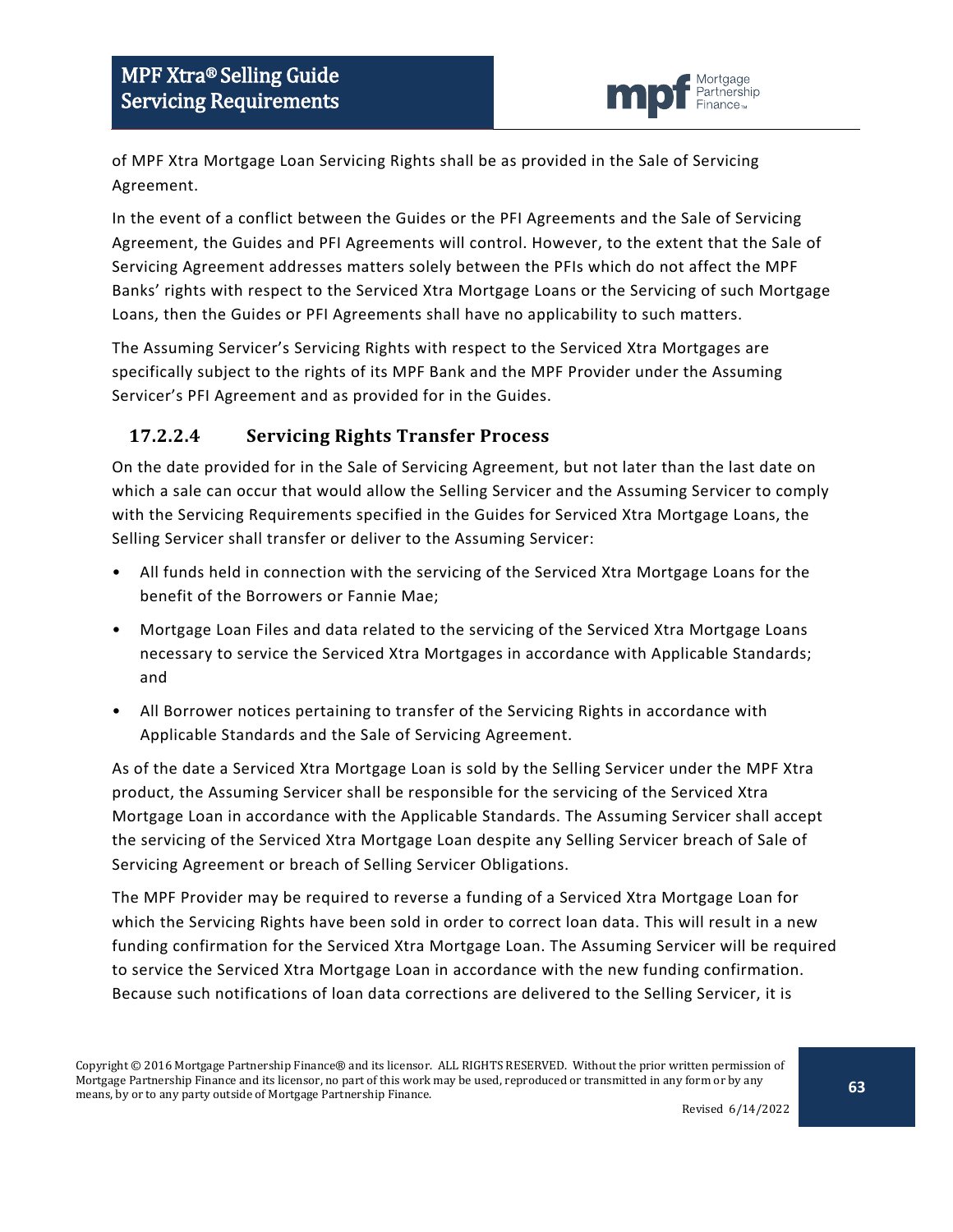of MPF Xtra Mortgage Loan Servicing Rights shall be as provided in the Sale of Servicing Agreement.

In the event of a conflict between the Guides or the PFI Agreements and the Sale of Servicing Agreement, the Guides and PFI Agreements will control. However, to the extent that the Sale of Servicing Agreement addresses matters solely between the PFIs which do not affect the MPF Banks' rights with respect to the Serviced Xtra Mortgage Loans or the Servicing of such Mortgage Loans, then the Guides or PFI Agreements shall have no applicability to such matters.

The Assuming Servicer's Servicing Rights with respect to the Serviced Xtra Mortgages are specifically subject to the rights of its MPF Bank and the MPF Provider under the Assuming Servicer's PFI Agreement and as provided for in the Guides.

### 17.2.2.4 Servicing Rights Transfer Process

On the date provided for in the Sale of Servicing Agreement, but not later than the last date on which a sale can occur that would allow the Selling Servicer and the Assuming Servicer to comply with the Servicing Requirements specified in the Guides for Serviced Xtra Mortgage Loans, the Selling Servicer shall transfer or deliver to the Assuming Servicer:

- All funds held in connection with the servicing of the Serviced Xtra Mortgage Loans for the benefit of the Borrowers or Fannie Mae;
- Mortgage Loan Files and data related to the servicing of the Serviced Xtra Mortgage Loans necessary to service the Serviced Xtra Mortgages in accordance with Applicable Standards; and
- All Borrower notices pertaining to transfer of the Servicing Rights in accordance with Applicable Standards and the Sale of Servicing Agreement.

As of the date a Serviced Xtra Mortgage Loan is sold by the Selling Servicer under the MPF Xtra product, the Assuming Servicer shall be responsible for the servicing of the Serviced Xtra Mortgage Loan in accordance with the Applicable Standards. The Assuming Servicer shall accept the servicing of the Serviced Xtra Mortgage Loan despite any Selling Servicer breach of Sale of Servicing Agreement or breach of Selling Servicer Obligations.

The MPF Provider may be required to reverse a funding of a Serviced Xtra Mortgage Loan for which the Servicing Rights have been sold in order to correct loan data. This will result in a new funding confirmation for the Serviced Xtra Mortgage Loan. The Assuming Servicer will be required to service the Serviced Xtra Mortgage Loan in accordance with the new funding confirmation. Because such notifications of loan data corrections are delivered to the Selling Servicer, it is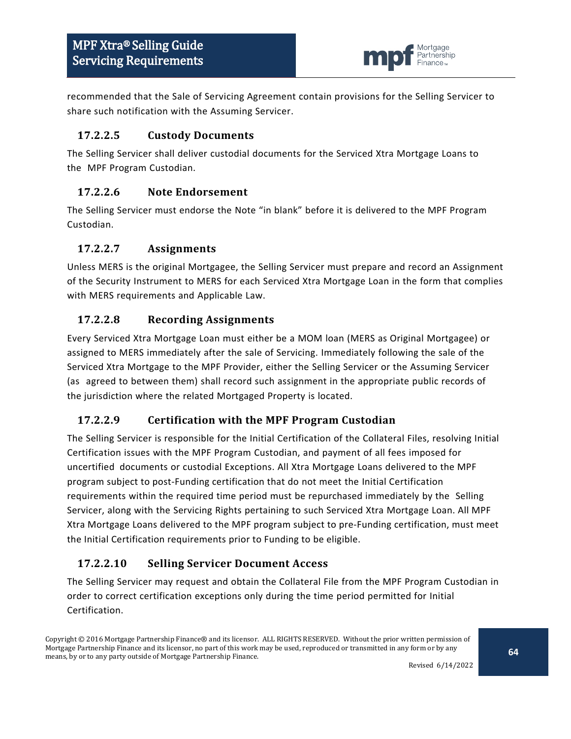recommended that the Sale of Servicing Agreement contain provisions for the Selling Servicer to share such notification with the Assuming Servicer.

### 17.2.2.5 Custody Documents

The Selling Servicer shall deliver custodial documents for the Serviced Xtra Mortgage Loans to the MPF Program Custodian.

### 17.2.2.6 Note Endorsement

The Selling Servicer must endorse the Note "in blank" before it is delivered to the MPF Program Custodian.

### 17.2.2.7 Assignments

Unless MERS is the original Mortgagee, the Selling Servicer must prepare and record an Assignment of the Security Instrument to MERS for each Serviced Xtra Mortgage Loan in the form that complies with MERS requirements and Applicable Law.

### 17.2.2.8 Recording Assignments

Every Serviced Xtra Mortgage Loan must either be a MOM loan (MERS as Original Mortgagee) or assigned to MERS immediately after the sale of Servicing. Immediately following the sale of the Serviced Xtra Mortgage to the MPF Provider, either the Selling Servicer or the Assuming Servicer (as agreed to between them) shall record such assignment in the appropriate public records of the jurisdiction where the related Mortgaged Property is located.

### 17.2.2.9 Certification with the MPF Program Custodian

The Selling Servicer is responsible for the Initial Certification of the Collateral Files, resolving Initial Certification issues with the MPF Program Custodian, and payment of all fees imposed for uncertified documents or custodial Exceptions. All Xtra Mortgage Loans delivered to the MPF program subject to post-Funding certification that do not meet the Initial Certification requirements within the required time period must be repurchased immediately by the Selling Servicer, along with the Servicing Rights pertaining to such Serviced Xtra Mortgage Loan. All MPF Xtra Mortgage Loans delivered to the MPF program subject to pre-Funding certification, must meet the Initial Certification requirements prior to Funding to be eligible.

### 17.2.2.10 Selling Servicer Document Access

The Selling Servicer may request and obtain the Collateral File from the MPF Program Custodian in order to correct certification exceptions only during the time period permitted for Initial Certification.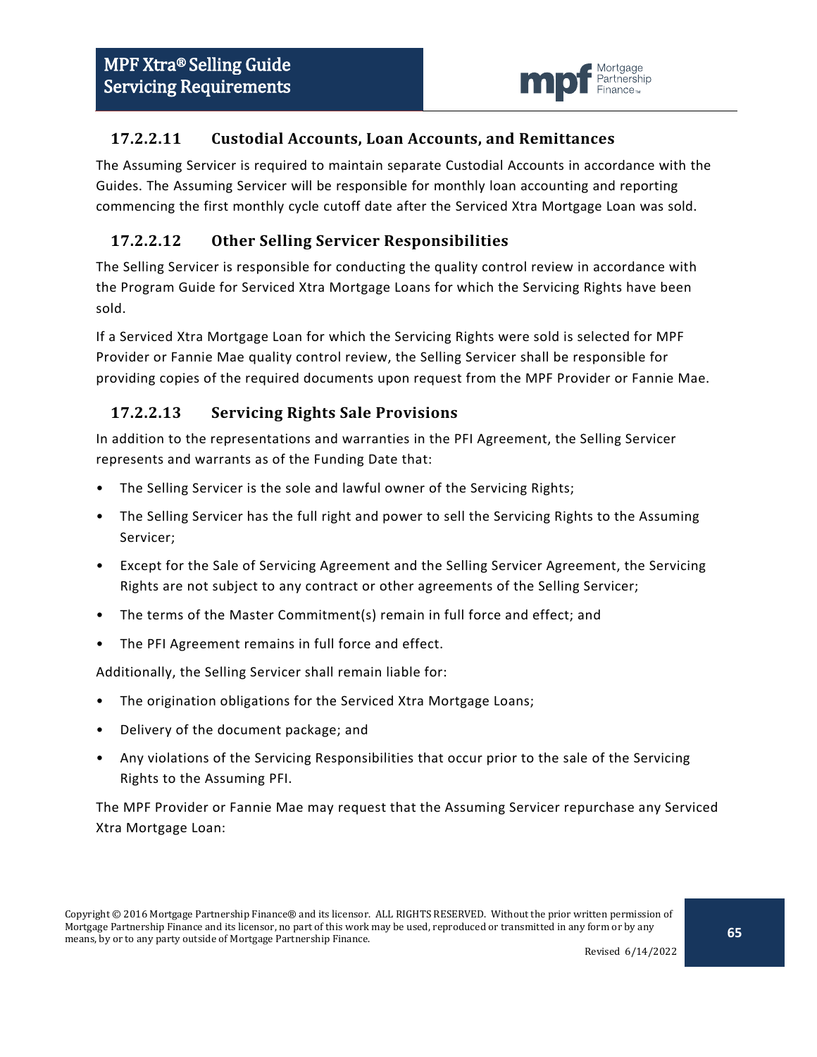### 17.2.2.11 Custodial Accounts, Loan Accounts, and Remittances

The Assuming Servicer is required to maintain separate Custodial Accounts in accordance with the Guides. The Assuming Servicer will be responsible for monthly loan accounting and reporting commencing the first monthly cycle cutoff date after the Serviced Xtra Mortgage Loan was sold.

### 17.2.2.12 Other Selling Servicer Responsibilities

The Selling Servicer is responsible for conducting the quality control review in accordance with the Program Guide for Serviced Xtra Mortgage Loans for which the Servicing Rights have been sold.

If a Serviced Xtra Mortgage Loan for which the Servicing Rights were sold is selected for MPF Provider or Fannie Mae quality control review, the Selling Servicer shall be responsible for providing copies of the required documents upon request from the MPF Provider or Fannie Mae.

### 17.2.2.13 Servicing Rights Sale Provisions

In addition to the representations and warranties in the PFI Agreement, the Selling Servicer represents and warrants as of the Funding Date that:

- The Selling Servicer is the sole and lawful owner of the Servicing Rights;
- The Selling Servicer has the full right and power to sell the Servicing Rights to the Assuming Servicer;
- Except for the Sale of Servicing Agreement and the Selling Servicer Agreement, the Servicing Rights are not subject to any contract or other agreements of the Selling Servicer;
- The terms of the Master Commitment(s) remain in full force and effect; and
- The PFI Agreement remains in full force and effect.

Additionally, the Selling Servicer shall remain liable for:

- The origination obligations for the Serviced Xtra Mortgage Loans;
- Delivery of the document package; and
- Any violations of the Servicing Responsibilities that occur prior to the sale of the Servicing Rights to the Assuming PFI.

The MPF Provider or Fannie Mae may request that the Assuming Servicer repurchase any Serviced Xtra Mortgage Loan: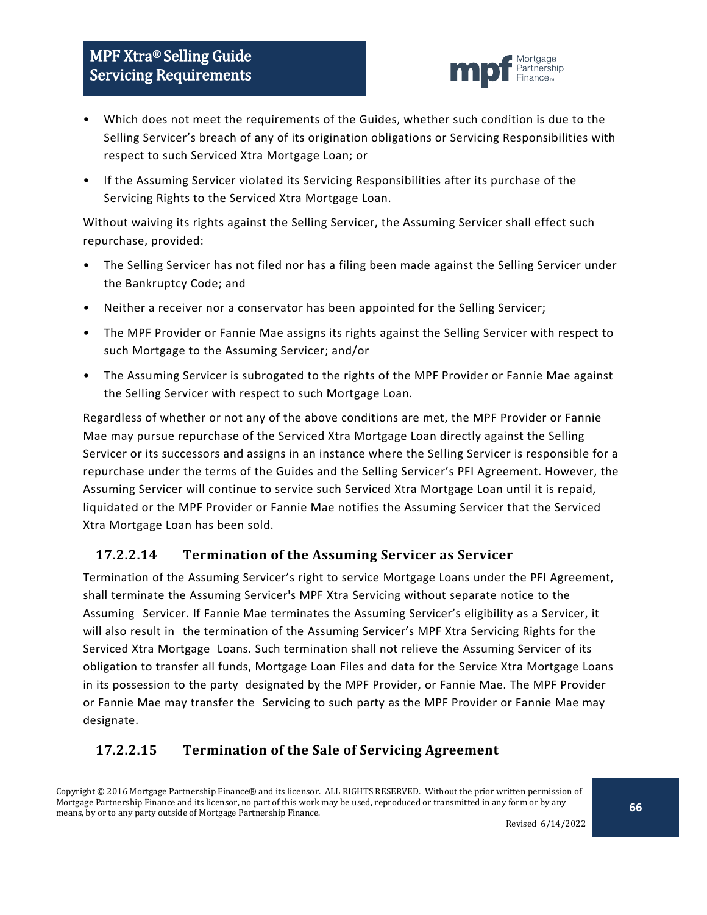- Which does not meet the requirements of the Guides, whether such condition is due to the Selling Servicer's breach of any of its origination obligations or Servicing Responsibilities with respect to such Serviced Xtra Mortgage Loan; or
- If the Assuming Servicer violated its Servicing Responsibilities after its purchase of the Servicing Rights to the Serviced Xtra Mortgage Loan.

Without waiving its rights against the Selling Servicer, the Assuming Servicer shall effect such repurchase, provided:

- The Selling Servicer has not filed nor has a filing been made against the Selling Servicer under the Bankruptcy Code; and
- Neither a receiver nor a conservator has been appointed for the Selling Servicer;
- The MPF Provider or Fannie Mae assigns its rights against the Selling Servicer with respect to such Mortgage to the Assuming Servicer; and/or
- The Assuming Servicer is subrogated to the rights of the MPF Provider or Fannie Mae against the Selling Servicer with respect to such Mortgage Loan.

Regardless of whether or not any of the above conditions are met, the MPF Provider or Fannie Mae may pursue repurchase of the Serviced Xtra Mortgage Loan directly against the Selling Servicer or its successors and assigns in an instance where the Selling Servicer is responsible for a repurchase under the terms of the Guides and the Selling Servicer's PFI Agreement. However, the Assuming Servicer will continue to service such Serviced Xtra Mortgage Loan until it is repaid, liquidated or the MPF Provider or Fannie Mae notifies the Assuming Servicer that the Serviced Xtra Mortgage Loan has been sold.

### 17.2.2.14 Termination of the Assuming Servicer as Servicer

Termination of the Assuming Servicer's right to service Mortgage Loans under the PFI Agreement, shall terminate the Assuming Servicer's MPF Xtra Servicing without separate notice to the Assuming Servicer. If Fannie Mae terminates the Assuming Servicer's eligibility as a Servicer, it will also result in the termination of the Assuming Servicer's MPF Xtra Servicing Rights for the Serviced Xtra Mortgage Loans. Such termination shall not relieve the Assuming Servicer of its obligation to transfer all funds, Mortgage Loan Files and data for the Service Xtra Mortgage Loans in its possession to the party designated by the MPF Provider, or Fannie Mae. The MPF Provider or Fannie Mae may transfer the Servicing to such party as the MPF Provider or Fannie Mae may designate.

### 17.2.2.15 Termination of the Sale of Servicing Agreement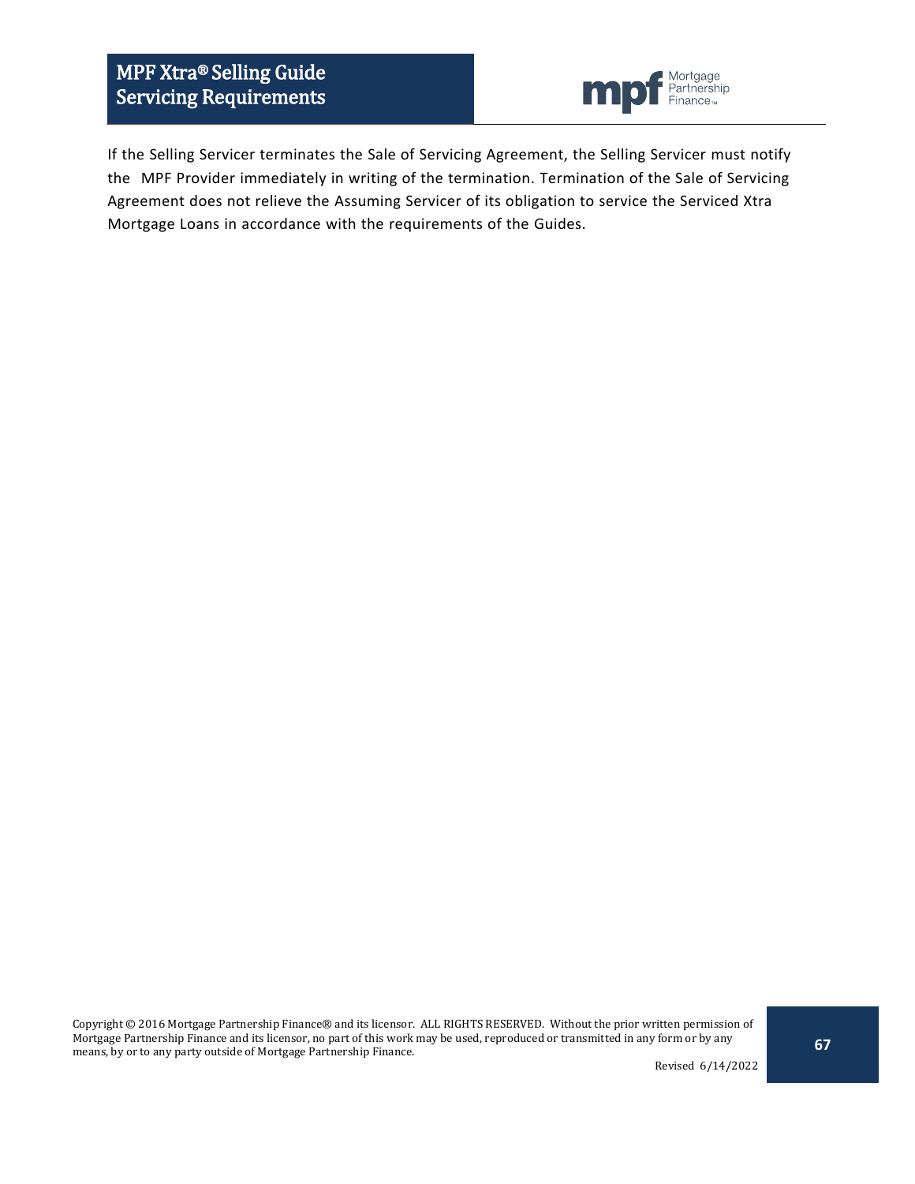If the Selling Servicer terminates the Sale of Servicing Agreement, the Selling Servicer must notify the MPF Provider immediately in writing of the termination. Termination of the Sale of Servicing Agreement does not relieve the Assuming Servicer of its obligation to service the Serviced Xtra Mortgage Loans in accordance with the requirements of the Guides.